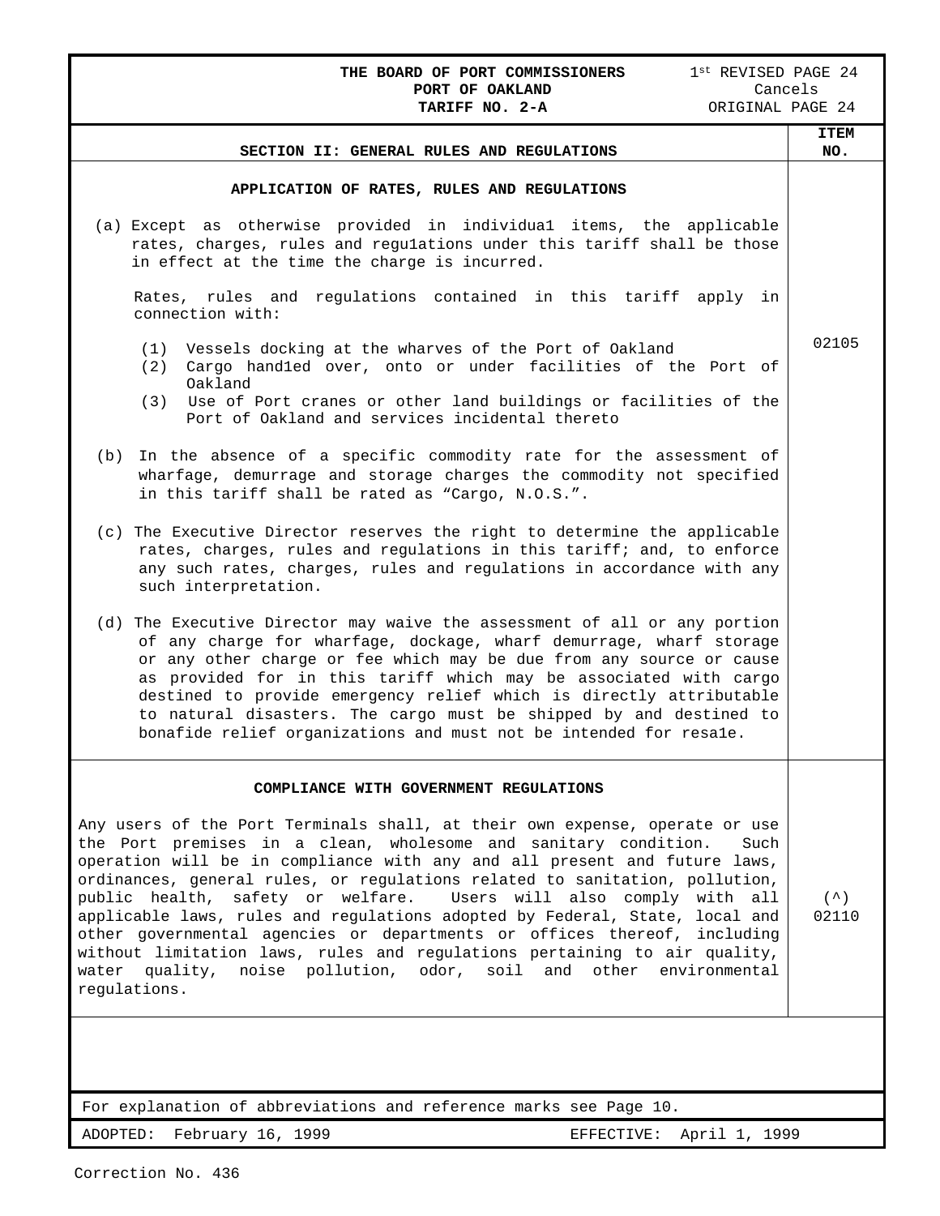THE BOARD OF PORT COMMISSIONERS
PORT OF OAKLAND
TARIFF NO. 2-A

1st REVISED PAGE 24
Cancels
ORIGINAL PAGE 24

## SECTION II: GENERAL RULES AND REGULATIONS

| SECTION II: GENERAL RULES AND REGULATIONS | ITEM NO. |
| --- | --- |
| **APPLICATION OF RATES, RULES AND REGULATIONS**<br><br>(a) Except as otherwise provided in individua1 items, the applicable rates, charges, rules and regu1ations under this tariff shall be those in effect at the time the charge is incurred.<br><br>Rates, rules and regulations contained in this tariff apply in connection with:<br><br>(1) Vessels docking at the wharves of the Port of Oakland<br>(2) Cargo hand1ed over, onto or under facilities of the Port of Oakland<br>(3) Use of Port cranes or other land buildings or facilities of the Port of Oakland and services incidental thereto<br><br>(b) In the absence of a specific commodity rate for the assessment of wharfage, demurrage and storage charges the commodity not specified in this tariff shall be rated as "Cargo, N.O.S.".<br><br>(c) The Executive Director reserves the right to determine the applicable rates, charges, rules and regulations in this tariff; and, to enforce any such rates, charges, rules and regulations in accordance with any such interpretation.<br><br>(d) The Executive Director may waive the assessment of all or any portion of any charge for wharfage, dockage, wharf demurrage, wharf storage or any other charge or fee which may be due from any source or cause as provided for in this tariff which may be associated with cargo destined to provide emergency relief which is directly attributable to natural disasters. The cargo must be shipped by and destined to bonafide relief organizations and must not be intended for resa1e. | 02105 |
| **COMPLIANCE WITH GOVERNMENT REGULATIONS**<br><br>Any users of the Port Terminals shall, at their own expense, operate or use the Port premises in a clean, wholesome and sanitary condition. Such operation will be in compliance with any and all present and future laws, ordinances, general rules, or regulations related to sanitation, pollution, public health, safety or welfare. Users will also comply with all applicable laws, rules and regulations adopted by Federal, State, local and other governmental agencies or departments or offices thereof, including without limitation laws, rules and regulations pertaining to air quality, water quality, noise pollution, odor, soil and other environmental regulations. | (^)<br>02110 |

For explanation of abbreviations and reference marks see Page 10.

ADOPTED: February 16, 1999 EFFECTIVE: April 1, 1999

Correction No. 436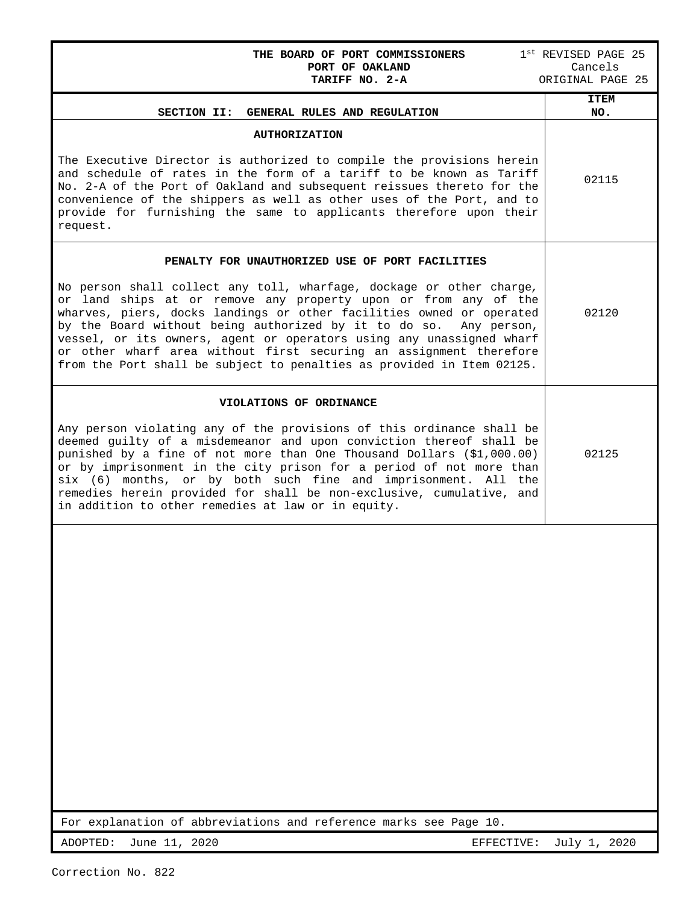**THE BOARD OF PORT COMMISSIONERS**
**PORT OF OAKLAND**
**TARIFF NO. 2-A**

1st REVISED PAGE 25
Cancels
ORIGINAL PAGE 25

| SECTION II: GENERAL RULES AND REGULATION | ITEM NO. |
|---|---|
| **AUTHORIZATION**<br><br>The Executive Director is authorized to compile the provisions herein and schedule of rates in the form of a tariff to be known as Tariff No. 2-A of the Port of Oakland and subsequent reissues thereto for the convenience of the shippers as well as other uses of the Port, and to provide for furnishing the same to applicants therefore upon their request. | 02115 |
| **PENALTY FOR UNAUTHORIZED USE OF PORT FACILITIES**<br><br>No person shall collect any toll, wharfage, dockage or other charge, or land ships at or remove any property upon or from any of the wharves, piers, docks landings or other facilities owned or operated by the Board without being authorized by it to do so. Any person, vessel, or its owners, agent or operators using any unassigned wharf or other wharf area without first securing an assignment therefore from the Port shall be subject to penalties as provided in Item 02125. | 02120 |
| **VIOLATIONS OF ORDINANCE**<br><br>Any person violating any of the provisions of this ordinance shall be deemed guilty of a misdemeanor and upon conviction thereof shall be punished by a fine of not more than One Thousand Dollars ($1,000.00) or by imprisonment in the city prison for a period of not more than six (6) months, or by both such fine and imprisonment. All the remedies herein provided for shall be non-exclusive, cumulative, and in addition to other remedies at law or in equity. | 02125 |

For explanation of abbreviations and reference marks see Page 10.

ADOPTED: June 11, 2020 EFFECTIVE: July 1, 2020

Correction No. 822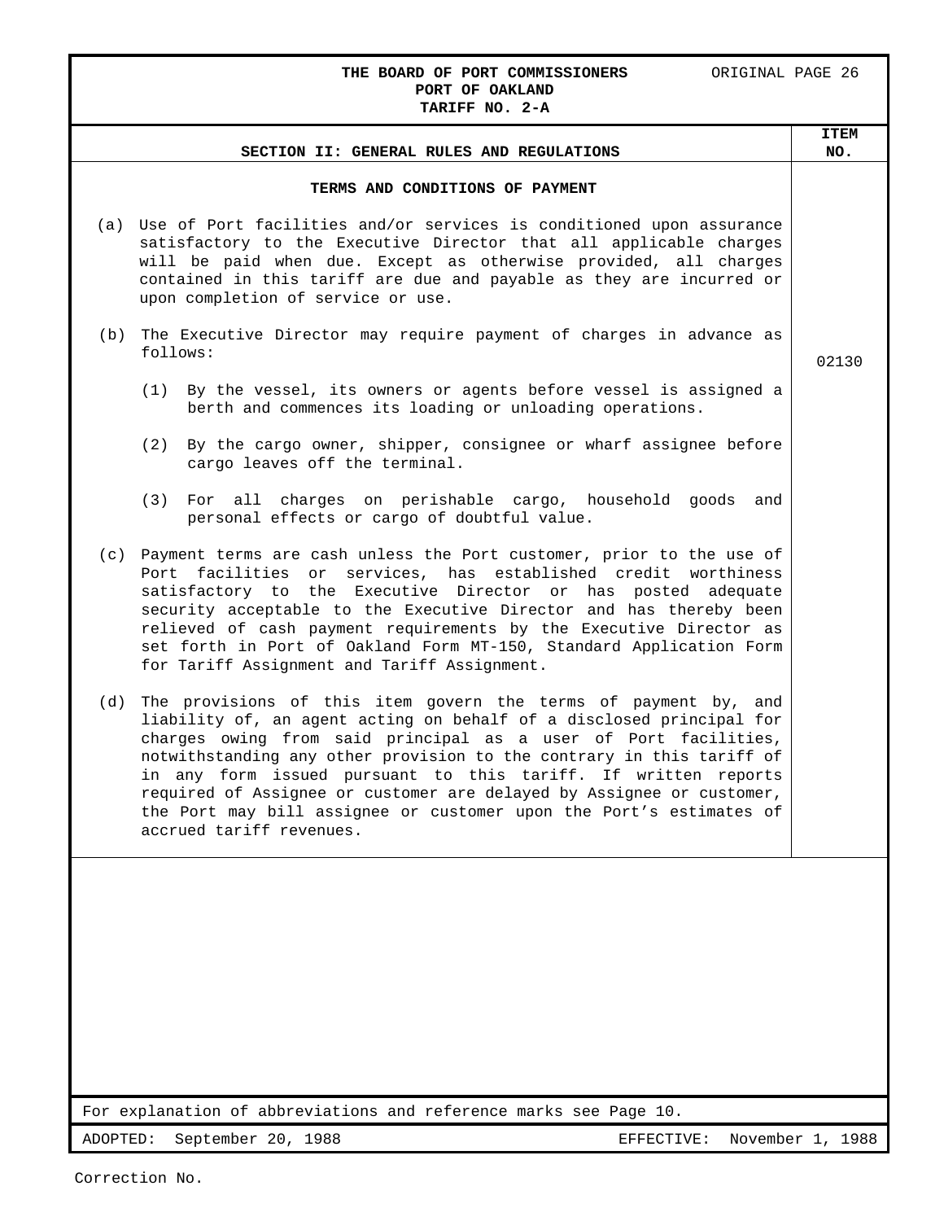## SECTION II: GENERAL RULES AND REGULATIONS

**ITEM NO. 02130**

### TERMS AND CONDITIONS OF PAYMENT

(a) Use of Port facilities and/or services is conditioned upon assurance satisfactory to the Executive Director that all applicable charges will be paid when due. Except as otherwise provided, all charges contained in this tariff are due and payable as they are incurred or upon completion of service or use.

(b) The Executive Director may require payment of charges in advance as follows:

(1) By the vessel, its owners or agents before vessel is assigned a berth and commences its loading or unloading operations.

(2) By the cargo owner, shipper, consignee or wharf assignee before cargo leaves off the terminal.

(3) For all charges on perishable cargo, household goods and personal effects or cargo of doubtful value.

(c) Payment terms are cash unless the Port customer, prior to the use of Port facilities or services, has established credit worthiness satisfactory to the Executive Director or has posted adequate security acceptable to the Executive Director and has thereby been relieved of cash payment requirements by the Executive Director as set forth in Port of Oakland Form MT-150, Standard Application Form for Tariff Assignment and Tariff Assignment.

(d) The provisions of this item govern the terms of payment by, and liability of, an agent acting on behalf of a disclosed principal for charges owing from said principal as a user of Port facilities, notwithstanding any other provision to the contrary in this tariff of in any form issued pursuant to this tariff. If written reports required of Assignee or customer are delayed by Assignee or customer, the Port may bill assignee or customer upon the Port's estimates of accrued tariff revenues.

For explanation of abbreviations and reference marks see Page 10.

ADOPTED: September 20, 1988 — EFFECTIVE: November 1, 1988

Correction No.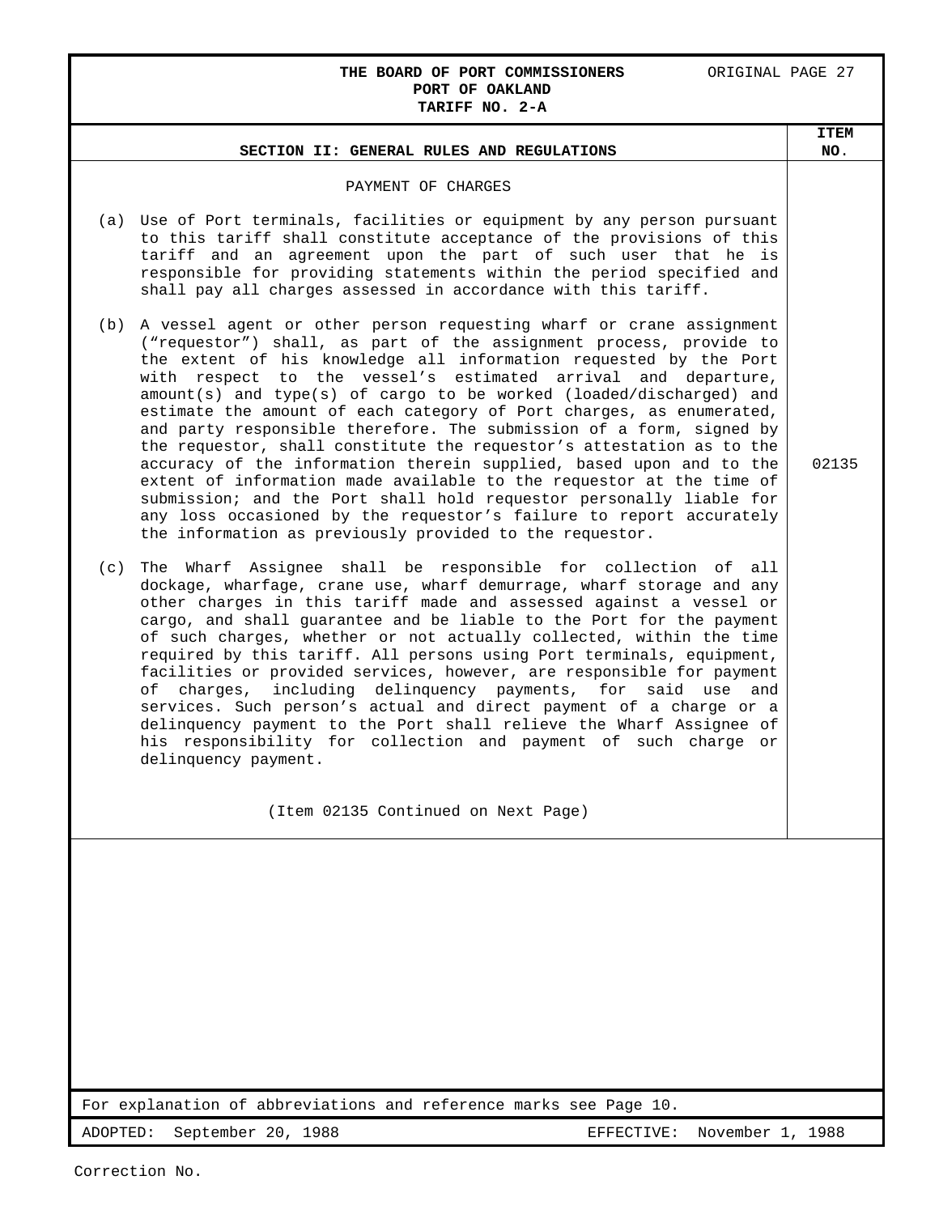**THE BOARD OF PORT COMMISSIONERS**
**PORT OF OAKLAND**
**TARIFF NO. 2-A**

ORIGINAL PAGE 27

## SECTION II: GENERAL RULES AND REGULATIONS

**ITEM NO.** 02135

PAYMENT OF CHARGES

(a) Use of Port terminals, facilities or equipment by any person pursuant to this tariff shall constitute acceptance of the provisions of this tariff and an agreement upon the part of such user that he is responsible for providing statements within the period specified and shall pay all charges assessed in accordance with this tariff.

(b) A vessel agent or other person requesting wharf or crane assignment ("requestor") shall, as part of the assignment process, provide to the extent of his knowledge all information requested by the Port with respect to the vessel's estimated arrival and departure, amount(s) and type(s) of cargo to be worked (loaded/discharged) and estimate the amount of each category of Port charges, as enumerated, and party responsible therefore. The submission of a form, signed by the requestor, shall constitute the requestor's attestation as to the accuracy of the information therein supplied, based upon and to the extent of information made available to the requestor at the time of submission; and the Port shall hold requestor personally liable for any loss occasioned by the requestor's failure to report accurately the information as previously provided to the requestor.

(c) The Wharf Assignee shall be responsible for collection of all dockage, wharfage, crane use, wharf demurrage, wharf storage and any other charges in this tariff made and assessed against a vessel or cargo, and shall guarantee and be liable to the Port for the payment of such charges, whether or not actually collected, within the time required by this tariff. All persons using Port terminals, equipment, facilities or provided services, however, are responsible for payment of charges, including delinquency payments, for said use and services. Such person's actual and direct payment of a charge or a delinquency payment to the Port shall relieve the Wharf Assignee of his responsibility for collection and payment of such charge or delinquency payment.

(Item 02135 Continued on Next Page)

For explanation of abbreviations and reference marks see Page 10.

ADOPTED: September 20, 1988 EFFECTIVE: November 1, 1988

Correction No.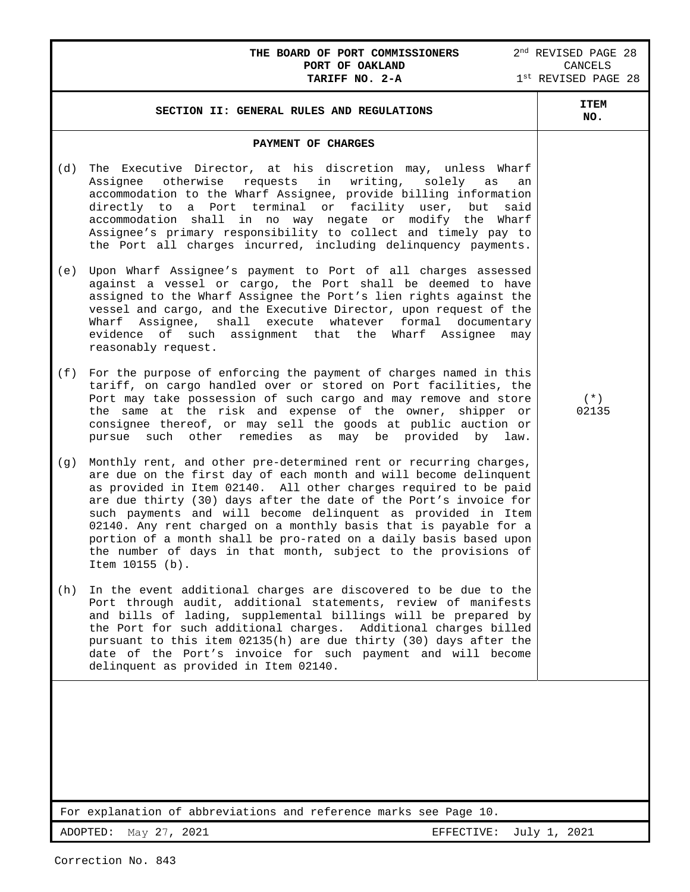THE BOARD OF PORT COMMISSIONERS
PORT OF OAKLAND
TARIFF NO. 2-A

2nd REVISED PAGE 28
CANCELS
1st REVISED PAGE 28

## SECTION II: GENERAL RULES AND REGULATIONS

ITEM NO.: (*) 02135

### PAYMENT OF CHARGES

(d) The Executive Director, at his discretion may, unless Wharf Assignee otherwise requests in writing, solely as an accommodation to the Wharf Assignee, provide billing information directly to a Port terminal or facility user, but said accommodation shall in no way negate or modify the Wharf Assignee's primary responsibility to collect and timely pay to the Port all charges incurred, including delinquency payments.

(e) Upon Wharf Assignee's payment to Port of all charges assessed against a vessel or cargo, the Port shall be deemed to have assigned to the Wharf Assignee the Port's lien rights against the vessel and cargo, and the Executive Director, upon request of the Wharf Assignee, shall execute whatever formal documentary evidence of such assignment that the Wharf Assignee may reasonably request.

(f) For the purpose of enforcing the payment of charges named in this tariff, on cargo handled over or stored on Port facilities, the Port may take possession of such cargo and may remove and store the same at the risk and expense of the owner, shipper or consignee thereof, or may sell the goods at public auction or pursue such other remedies as may be provided by law.

(g) Monthly rent, and other pre-determined rent or recurring charges, are due on the first day of each month and will become delinquent as provided in Item 02140. All other charges required to be paid are due thirty (30) days after the date of the Port's invoice for such payments and will become delinquent as provided in Item 02140. Any rent charged on a monthly basis that is payable for a portion of a month shall be pro-rated on a daily basis based upon the number of days in that month, subject to the provisions of Item 10155 (b).

(h) In the event additional charges are discovered to be due to the Port through audit, additional statements, review of manifests and bills of lading, supplemental billings will be prepared by the Port for such additional charges. Additional charges billed pursuant to this item 02135(h) are due thirty (30) days after the date of the Port's invoice for such payment and will become delinquent as provided in Item 02140.

For explanation of abbreviations and reference marks see Page 10.

ADOPTED: May 27, 2021    EFFECTIVE: July 1, 2021

Correction No. 843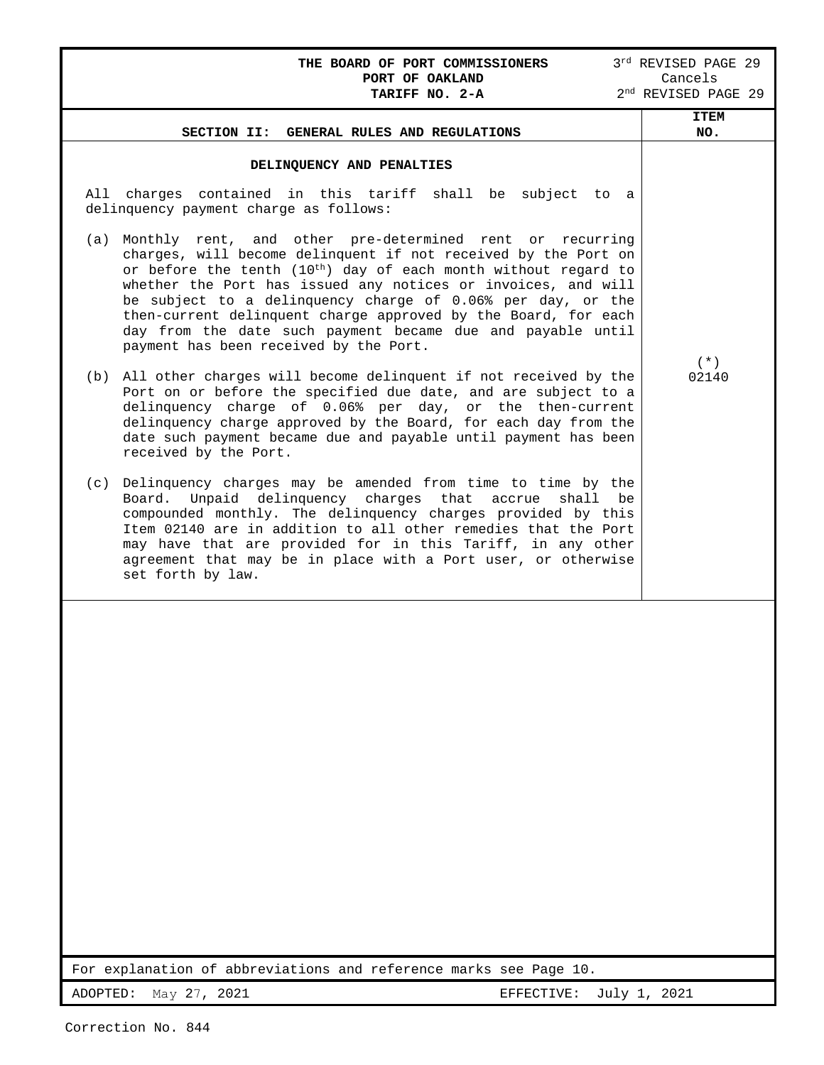THE BOARD OF PORT COMMISSIONERS
PORT OF OAKLAND
TARIFF NO. 2-A

3rd REVISED PAGE 29
Cancels
2nd REVISED PAGE 29

## SECTION II: GENERAL RULES AND REGULATIONS

ITEM NO. (*) 02140

### DELINQUENCY AND PENALTIES

All charges contained in this tariff shall be subject to a delinquency payment charge as follows:

(a) Monthly rent, and other pre-determined rent or recurring charges, will become delinquent if not received by the Port on or before the tenth (10th) day of each month without regard to whether the Port has issued any notices or invoices, and will be subject to a delinquency charge of 0.06% per day, or the then-current delinquent charge approved by the Board, for each day from the date such payment became due and payable until payment has been received by the Port.

(b) All other charges will become delinquent if not received by the Port on or before the specified due date, and are subject to a delinquency charge of 0.06% per day, or the then-current delinquency charge approved by the Board, for each day from the date such payment became due and payable until payment has been received by the Port.

(c) Delinquency charges may be amended from time to time by the Board. Unpaid delinquency charges that accrue shall be compounded monthly. The delinquency charges provided by this Item 02140 are in addition to all other remedies that the Port may have that are provided for in this Tariff, in any other agreement that may be in place with a Port user, or otherwise set forth by law.

For explanation of abbreviations and reference marks see Page 10.

ADOPTED: May 27, 2021 EFFECTIVE: July 1, 2021

Correction No. 844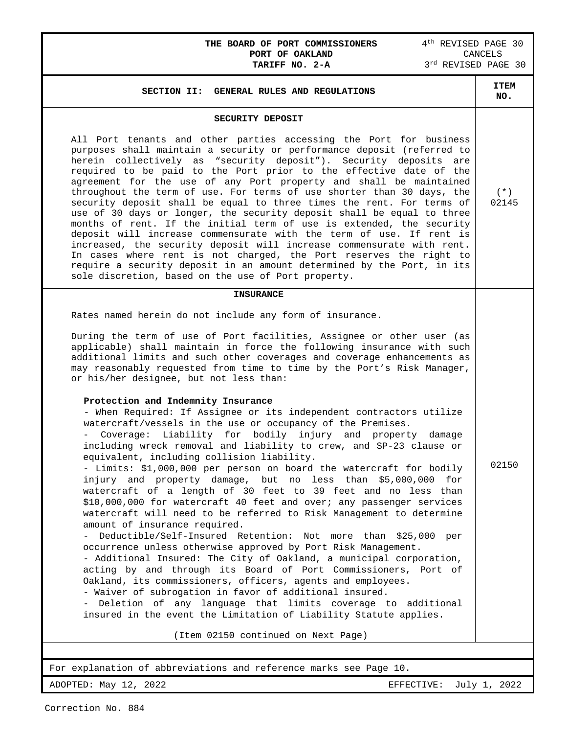**THE BOARD OF PORT COMMISSIONERS**
**PORT OF OAKLAND**
**TARIFF NO. 2-A**

4th REVISED PAGE 30
CANCELS
3rd REVISED PAGE 30

## SECTION II: GENERAL RULES AND REGULATIONS

**ITEM NO.**

### SECURITY DEPOSIT

(*) 02145

All Port tenants and other parties accessing the Port for business purposes shall maintain a security or performance deposit (referred to herein collectively as "security deposit"). Security deposits are required to be paid to the Port prior to the effective date of the agreement for the use of any Port property and shall be maintained throughout the term of use. For terms of use shorter than 30 days, the security deposit shall be equal to three times the rent. For terms of use of 30 days or longer, the security deposit shall be equal to three months of rent. If the initial term of use is extended, the security deposit will increase commensurate with the term of use. If rent is increased, the security deposit will increase commensurate with rent. In cases where rent is not charged, the Port reserves the right to require a security deposit in an amount determined by the Port, in its sole discretion, based on the use of Port property.

### INSURANCE

02150

Rates named herein do not include any form of insurance.

During the term of use of Port facilities, Assignee or other user (as applicable) shall maintain in force the following insurance with such additional limits and such other coverages and coverage enhancements as may reasonably requested from time to time by the Port's Risk Manager, or his/her designee, but not less than:

**Protection and Indemnity Insurance**

- When Required: If Assignee or its independent contractors utilize watercraft/vessels in the use or occupancy of the Premises.
- Coverage: Liability for bodily injury and property damage including wreck removal and liability to crew, and SP-23 clause or equivalent, including collision liability.
- Limits: $1,000,000 per person on board the watercraft for bodily injury and property damage, but no less than $5,000,000 for watercraft of a length of 30 feet to 39 feet and no less than $10,000,000 for watercraft 40 feet and over; any passenger services watercraft will need to be referred to Risk Management to determine amount of insurance required.
- Deductible/Self-Insured Retention: Not more than $25,000 per occurrence unless otherwise approved by Port Risk Management.
- Additional Insured: The City of Oakland, a municipal corporation, acting by and through its Board of Port Commissioners, Port of Oakland, its commissioners, officers, agents and employees.
- Waiver of subrogation in favor of additional insured.
- Deletion of any language that limits coverage to additional insured in the event the Limitation of Liability Statute applies.

(Item 02150 continued on Next Page)

For explanation of abbreviations and reference marks see Page 10.

ADOPTED: May 12, 2022 EFFECTIVE: July 1, 2022

Correction No. 884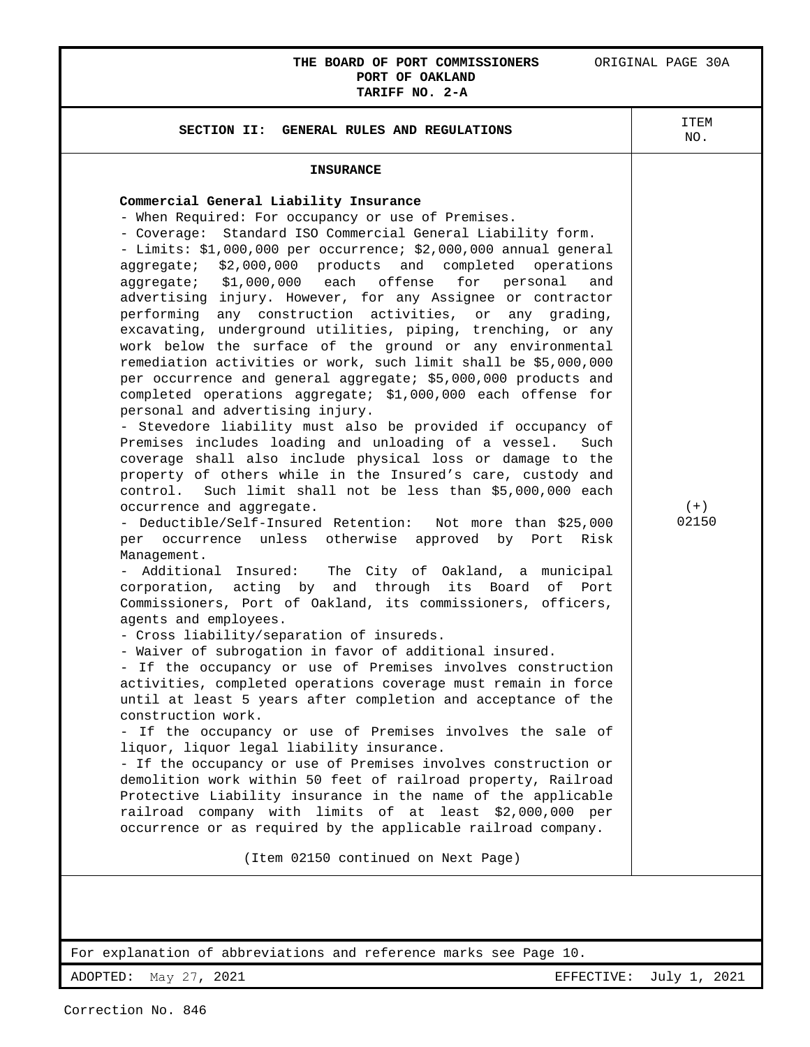**THE BOARD OF PORT COMMISSIONERS**
**PORT OF OAKLAND**
**TARIFF NO. 2-A**

ORIGINAL PAGE 30A

## SECTION II: GENERAL RULES AND REGULATIONS

ITEM NO.

### INSURANCE

**Commercial General Liability Insurance**

- When Required: For occupancy or use of Premises.
- Coverage: Standard ISO Commercial General Liability form.
- Limits: $1,000,000 per occurrence; $2,000,000 annual general aggregate; $2,000,000 products and completed operations aggregate; $1,000,000 each offense for personal and advertising injury. However, for any Assignee or contractor performing any construction activities, or any grading, excavating, underground utilities, piping, trenching, or any work below the surface of the ground or any environmental remediation activities or work, such limit shall be $5,000,000 per occurrence and general aggregate; $5,000,000 products and completed operations aggregate; $1,000,000 each offense for personal and advertising injury.
- Stevedore liability must also be provided if occupancy of Premises includes loading and unloading of a vessel. Such coverage shall also include physical loss or damage to the property of others while in the Insured's care, custody and control. Such limit shall not be less than $5,000,000 each occurrence and aggregate.
- Deductible/Self-Insured Retention: Not more than $25,000 per occurrence unless otherwise approved by Port Risk Management.
- Additional Insured: The City of Oakland, a municipal corporation, acting by and through its Board of Port Commissioners, Port of Oakland, its commissioners, officers, agents and employees.
- Cross liability/separation of insureds.
- Waiver of subrogation in favor of additional insured.
- If the occupancy or use of Premises involves construction activities, completed operations coverage must remain in force until at least 5 years after completion and acceptance of the construction work.
- If the occupancy or use of Premises involves the sale of liquor, liquor legal liability insurance.
- If the occupancy or use of Premises involves construction or demolition work within 50 feet of railroad property, Railroad Protective Liability insurance in the name of the applicable railroad company with limits of at least $2,000,000 per occurrence or as required by the applicable railroad company.

(+) 02150

(Item 02150 continued on Next Page)

For explanation of abbreviations and reference marks see Page 10.

ADOPTED: May 27, 2021 EFFECTIVE: July 1, 2021

Correction No. 846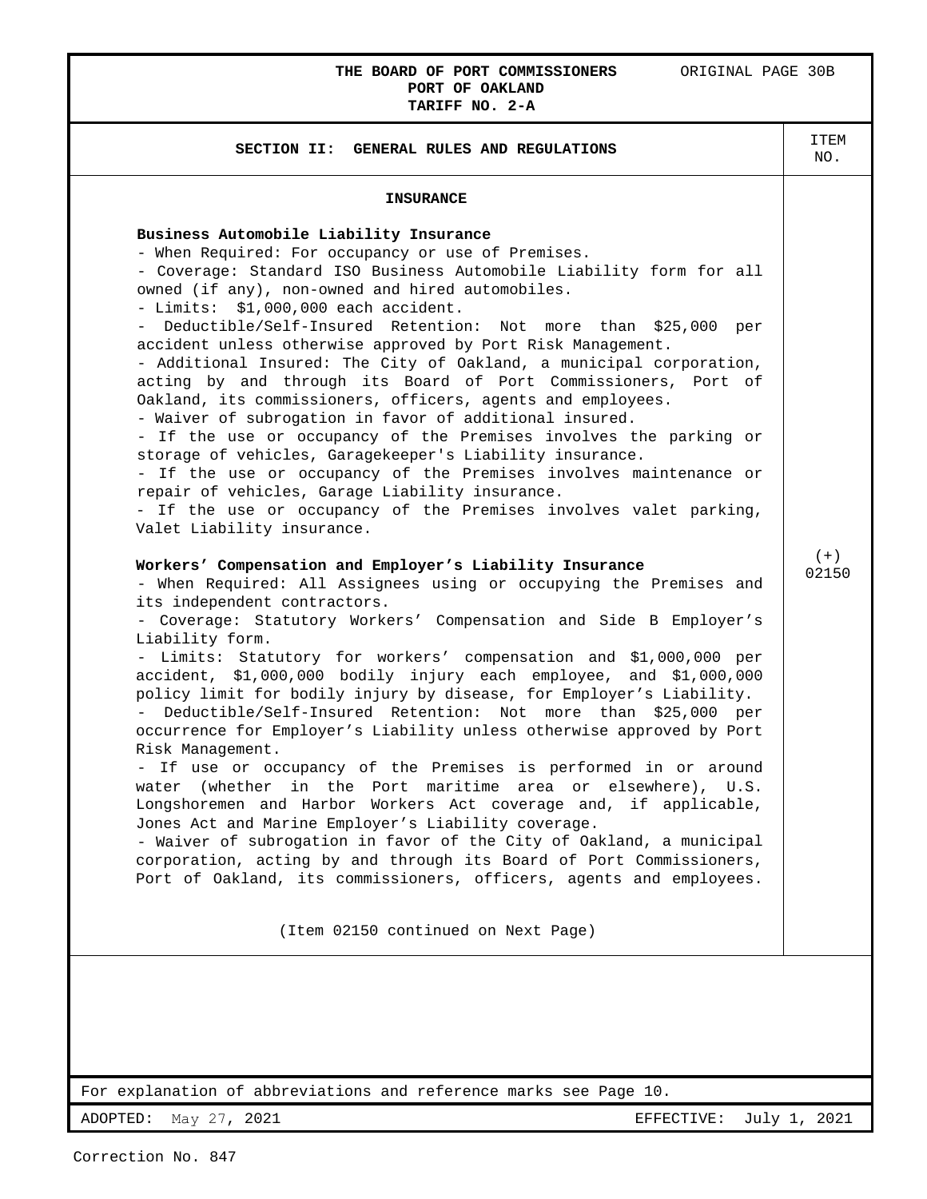## SECTION II: GENERAL RULES AND REGULATIONS

ITEM NO. (+) 02150

### INSURANCE

**Business Automobile Liability Insurance**

- When Required: For occupancy or use of Premises.
- Coverage: Standard ISO Business Automobile Liability form for all owned (if any), non-owned and hired automobiles.
- Limits: $1,000,000 each accident.
- Deductible/Self-Insured Retention: Not more than $25,000 per accident unless otherwise approved by Port Risk Management.
- Additional Insured: The City of Oakland, a municipal corporation, acting by and through its Board of Port Commissioners, Port of Oakland, its commissioners, officers, agents and employees.
- Waiver of subrogation in favor of additional insured.
- If the use or occupancy of the Premises involves the parking or storage of vehicles, Garagekeeper's Liability insurance.
- If the use or occupancy of the Premises involves maintenance or repair of vehicles, Garage Liability insurance.
- If the use or occupancy of the Premises involves valet parking, Valet Liability insurance.

**Workers' Compensation and Employer's Liability Insurance**

- When Required: All Assignees using or occupying the Premises and its independent contractors.
- Coverage: Statutory Workers' Compensation and Side B Employer's Liability form.
- Limits: Statutory for workers' compensation and $1,000,000 per accident, $1,000,000 bodily injury each employee, and $1,000,000 policy limit for bodily injury by disease, for Employer's Liability.
- Deductible/Self-Insured Retention: Not more than $25,000 per occurrence for Employer's Liability unless otherwise approved by Port Risk Management.
- If use or occupancy of the Premises is performed in or around water (whether in the Port maritime area or elsewhere), U.S. Longshoremen and Harbor Workers Act coverage and, if applicable, Jones Act and Marine Employer's Liability coverage.
- Waiver of subrogation in favor of the City of Oakland, a municipal corporation, acting by and through its Board of Port Commissioners, Port of Oakland, its commissioners, officers, agents and employees.

(Item 02150 continued on Next Page)

For explanation of abbreviations and reference marks see Page 10.

ADOPTED: May 27, 2021 EFFECTIVE: July 1, 2021

Correction No. 847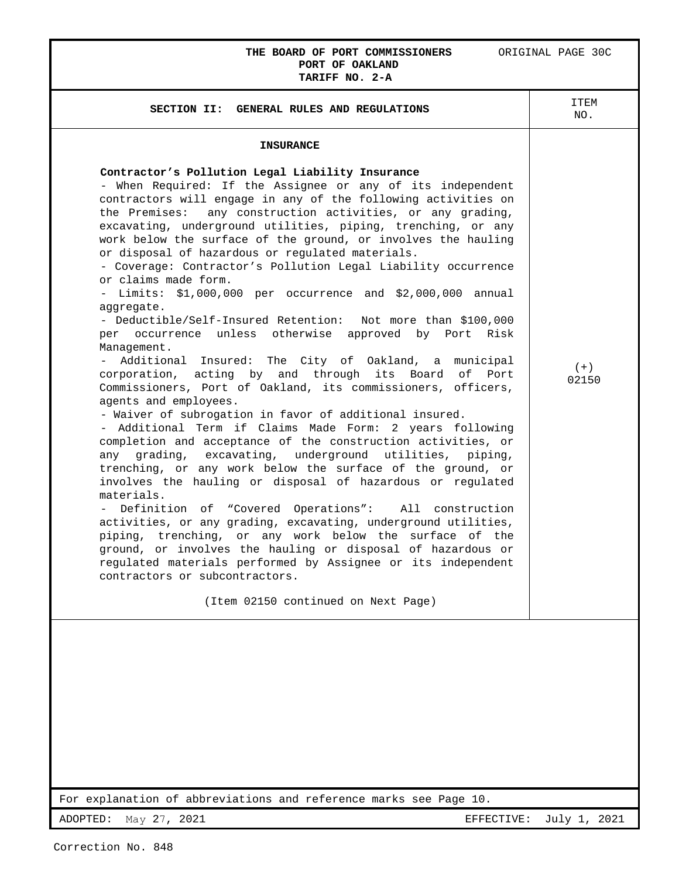THE BOARD OF PORT COMMISSIONERS
PORT OF OAKLAND
TARIFF NO. 2-A

ORIGINAL PAGE 30C

| SECTION II: GENERAL RULES AND REGULATIONS | ITEM NO. |
|---|---|
| **INSURANCE** | |
| **Contractor's Pollution Legal Liability Insurance**<br>- When Required: If the Assignee or any of its independent contractors will engage in any of the following activities on the Premises: any construction activities, or any grading, excavating, underground utilities, piping, trenching, or any work below the surface of the ground, or involves the hauling or disposal of hazardous or regulated materials.<br>- Coverage: Contractor's Pollution Legal Liability occurrence or claims made form.<br>- Limits: $1,000,000 per occurrence and $2,000,000 annual aggregate.<br>- Deductible/Self-Insured Retention: Not more than $100,000 per occurrence unless otherwise approved by Port Risk Management.<br>- Additional Insured: The City of Oakland, a municipal corporation, acting by and through its Board of Port Commissioners, Port of Oakland, its commissioners, officers, agents and employees.<br>- Waiver of subrogation in favor of additional insured.<br>- Additional Term if Claims Made Form: 2 years following completion and acceptance of the construction activities, or any grading, excavating, underground utilities, piping, trenching, or any work below the surface of the ground, or involves the hauling or disposal of hazardous or regulated materials.<br>- Definition of "Covered Operations": All construction activities, or any grading, excavating, underground utilities, piping, trenching, or any work below the surface of the ground, or involves the hauling or disposal of hazardous or regulated materials performed by Assignee or its independent contractors or subcontractors.<br><br>(Item 02150 continued on Next Page) | (+) 02150 |

For explanation of abbreviations and reference marks see Page 10.

ADOPTED: May 27, 2021 EFFECTIVE: July 1, 2021

Correction No. 848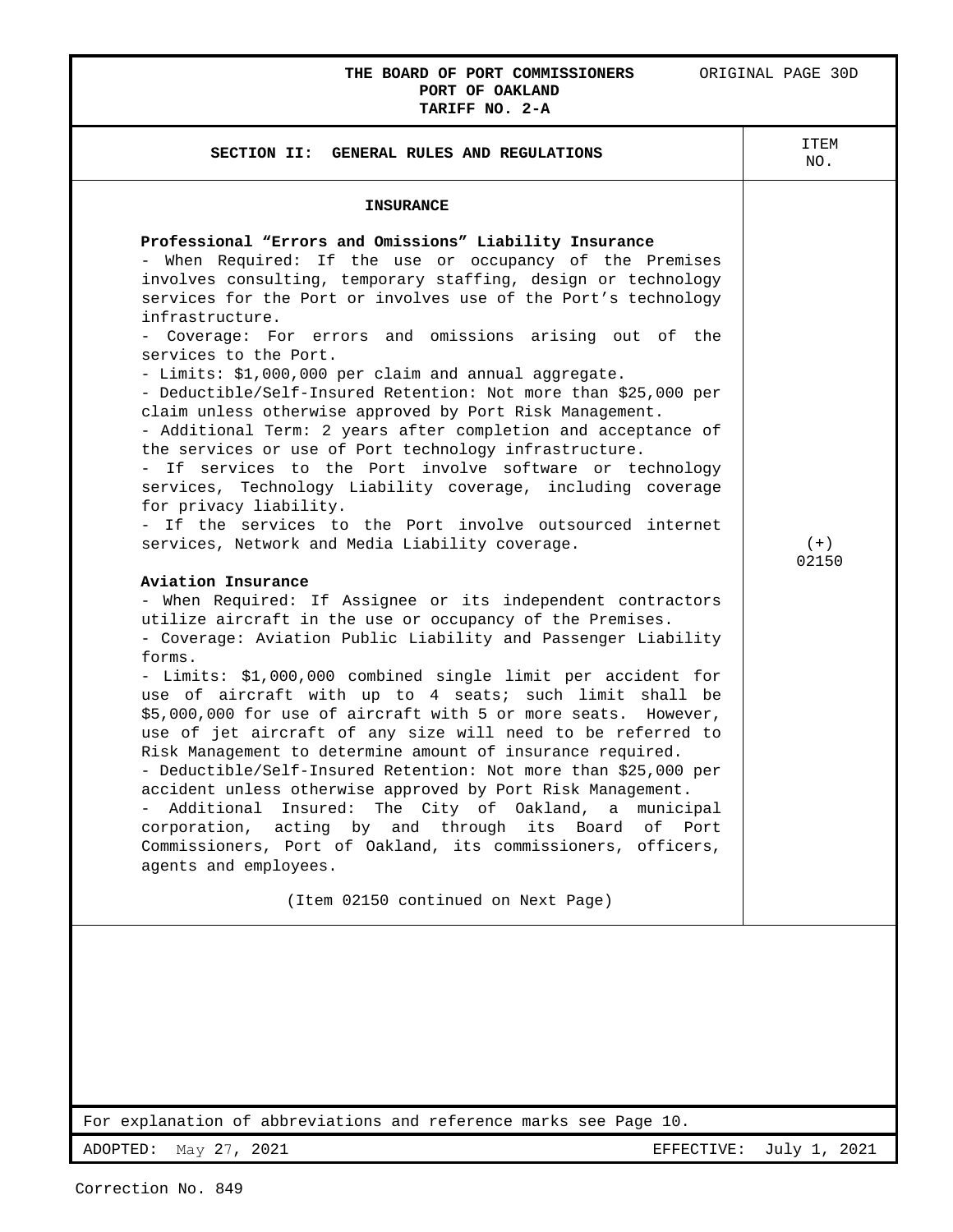THE BOARD OF PORT COMMISSIONERS
PORT OF OAKLAND
TARIFF NO. 2-A

ORIGINAL PAGE 30D

## SECTION II: GENERAL RULES AND REGULATIONS

ITEM NO. (+) 02150

### INSURANCE

**Professional "Errors and Omissions" Liability Insurance**

- When Required: If the use or occupancy of the Premises involves consulting, temporary staffing, design or technology services for the Port or involves use of the Port's technology infrastructure.
- Coverage: For errors and omissions arising out of the services to the Port.
- Limits: $1,000,000 per claim and annual aggregate.
- Deductible/Self-Insured Retention: Not more than $25,000 per claim unless otherwise approved by Port Risk Management.
- Additional Term: 2 years after completion and acceptance of the services or use of Port technology infrastructure.
- If services to the Port involve software or technology services, Technology Liability coverage, including coverage for privacy liability.
- If the services to the Port involve outsourced internet services, Network and Media Liability coverage.

**Aviation Insurance**

- When Required: If Assignee or its independent contractors utilize aircraft in the use or occupancy of the Premises.
- Coverage: Aviation Public Liability and Passenger Liability forms.
- Limits: $1,000,000 combined single limit per accident for use of aircraft with up to 4 seats; such limit shall be $5,000,000 for use of aircraft with 5 or more seats. However, use of jet aircraft of any size will need to be referred to Risk Management to determine amount of insurance required.
- Deductible/Self-Insured Retention: Not more than $25,000 per accident unless otherwise approved by Port Risk Management.
- Additional Insured: The City of Oakland, a municipal corporation, acting by and through its Board of Port Commissioners, Port of Oakland, its commissioners, officers, agents and employees.

(Item 02150 continued on Next Page)

For explanation of abbreviations and reference marks see Page 10.

ADOPTED: May 27, 2021 EFFECTIVE: July 1, 2021

Correction No. 849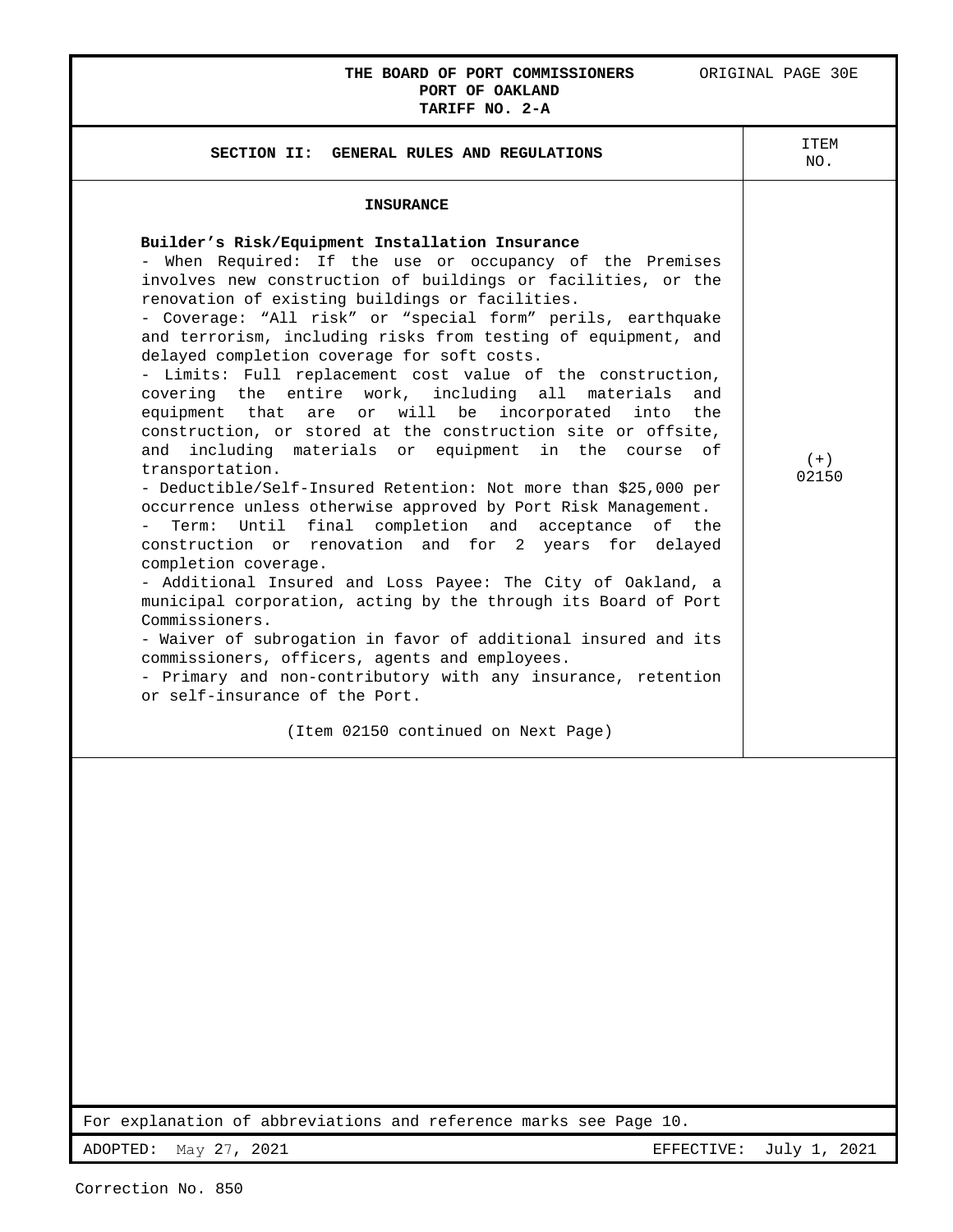THE BOARD OF PORT COMMISSIONERS
PORT OF OAKLAND
TARIFF NO. 2-A

ORIGINAL PAGE 30E

| SECTION II: GENERAL RULES AND REGULATIONS | ITEM NO. |
|---|---|
| **INSURANCE**<br><br>**Builder's Risk/Equipment Installation Insurance**<br>- When Required: If the use or occupancy of the Premises involves new construction of buildings or facilities, or the renovation of existing buildings or facilities.<br>- Coverage: "All risk" or "special form" perils, earthquake and terrorism, including risks from testing of equipment, and delayed completion coverage for soft costs.<br>- Limits: Full replacement cost value of the construction, covering the entire work, including all materials and equipment that are or will be incorporated into the construction, or stored at the construction site or offsite, and including materials or equipment in the course of transportation.<br>- Deductible/Self-Insured Retention: Not more than $25,000 per occurrence unless otherwise approved by Port Risk Management.<br>- Term: Until final completion and acceptance of the construction or renovation and for 2 years for delayed completion coverage.<br>- Additional Insured and Loss Payee: The City of Oakland, a municipal corporation, acting by the through its Board of Port Commissioners.<br>- Waiver of subrogation in favor of additional insured and its commissioners, officers, agents and employees.<br>- Primary and non-contributory with any insurance, retention or self-insurance of the Port.<br><br>(Item 02150 continued on Next Page) | (+) 02150 |

For explanation of abbreviations and reference marks see Page 10.

ADOPTED: May 27, 2021 EFFECTIVE: July 1, 2021

Correction No. 850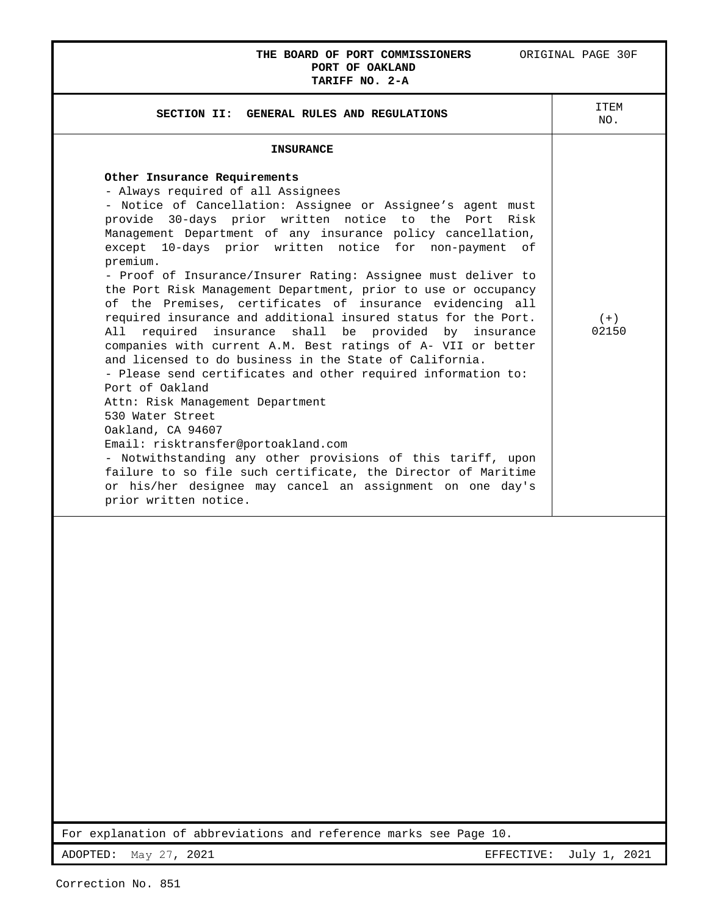**THE BOARD OF PORT COMMISSIONERS**
**PORT OF OAKLAND**
**TARIFF NO. 2-A**

ORIGINAL PAGE 30F

| **SECTION II: GENERAL RULES AND REGULATIONS** | ITEM NO. |
|---|---|
| **INSURANCE**<br><br>**Other Insurance Requirements**<br>- Always required of all Assignees<br>- Notice of Cancellation: Assignee or Assignee's agent must provide 30-days prior written notice to the Port Risk Management Department of any insurance policy cancellation, except 10-days prior written notice for non-payment of premium.<br>- Proof of Insurance/Insurer Rating: Assignee must deliver to the Port Risk Management Department, prior to use or occupancy of the Premises, certificates of insurance evidencing all required insurance and additional insured status for the Port. All required insurance shall be provided by insurance companies with current A.M. Best ratings of A- VII or better and licensed to do business in the State of California.<br>- Please send certificates and other required information to:<br>Port of Oakland<br>Attn: Risk Management Department<br>530 Water Street<br>Oakland, CA 94607<br>Email: risktransfer@portoakland.com<br>- Notwithstanding any other provisions of this tariff, upon failure to so file such certificate, the Director of Maritime or his/her designee may cancel an assignment on one day's prior written notice. | (+)<br>02150 |

For explanation of abbreviations and reference marks see Page 10.

ADOPTED: May 27, 2021 EFFECTIVE: July 1, 2021

Correction No. 851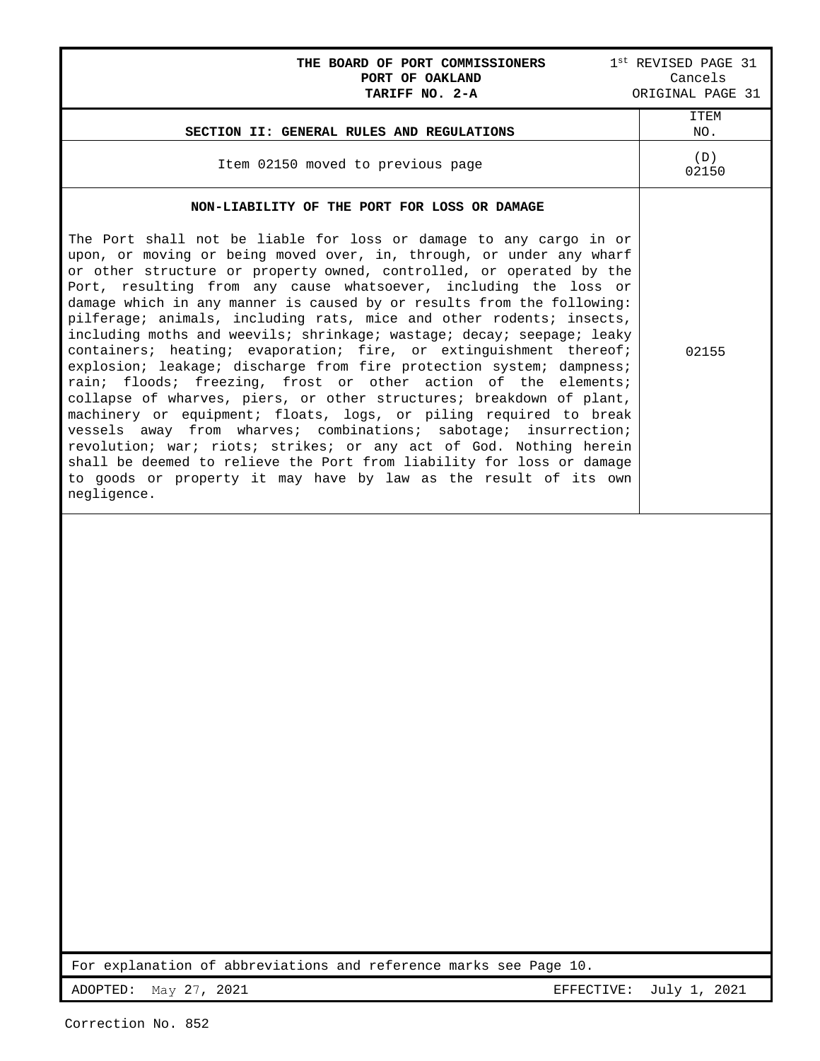**THE BOARD OF PORT COMMISSIONERS**
**PORT OF OAKLAND**
**TARIFF NO. 2-A**

1st REVISED PAGE 31
Cancels
ORIGINAL PAGE 31

| SECTION II: GENERAL RULES AND REGULATIONS | ITEM NO. |
|---|---|
| Item 02150 moved to previous page | (D) 02150 |
| **NON-LIABILITY OF THE PORT FOR LOSS OR DAMAGE**<br><br>The Port shall not be liable for loss or damage to any cargo in or upon, or moving or being moved over, in, through, or under any wharf or other structure or property owned, controlled, or operated by the Port, resulting from any cause whatsoever, including the loss or damage which in any manner is caused by or results from the following: pilferage; animals, including rats, mice and other rodents; insects, including moths and weevils; shrinkage; wastage; decay; seepage; leaky containers; heating; evaporation; fire, or extinguishment thereof; explosion; leakage; discharge from fire protection system; dampness; rain; floods; freezing, frost or other action of the elements; collapse of wharves, piers, or other structures; breakdown of plant, machinery or equipment; floats, logs, or piling required to break vessels away from wharves; combinations; sabotage; insurrection; revolution; war; riots; strikes; or any act of God. Nothing herein shall be deemed to relieve the Port from liability for loss or damage to goods or property it may have by law as the result of its own negligence. | 02155 |

For explanation of abbreviations and reference marks see Page 10.

ADOPTED: May 27, 2021 EFFECTIVE: July 1, 2021

Correction No. 852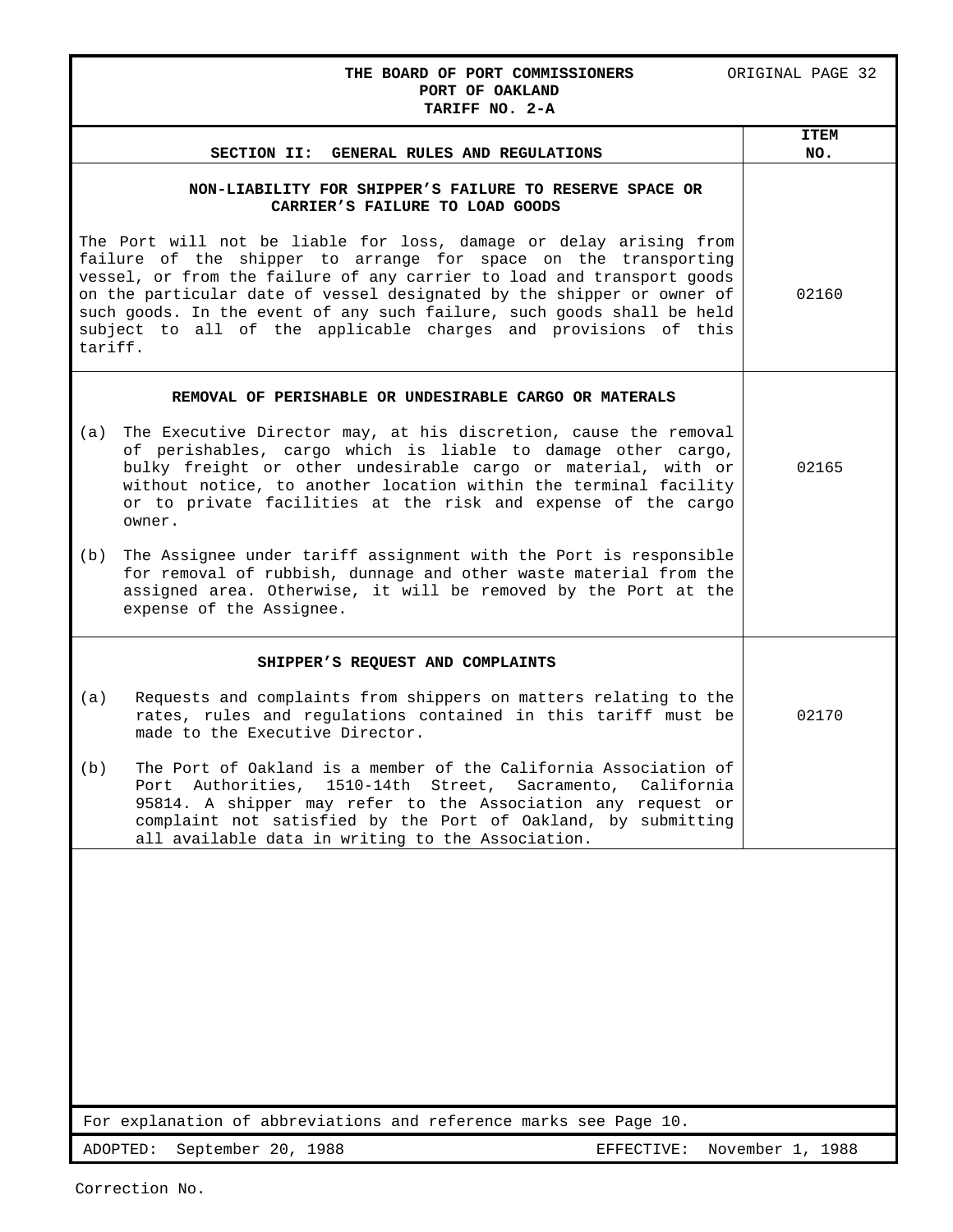**THE BOARD OF PORT COMMISSIONERS**
**PORT OF OAKLAND**
**TARIFF NO. 2-A**

ORIGINAL PAGE 32

## SECTION II: GENERAL RULES AND REGULATIONS

| SECTION II: GENERAL RULES AND REGULATIONS | ITEM NO. |
|---|---|
| **NON-LIABILITY FOR SHIPPER'S FAILURE TO RESERVE SPACE OR CARRIER'S FAILURE TO LOAD GOODS**<br><br>The Port will not be liable for loss, damage or delay arising from failure of the shipper to arrange for space on the transporting vessel, or from the failure of any carrier to load and transport goods on the particular date of vessel designated by the shipper or owner of such goods. In the event of any such failure, such goods shall be held subject to all of the applicable charges and provisions of this tariff. | 02160 |
| **REMOVAL OF PERISHABLE OR UNDESIRABLE CARGO OR MATERALS**<br><br>(a) The Executive Director may, at his discretion, cause the removal of perishables, cargo which is liable to damage other cargo, bulky freight or other undesirable cargo or material, with or without notice, to another location within the terminal facility or to private facilities at the risk and expense of the cargo owner.<br><br>(b) The Assignee under tariff assignment with the Port is responsible for removal of rubbish, dunnage and other waste material from the assigned area. Otherwise, it will be removed by the Port at the expense of the Assignee. | 02165 |
| **SHIPPER'S REQUEST AND COMPLAINTS**<br><br>(a) Requests and complaints from shippers on matters relating to the rates, rules and regulations contained in this tariff must be made to the Executive Director.<br><br>(b) The Port of Oakland is a member of the California Association of Port Authorities, 1510-14th Street, Sacramento, California 95814. A shipper may refer to the Association any request or complaint not satisfied by the Port of Oakland, by submitting all available data in writing to the Association. | 02170 |

For explanation of abbreviations and reference marks see Page 10.

ADOPTED: September 20, 1988 EFFECTIVE: November 1, 1988

Correction No.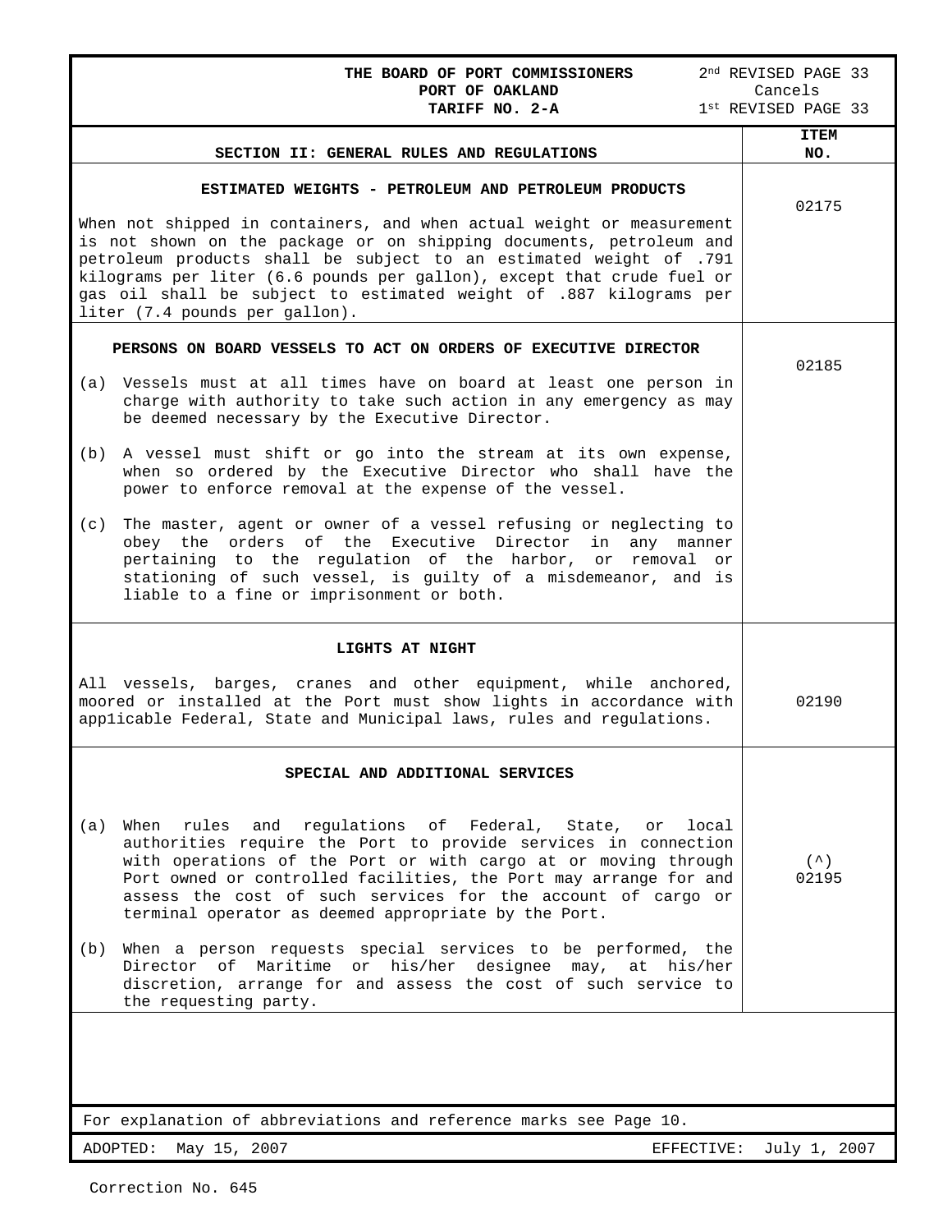**THE BOARD OF PORT COMMISSIONERS**
**PORT OF OAKLAND**
**TARIFF NO. 2-A**

2nd REVISED PAGE 33
Cancels
1st REVISED PAGE 33

| SECTION II: GENERAL RULES AND REGULATIONS | ITEM NO. |
|---|---|
| **ESTIMATED WEIGHTS - PETROLEUM AND PETROLEUM PRODUCTS**<br><br>When not shipped in containers, and when actual weight or measurement is not shown on the package or on shipping documents, petroleum and petroleum products shall be subject to an estimated weight of .791 kilograms per liter (6.6 pounds per gallon), except that crude fuel or gas oil shall be subject to estimated weight of .887 kilograms per liter (7.4 pounds per gallon). | 02175 |
| **PERSONS ON BOARD VESSELS TO ACT ON ORDERS OF EXECUTIVE DIRECTOR**<br><br>(a) Vessels must at all times have on board at least one person in charge with authority to take such action in any emergency as may be deemed necessary by the Executive Director.<br><br>(b) A vessel must shift or go into the stream at its own expense, when so ordered by the Executive Director who shall have the power to enforce removal at the expense of the vessel.<br><br>(c) The master, agent or owner of a vessel refusing or neglecting to obey the orders of the Executive Director in any manner pertaining to the regulation of the harbor, or removal or stationing of such vessel, is guilty of a misdemeanor, and is liable to a fine or imprisonment or both. | 02185 |
| **LIGHTS AT NIGHT**<br><br>All vessels, barges, cranes and other equipment, while anchored, moored or installed at the Port must show lights in accordance with applicable Federal, State and Municipal laws, rules and regulations. | 02190 |
| **SPECIAL AND ADDITIONAL SERVICES**<br><br>(a) When rules and regulations of Federal, State, or local authorities require the Port to provide services in connection with operations of the Port or with cargo at or moving through Port owned or controlled facilities, the Port may arrange for and assess the cost of such services for the account of cargo or terminal operator as deemed appropriate by the Port.<br><br>(b) When a person requests special services to be performed, the Director of Maritime or his/her designee may, at his/her discretion, arrange for and assess the cost of such service to the requesting party. | (^)<br>02195 |

For explanation of abbreviations and reference marks see Page 10.

ADOPTED: May 15, 2007 EFFECTIVE: July 1, 2007

Correction No. 645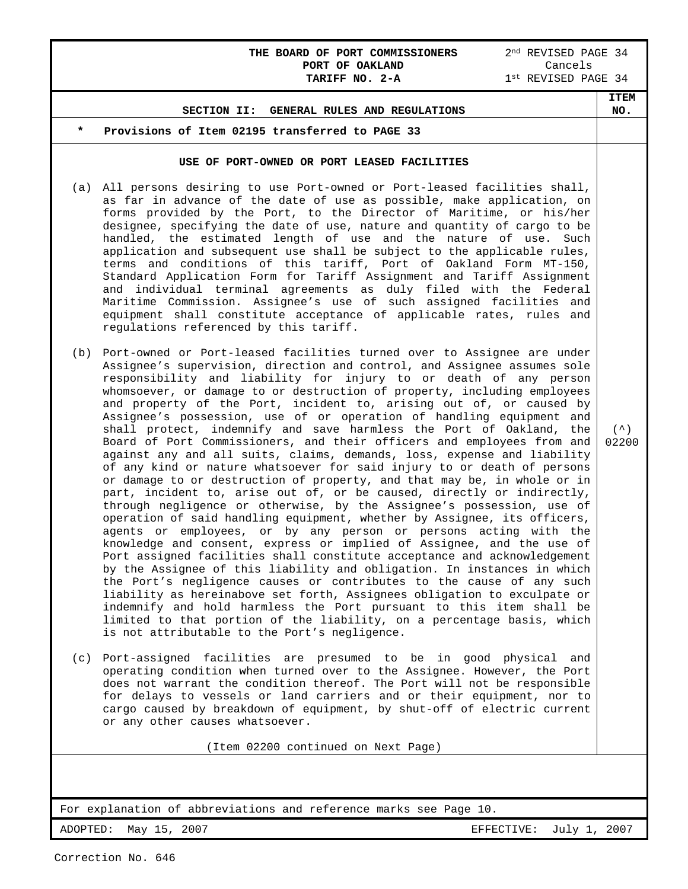THE BOARD OF PORT COMMISSIONERS
PORT OF OAKLAND
TARIFF NO. 2-A

2nd REVISED PAGE 34
Cancels
1st REVISED PAGE 34

## SECTION II: GENERAL RULES AND REGULATIONS

ITEM NO.

\* **Provisions of Item 02195 transferred to PAGE 33**

### USE OF PORT-OWNED OR PORT LEASED FACILITIES

(^) 02200

(a) All persons desiring to use Port-owned or Port-leased facilities shall, as far in advance of the date of use as possible, make application, on forms provided by the Port, to the Director of Maritime, or his/her designee, specifying the date of use, nature and quantity of cargo to be handled, the estimated length of use and the nature of use. Such application and subsequent use shall be subject to the applicable rules, terms and conditions of this tariff, Port of Oakland Form MT-150, Standard Application Form for Tariff Assignment and Tariff Assignment and individual terminal agreements as duly filed with the Federal Maritime Commission. Assignee's use of such assigned facilities and equipment shall constitute acceptance of applicable rates, rules and regulations referenced by this tariff.

(b) Port-owned or Port-leased facilities turned over to Assignee are under Assignee's supervision, direction and control, and Assignee assumes sole responsibility and liability for injury to or death of any person whomsoever, or damage to or destruction of property, including employees and property of the Port, incident to, arising out of, or caused by Assignee's possession, use of or operation of handling equipment and shall protect, indemnify and save harmless the Port of Oakland, the Board of Port Commissioners, and their officers and employees from and against any and all suits, claims, demands, loss, expense and liability of any kind or nature whatsoever for said injury to or death of persons or damage to or destruction of property, and that may be, in whole or in part, incident to, arise out of, or be caused, directly or indirectly, through negligence or otherwise, by the Assignee's possession, use of operation of said handling equipment, whether by Assignee, its officers, agents or employees, or by any person or persons acting with the knowledge and consent, express or implied of Assignee, and the use of Port assigned facilities shall constitute acceptance and acknowledgement by the Assignee of this liability and obligation. In instances in which the Port's negligence causes or contributes to the cause of any such liability as hereinabove set forth, Assignees obligation to exculpate or indemnify and hold harmless the Port pursuant to this item shall be limited to that portion of the liability, on a percentage basis, which is not attributable to the Port's negligence.

(c) Port-assigned facilities are presumed to be in good physical and operating condition when turned over to the Assignee. However, the Port does not warrant the condition thereof. The Port will not be responsible for delays to vessels or land carriers and or their equipment, nor to cargo caused by breakdown of equipment, by shut-off of electric current or any other causes whatsoever.

(Item 02200 continued on Next Page)

For explanation of abbreviations and reference marks see Page 10.

ADOPTED: May 15, 2007 EFFECTIVE: July 1, 2007

Correction No. 646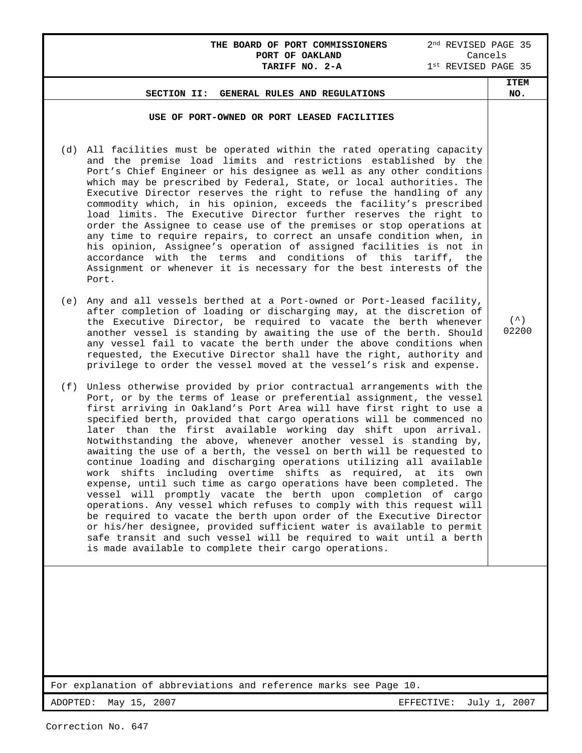**THE BOARD OF PORT COMMISSIONERS**
**PORT OF OAKLAND**
**TARIFF NO. 2-A**

2nd REVISED PAGE 35
Cancels
1st REVISED PAGE 35

## SECTION II: GENERAL RULES AND REGULATIONS

**ITEM NO.** (^) 02200

### USE OF PORT-OWNED OR PORT LEASED FACILITIES

(d) All facilities must be operated within the rated operating capacity and the premise load limits and restrictions established by the Port's Chief Engineer or his designee as well as any other conditions which may be prescribed by Federal, State, or local authorities. The Executive Director reserves the right to refuse the handling of any commodity which, in his opinion, exceeds the facility's prescribed load limits. The Executive Director further reserves the right to order the Assignee to cease use of the premises or stop operations at any time to require repairs, to correct an unsafe condition when, in his opinion, Assignee's operation of assigned facilities is not in accordance with the terms and conditions of this tariff, the Assignment or whenever it is necessary for the best interests of the Port.

(e) Any and all vessels berthed at a Port-owned or Port-leased facility, after completion of loading or discharging may, at the discretion of the Executive Director, be required to vacate the berth whenever another vessel is standing by awaiting the use of the berth. Should any vessel fail to vacate the berth under the above conditions when requested, the Executive Director shall have the right, authority and privilege to order the vessel moved at the vessel's risk and expense.

(f) Unless otherwise provided by prior contractual arrangements with the Port, or by the terms of lease or preferential assignment, the vessel first arriving in Oakland's Port Area will have first right to use a specified berth, provided that cargo operations will be commenced no later than the first available working day shift upon arrival. Notwithstanding the above, whenever another vessel is standing by, awaiting the use of a berth, the vessel on berth will be requested to continue loading and discharging operations utilizing all available work shifts including overtime shifts as required, at its own expense, until such time as cargo operations have been completed. The vessel will promptly vacate the berth upon completion of cargo operations. Any vessel which refuses to comply with this request will be required to vacate the berth upon order of the Executive Director or his/her designee, provided sufficient water is available to permit safe transit and such vessel will be required to wait until a berth is made available to complete their cargo operations.

For explanation of abbreviations and reference marks see Page 10.

ADOPTED: May 15, 2007 EFFECTIVE: July 1, 2007

Correction No. 647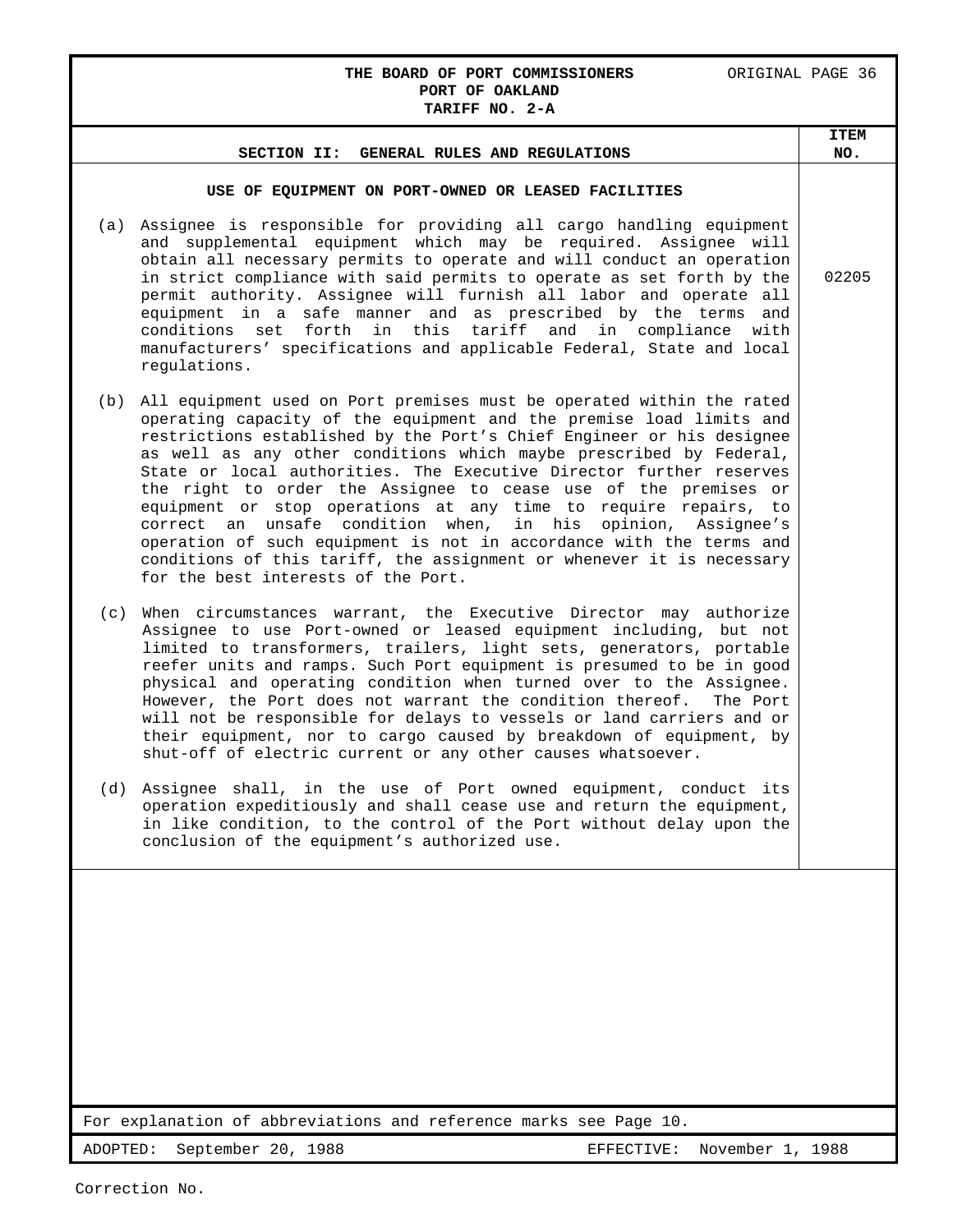## SECTION II: GENERAL RULES AND REGULATIONS

**ITEM NO. 02205**

### USE OF EQUIPMENT ON PORT-OWNED OR LEASED FACILITIES

(a) Assignee is responsible for providing all cargo handling equipment and supplemental equipment which may be required. Assignee will obtain all necessary permits to operate and will conduct an operation in strict compliance with said permits to operate as set forth by the permit authority. Assignee will furnish all labor and operate all equipment in a safe manner and as prescribed by the terms and conditions set forth in this tariff and in compliance with manufacturers' specifications and applicable Federal, State and local regulations.

(b) All equipment used on Port premises must be operated within the rated operating capacity of the equipment and the premise load limits and restrictions established by the Port's Chief Engineer or his designee as well as any other conditions which maybe prescribed by Federal, State or local authorities. The Executive Director further reserves the right to order the Assignee to cease use of the premises or equipment or stop operations at any time to require repairs, to correct an unsafe condition when, in his opinion, Assignee's operation of such equipment is not in accordance with the terms and conditions of this tariff, the assignment or whenever it is necessary for the best interests of the Port.

(c) When circumstances warrant, the Executive Director may authorize Assignee to use Port-owned or leased equipment including, but not limited to transformers, trailers, light sets, generators, portable reefer units and ramps. Such Port equipment is presumed to be in good physical and operating condition when turned over to the Assignee. However, the Port does not warrant the condition thereof. The Port will not be responsible for delays to vessels or land carriers and or their equipment, nor to cargo caused by breakdown of equipment, by shut-off of electric current or any other causes whatsoever.

(d) Assignee shall, in the use of Port owned equipment, conduct its operation expeditiously and shall cease use and return the equipment, in like condition, to the control of the Port without delay upon the conclusion of the equipment's authorized use.

For explanation of abbreviations and reference marks see Page 10.

ADOPTED: September 20, 1988 EFFECTIVE: November 1, 1988

Correction No.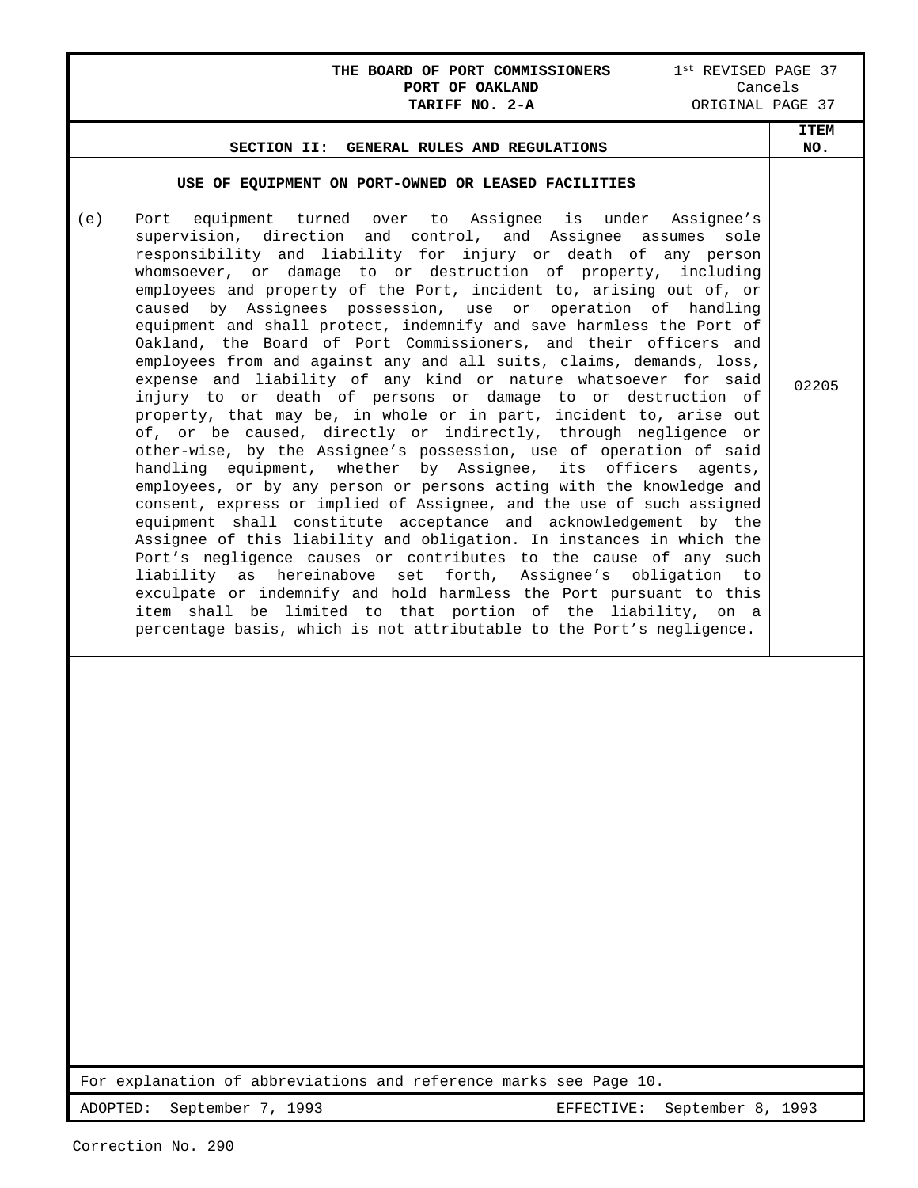**THE BOARD OF PORT COMMISSIONERS**
**PORT OF OAKLAND**
**TARIFF NO. 2-A**

1st REVISED PAGE 37
Cancels
ORIGINAL PAGE 37

## SECTION II: GENERAL RULES AND REGULATIONS

**ITEM NO.** 02205

### USE OF EQUIPMENT ON PORT-OWNED OR LEASED FACILITIES

(e) Port equipment turned over to Assignee is under Assignee's supervision, direction and control, and Assignee assumes sole responsibility and liability for injury or death of any person whomsoever, or damage to or destruction of property, including employees and property of the Port, incident to, arising out of, or caused by Assignees possession, use or operation of handling equipment and shall protect, indemnify and save harmless the Port of Oakland, the Board of Port Commissioners, and their officers and employees from and against any and all suits, claims, demands, loss, expense and liability of any kind or nature whatsoever for said injury to or death of persons or damage to or destruction of property, that may be, in whole or in part, incident to, arise out of, or be caused, directly or indirectly, through negligence or other-wise, by the Assignee's possession, use of operation of said handling equipment, whether by Assignee, its officers agents, employees, or by any person or persons acting with the knowledge and consent, express or implied of Assignee, and the use of such assigned equipment shall constitute acceptance and acknowledgement by the Assignee of this liability and obligation. In instances in which the Port's negligence causes or contributes to the cause of any such liability as hereinabove set forth, Assignee's obligation to exculpate or indemnify and hold harmless the Port pursuant to this item shall be limited to that portion of the liability, on a percentage basis, which is not attributable to the Port's negligence.

For explanation of abbreviations and reference marks see Page 10.

ADOPTED: September 7, 1993 EFFECTIVE: September 8, 1993

Correction No. 290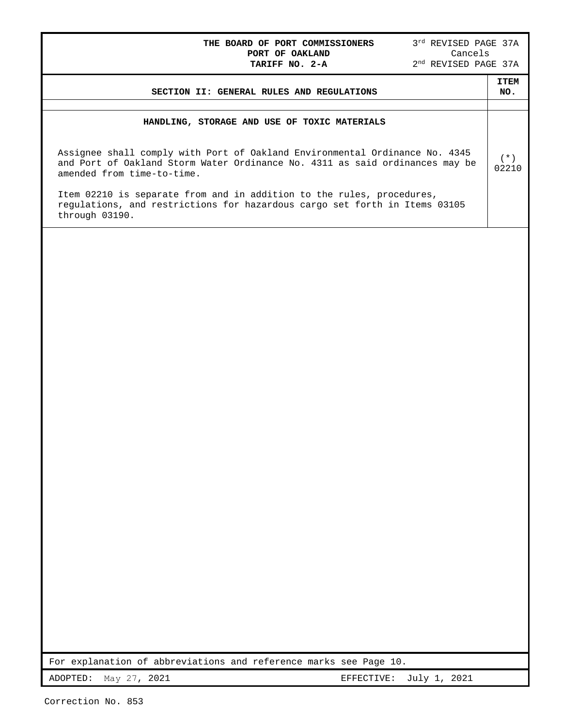**THE BOARD OF PORT COMMISSIONERS**
**PORT OF OAKLAND**
**TARIFF NO. 2-A**

3rd REVISED PAGE 37A
Cancels
2nd REVISED PAGE 37A

| SECTION II: GENERAL RULES AND REGULATIONS | ITEM NO. |
|---|---|
| **HANDLING, STORAGE AND USE OF TOXIC MATERIALS** | |
| Assignee shall comply with Port of Oakland Environmental Ordinance No. 4345 and Port of Oakland Storm Water Ordinance No. 4311 as said ordinances may be amended from time-to-time. | (*) 02210 |
| Item 02210 is separate from and in addition to the rules, procedures, regulations, and restrictions for hazardous cargo set forth in Items 03105 through 03190. | |

For explanation of abbreviations and reference marks see Page 10.

ADOPTED: May 27, 2021 EFFECTIVE: July 1, 2021

Correction No. 853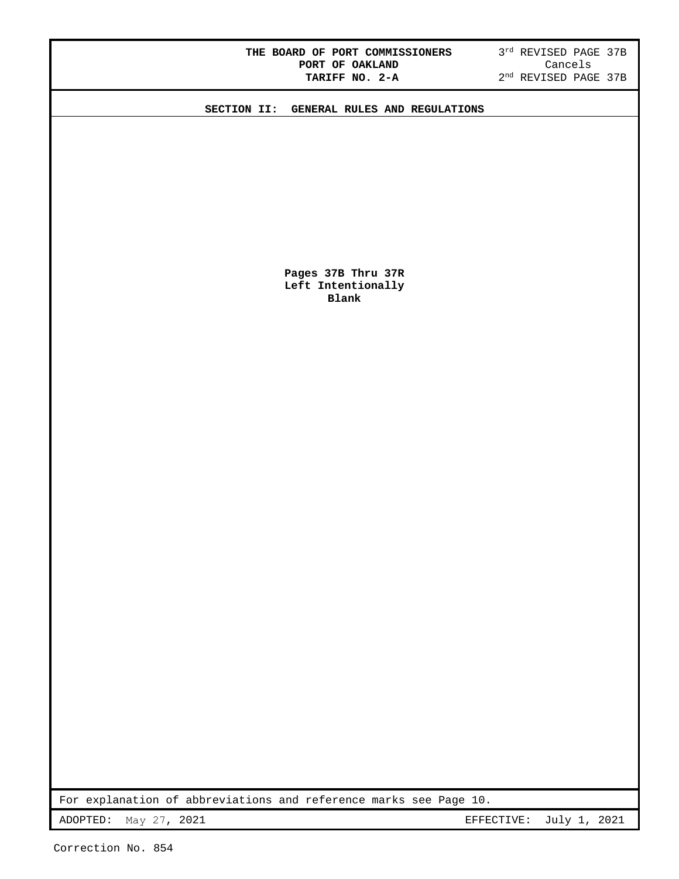THE BOARD OF PORT COMMISSIONERS
PORT OF OAKLAND
TARIFF NO. 2-A

3rd REVISED PAGE 37B
Cancels
2nd REVISED PAGE 37B

## SECTION II: GENERAL RULES AND REGULATIONS

**Pages 37B Thru 37R**
**Left Intentionally**
**Blank**

For explanation of abbreviations and reference marks see Page 10.

ADOPTED: May 27, 2021 EFFECTIVE: July 1, 2021

Correction No. 854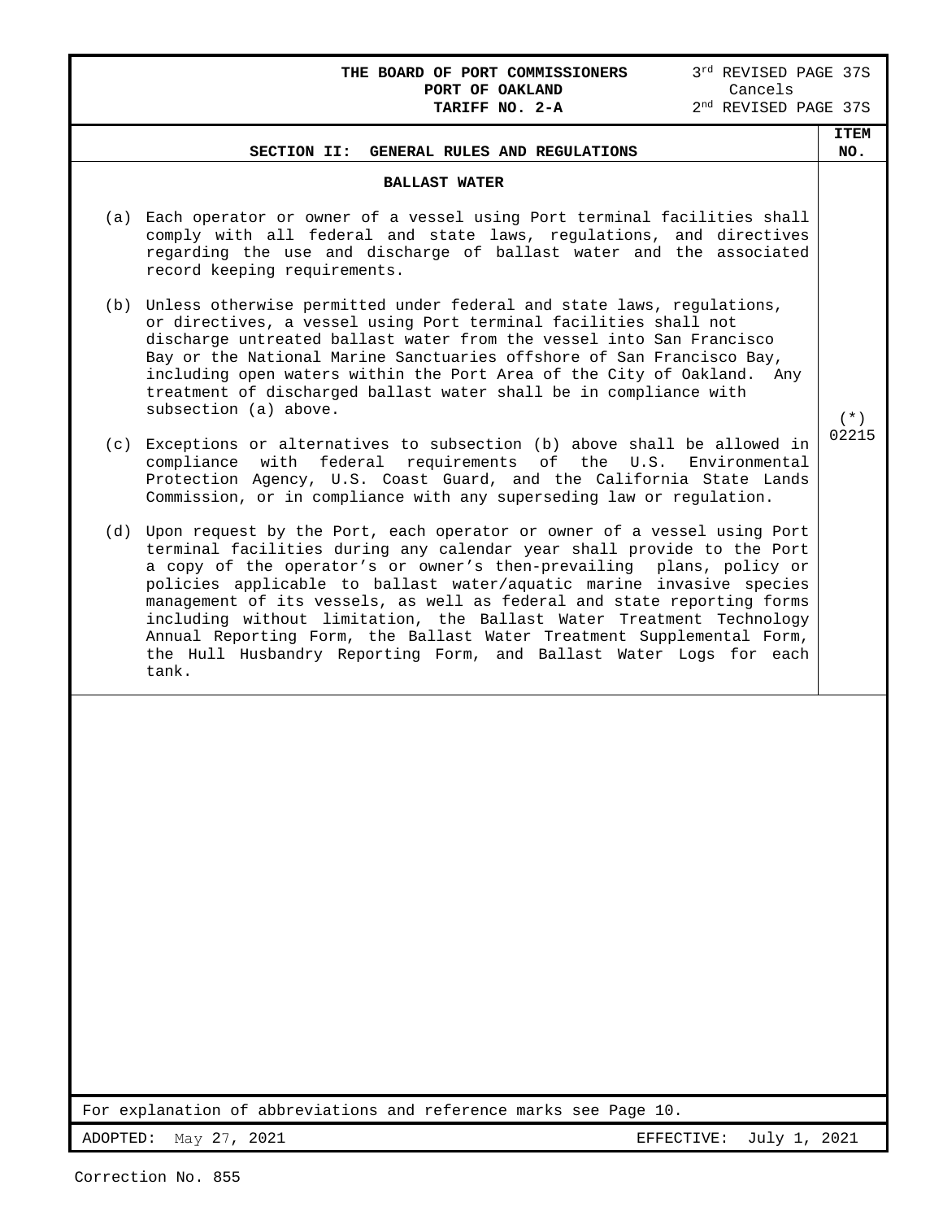**THE BOARD OF PORT COMMISSIONERS**
**PORT OF OAKLAND**
**TARIFF NO. 2-A**

3rd REVISED PAGE 37S
Cancels
2nd REVISED PAGE 37S

## SECTION II: GENERAL RULES AND REGULATIONS

**ITEM NO.** (*) 02215

### BALLAST WATER

(a) Each operator or owner of a vessel using Port terminal facilities shall comply with all federal and state laws, regulations, and directives regarding the use and discharge of ballast water and the associated record keeping requirements.

(b) Unless otherwise permitted under federal and state laws, regulations, or directives, a vessel using Port terminal facilities shall not discharge untreated ballast water from the vessel into San Francisco Bay or the National Marine Sanctuaries offshore of San Francisco Bay, including open waters within the Port Area of the City of Oakland. Any treatment of discharged ballast water shall be in compliance with subsection (a) above.

(c) Exceptions or alternatives to subsection (b) above shall be allowed in compliance with federal requirements of the U.S. Environmental Protection Agency, U.S. Coast Guard, and the California State Lands Commission, or in compliance with any superseding law or regulation.

(d) Upon request by the Port, each operator or owner of a vessel using Port terminal facilities during any calendar year shall provide to the Port a copy of the operator's or owner's then-prevailing plans, policy or policies applicable to ballast water/aquatic marine invasive species management of its vessels, as well as federal and state reporting forms including without limitation, the Ballast Water Treatment Technology Annual Reporting Form, the Ballast Water Treatment Supplemental Form, the Hull Husbandry Reporting Form, and Ballast Water Logs for each tank.

For explanation of abbreviations and reference marks see Page 10.

ADOPTED: May 27, 2021 EFFECTIVE: July 1, 2021

Correction No. 855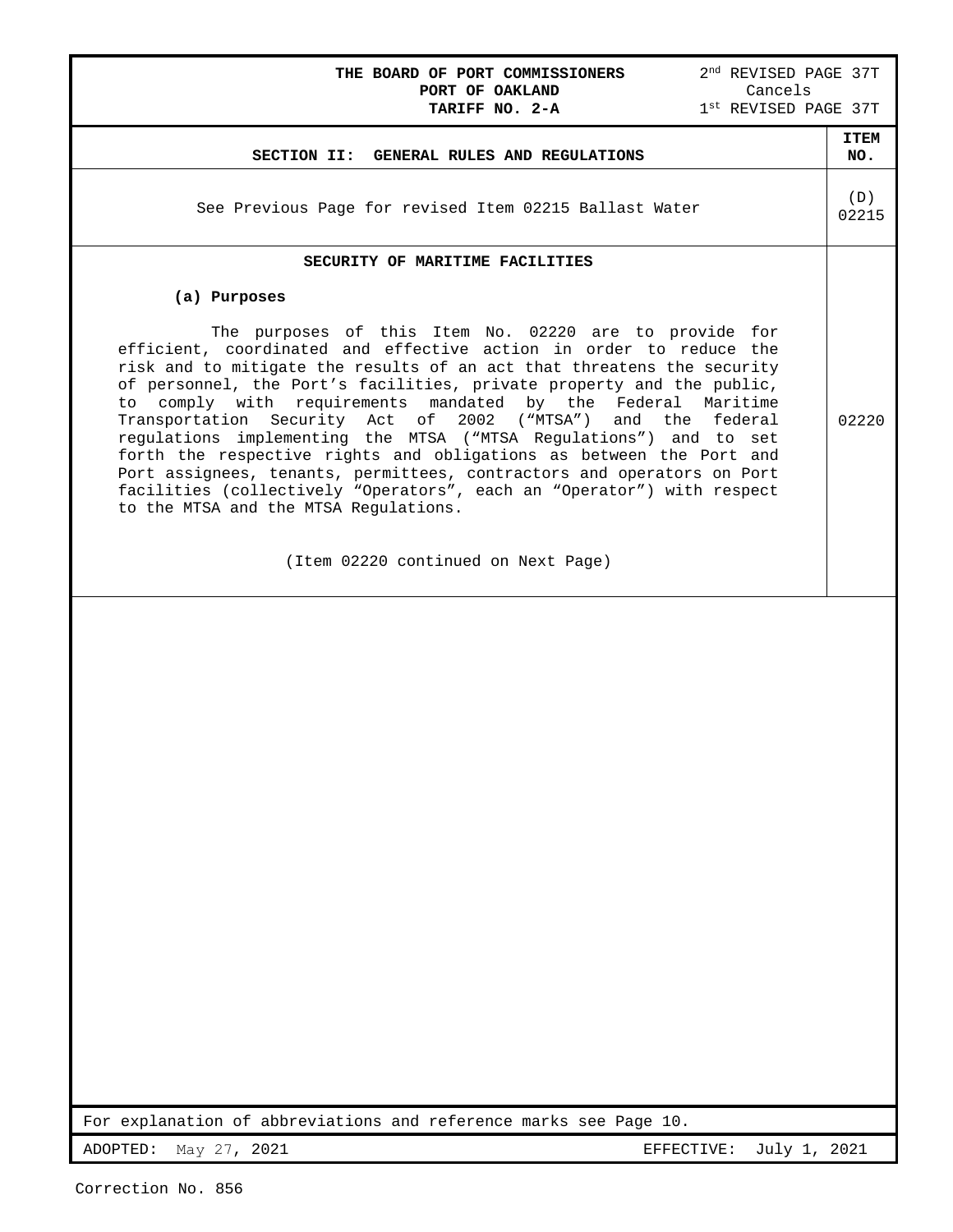**THE BOARD OF PORT COMMISSIONERS**
**PORT OF OAKLAND**
**TARIFF NO. 2-A**

2nd REVISED PAGE 37T
Cancels
1st REVISED PAGE 37T

| SECTION II: GENERAL RULES AND REGULATIONS | ITEM NO. |
|---|---|
| See Previous Page for revised Item 02215 Ballast Water | (D) 02215 |
| **SECURITY OF MARITIME FACILITIES**<br><br>**(a) Purposes**<br><br>The purposes of this Item No. 02220 are to provide for efficient, coordinated and effective action in order to reduce the risk and to mitigate the results of an act that threatens the security of personnel, the Port's facilities, private property and the public, to comply with requirements mandated by the Federal Maritime Transportation Security Act of 2002 ("MTSA") and the federal regulations implementing the MTSA ("MTSA Regulations") and to set forth the respective rights and obligations as between the Port and Port assignees, tenants, permittees, contractors and operators on Port facilities (collectively "Operators", each an "Operator") with respect to the MTSA and the MTSA Regulations.<br><br>(Item 02220 continued on Next Page) | 02220 |

For explanation of abbreviations and reference marks see Page 10.

ADOPTED: May 27, 2021 EFFECTIVE: July 1, 2021

Correction No. 856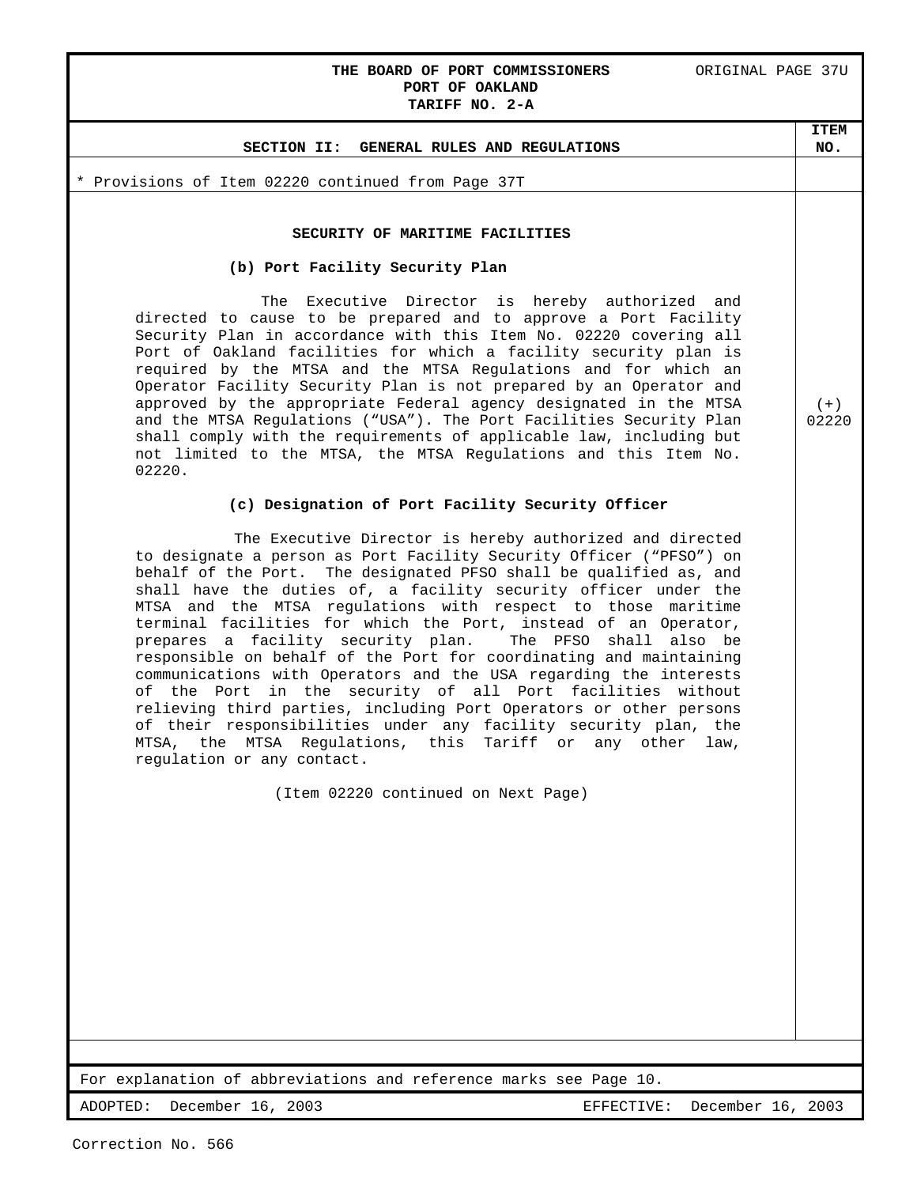* Provisions of Item 02220 continued from Page 37T

## SECURITY OF MARITIME FACILITIES

### (b) Port Facility Security Plan

The Executive Director is hereby authorized and directed to cause to be prepared and to approve a Port Facility Security Plan in accordance with this Item No. 02220 covering all Port of Oakland facilities for which a facility security plan is required by the MTSA and the MTSA Regulations and for which an Operator Facility Security Plan is not prepared by an Operator and approved by the appropriate Federal agency designated in the MTSA and the MTSA Regulations ("USA"). The Port Facilities Security Plan shall comply with the requirements of applicable law, including but not limited to the MTSA, the MTSA Regulations and this Item No. 02220.

(+) 02220

### (c) Designation of Port Facility Security Officer

The Executive Director is hereby authorized and directed to designate a person as Port Facility Security Officer ("PFSO") on behalf of the Port. The designated PFSO shall be qualified as, and shall have the duties of, a facility security officer under the MTSA and the MTSA regulations with respect to those maritime terminal facilities for which the Port, instead of an Operator, prepares a facility security plan. The PFSO shall also be responsible on behalf of the Port for coordinating and maintaining communications with Operators and the USA regarding the interests of the Port in the security of all Port facilities without relieving third parties, including Port Operators or other persons of their responsibilities under any facility security plan, the MTSA, the MTSA Regulations, this Tariff or any other law, regulation or any contact.

(Item 02220 continued on Next Page)

For explanation of abbreviations and reference marks see Page 10.

ADOPTED: December 16, 2003 EFFECTIVE: December 16, 2003

Correction No. 566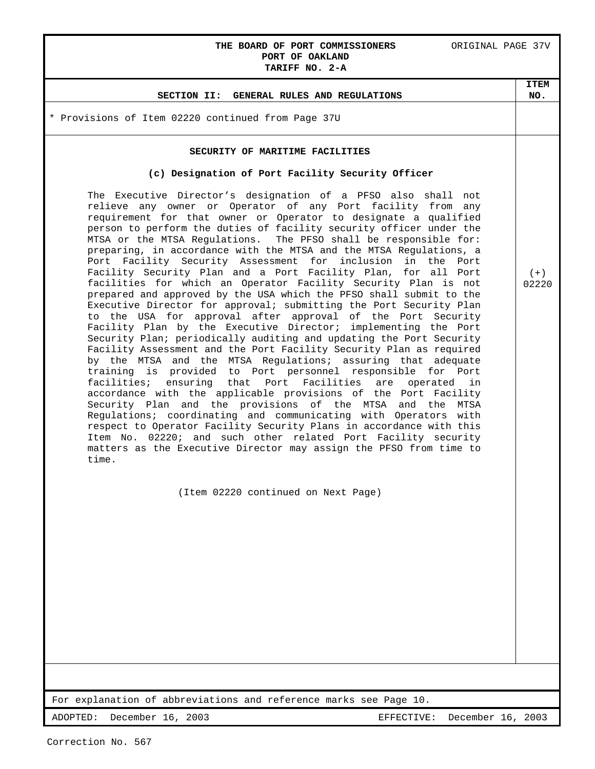**SECTION II: GENERAL RULES AND REGULATIONS** — ITEM NO. (+) 02220

* Provisions of Item 02220 continued from Page 37U

## SECURITY OF MARITIME FACILITIES

### (c) Designation of Port Facility Security Officer

The Executive Director's designation of a PFSO also shall not relieve any owner or Operator of any Port facility from any requirement for that owner or Operator to designate a qualified person to perform the duties of facility security officer under the MTSA or the MTSA Regulations. The PFSO shall be responsible for: preparing, in accordance with the MTSA and the MTSA Regulations, a Port Facility Security Assessment for inclusion in the Port Facility Security Plan and a Port Facility Plan, for all Port facilities for which an Operator Facility Security Plan is not prepared and approved by the USA which the PFSO shall submit to the Executive Director for approval; submitting the Port Security Plan to the USA for approval after approval of the Port Security Facility Plan by the Executive Director; implementing the Port Security Plan; periodically auditing and updating the Port Security Facility Assessment and the Port Facility Security Plan as required by the MTSA and the MTSA Regulations; assuring that adequate training is provided to Port personnel responsible for Port facilities; ensuring that Port Facilities are operated in accordance with the applicable provisions of the Port Facility Security Plan and the provisions of the MTSA and the MTSA Regulations; coordinating and communicating with Operators with respect to Operator Facility Security Plans in accordance with this Item No. 02220; and such other related Port Facility security matters as the Executive Director may assign the PFSO from time to time.

(Item 02220 continued on Next Page)

For explanation of abbreviations and reference marks see Page 10.

ADOPTED: December 16, 2003 EFFECTIVE: December 16, 2003

Correction No. 567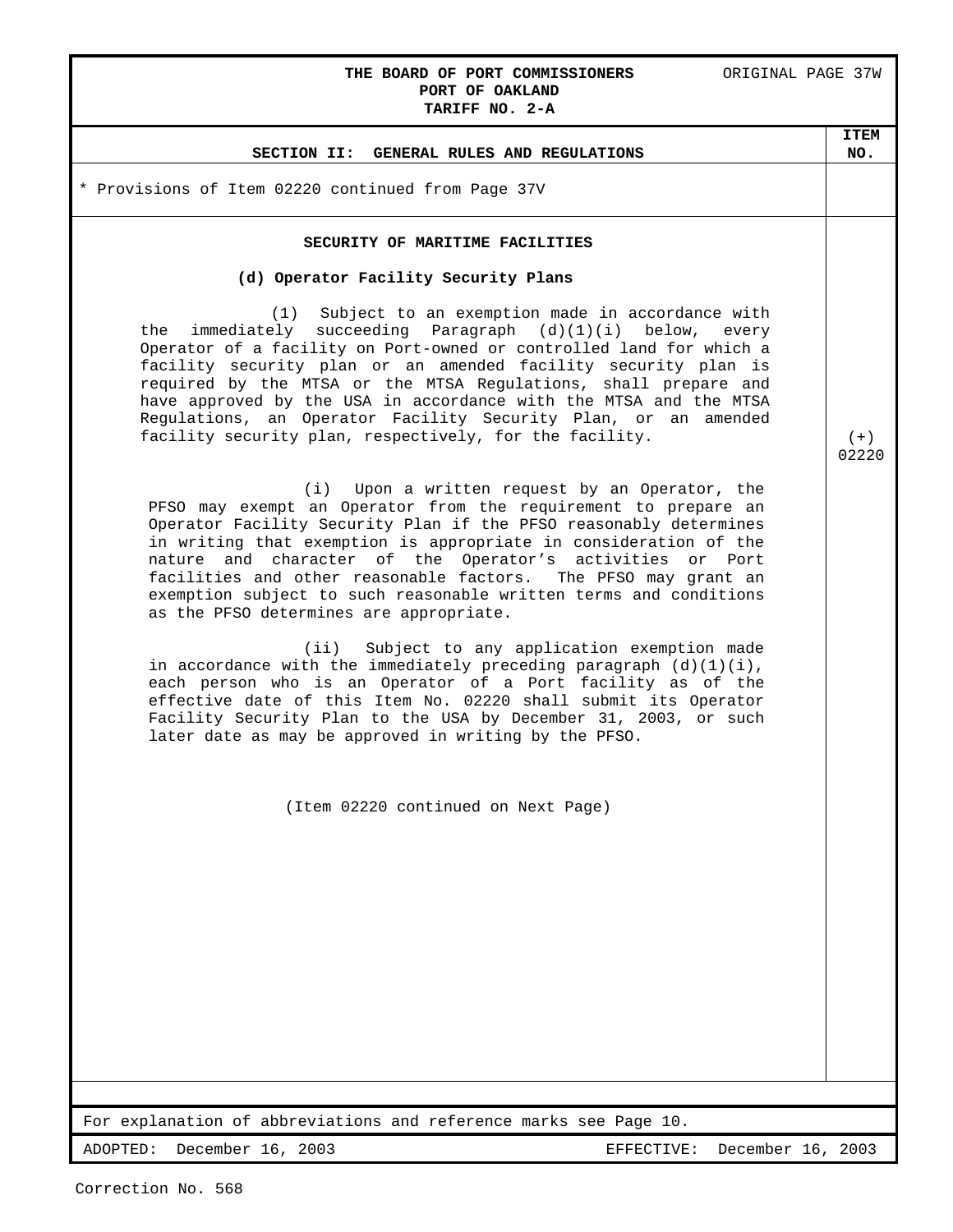* Provisions of Item 02220 continued from Page 37V

### SECURITY OF MARITIME FACILITIES

**(d) Operator Facility Security Plans**

(1) Subject to an exemption made in accordance with the immediately succeeding Paragraph (d)(1)(i) below, every Operator of a facility on Port-owned or controlled land for which a facility security plan or an amended facility security plan is required by the MTSA or the MTSA Regulations, shall prepare and have approved by the USA in accordance with the MTSA and the MTSA Regulations, an Operator Facility Security Plan, or an amended facility security plan, respectively, for the facility.

(+) 02220

(i) Upon a written request by an Operator, the PFSO may exempt an Operator from the requirement to prepare an Operator Facility Security Plan if the PFSO reasonably determines in writing that exemption is appropriate in consideration of the nature and character of the Operator's activities or Port facilities and other reasonable factors. The PFSO may grant an exemption subject to such reasonable written terms and conditions as the PFSO determines are appropriate.

(ii) Subject to any application exemption made in accordance with the immediately preceding paragraph (d)(1)(i), each person who is an Operator of a Port facility as of the effective date of this Item No. 02220 shall submit its Operator Facility Security Plan to the USA by December 31, 2003, or such later date as may be approved in writing by the PFSO.

(Item 02220 continued on Next Page)

For explanation of abbreviations and reference marks see Page 10.

ADOPTED: December 16, 2003 EFFECTIVE: December 16, 2003

Correction No. 568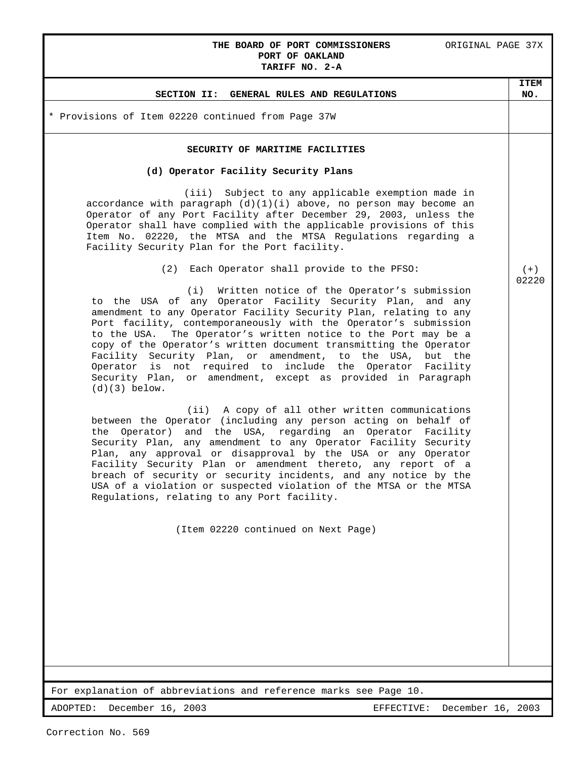THE BOARD OF PORT COMMISSIONERS
PORT OF OAKLAND
TARIFF NO. 2-A

ORIGINAL PAGE 37X

## SECTION II: GENERAL RULES AND REGULATIONS

ITEM NO.

* Provisions of Item 02220 continued from Page 37W

### SECURITY OF MARITIME FACILITIES

**(d) Operator Facility Security Plans**

(iii) Subject to any applicable exemption made in accordance with paragraph (d)(1)(i) above, no person may become an Operator of any Port Facility after December 29, 2003, unless the Operator shall have complied with the applicable provisions of this Item No. 02220, the MTSA and the MTSA Regulations regarding a Facility Security Plan for the Port facility.

(2) Each Operator shall provide to the PFSO:

(+) 02220

(i) Written notice of the Operator's submission to the USA of any Operator Facility Security Plan, and any amendment to any Operator Facility Security Plan, relating to any Port facility, contemporaneously with the Operator's submission to the USA. The Operator's written notice to the Port may be a copy of the Operator's written document transmitting the Operator Facility Security Plan, or amendment, to the USA, but the Operator is not required to include the Operator Facility Security Plan, or amendment, except as provided in Paragraph (d)(3) below.

(ii) A copy of all other written communications between the Operator (including any person acting on behalf of the Operator) and the USA, regarding an Operator Facility Security Plan, any amendment to any Operator Facility Security Plan, any approval or disapproval by the USA or any Operator Facility Security Plan or amendment thereto, any report of a breach of security or security incidents, and any notice by the USA of a violation or suspected violation of the MTSA or the MTSA Regulations, relating to any Port facility.

(Item 02220 continued on Next Page)

For explanation of abbreviations and reference marks see Page 10.

ADOPTED: December 16, 2003 EFFECTIVE: December 16, 2003

Correction No. 569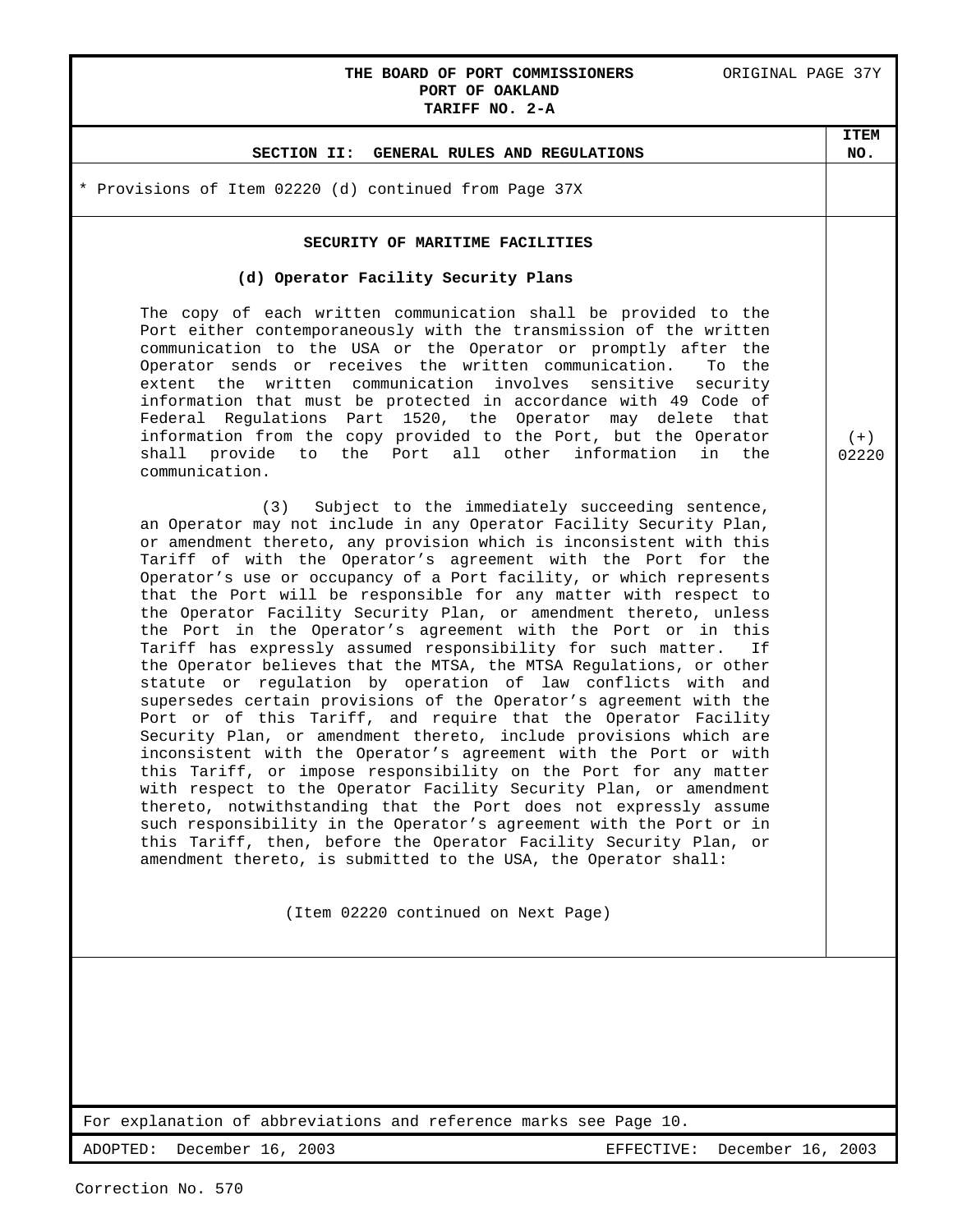* Provisions of Item 02220 (d) continued from Page 37X

## SECURITY OF MARITIME FACILITIES

### (d) Operator Facility Security Plans

(+) 02220

The copy of each written communication shall be provided to the Port either contemporaneously with the transmission of the written communication to the USA or the Operator or promptly after the Operator sends or receives the written communication. To the extent the written communication involves sensitive security information that must be protected in accordance with 49 Code of Federal Regulations Part 1520, the Operator may delete that information from the copy provided to the Port, but the Operator shall provide to the Port all other information in the communication.

(3) Subject to the immediately succeeding sentence, an Operator may not include in any Operator Facility Security Plan, or amendment thereto, any provision which is inconsistent with this Tariff of with the Operator's agreement with the Port for the Operator's use or occupancy of a Port facility, or which represents that the Port will be responsible for any matter with respect to the Operator Facility Security Plan, or amendment thereto, unless the Port in the Operator's agreement with the Port or in this Tariff has expressly assumed responsibility for such matter. If the Operator believes that the MTSA, the MTSA Regulations, or other statute or regulation by operation of law conflicts with and supersedes certain provisions of the Operator's agreement with the Port or of this Tariff, and require that the Operator Facility Security Plan, or amendment thereto, include provisions which are inconsistent with the Operator's agreement with the Port or with this Tariff, or impose responsibility on the Port for any matter with respect to the Operator Facility Security Plan, or amendment thereto, notwithstanding that the Port does not expressly assume such responsibility in the Operator's agreement with the Port or in this Tariff, then, before the Operator Facility Security Plan, or amendment thereto, is submitted to the USA, the Operator shall:

(Item 02220 continued on Next Page)

For explanation of abbreviations and reference marks see Page 10.

ADOPTED: December 16, 2003 EFFECTIVE: December 16, 2003

Correction No. 570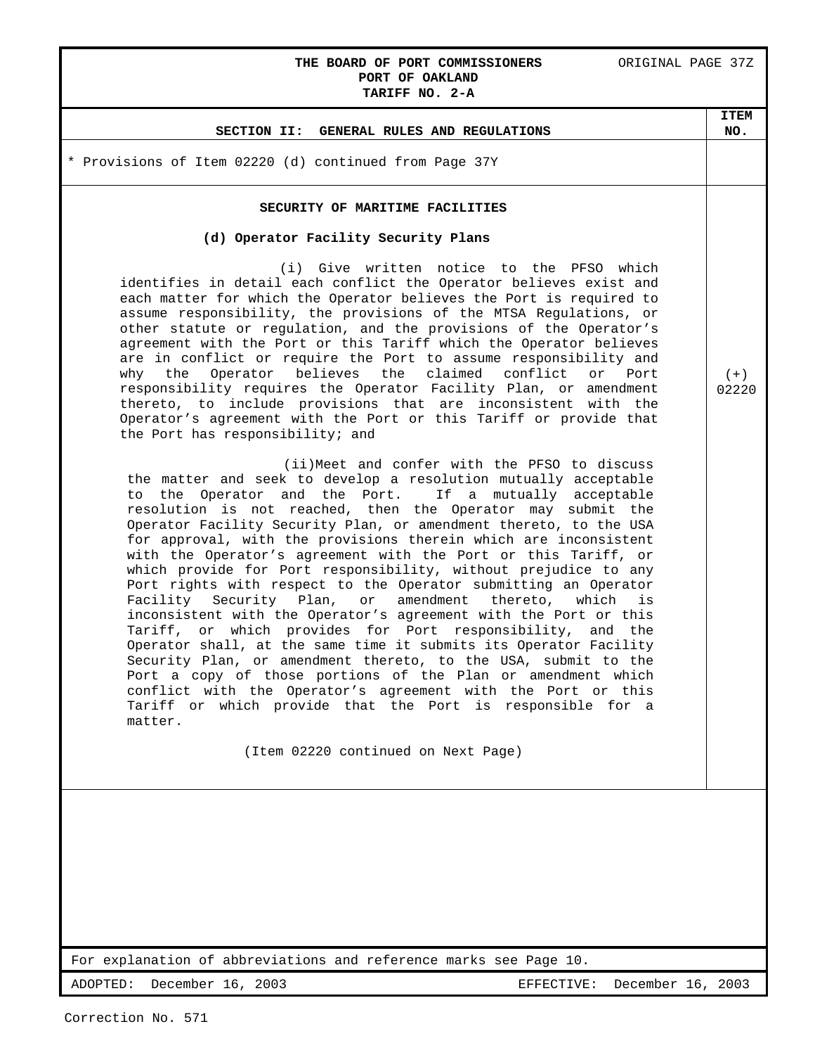**THE BOARD OF PORT COMMISSIONERS**
**PORT OF OAKLAND**
**TARIFF NO. 2-A**

ORIGINAL PAGE 37Z

**SECTION II: GENERAL RULES AND REGULATIONS** — **ITEM NO.**

* Provisions of Item 02220 (d) continued from Page 37Y

## SECURITY OF MARITIME FACILITIES

### (d) Operator Facility Security Plans

(+) 02220

(i) Give written notice to the PFSO which identifies in detail each conflict the Operator believes exist and each matter for which the Operator believes the Port is required to assume responsibility, the provisions of the MTSA Regulations, or other statute or regulation, and the provisions of the Operator's agreement with the Port or this Tariff which the Operator believes are in conflict or require the Port to assume responsibility and why the Operator believes the claimed conflict or Port responsibility requires the Operator Facility Plan, or amendment thereto, to include provisions that are inconsistent with the Operator's agreement with the Port or this Tariff or provide that the Port has responsibility; and

(ii)Meet and confer with the PFSO to discuss the matter and seek to develop a resolution mutually acceptable to the Operator and the Port. If a mutually acceptable resolution is not reached, then the Operator may submit the Operator Facility Security Plan, or amendment thereto, to the USA for approval, with the provisions therein which are inconsistent with the Operator's agreement with the Port or this Tariff, or which provide for Port responsibility, without prejudice to any Port rights with respect to the Operator submitting an Operator Facility Security Plan, or amendment thereto, which is inconsistent with the Operator's agreement with the Port or this Tariff, or which provides for Port responsibility, and the Operator shall, at the same time it submits its Operator Facility Security Plan, or amendment thereto, to the USA, submit to the Port a copy of those portions of the Plan or amendment which conflict with the Operator's agreement with the Port or this Tariff or which provide that the Port is responsible for a matter.

(Item 02220 continued on Next Page)

For explanation of abbreviations and reference marks see Page 10.

ADOPTED: December 16, 2003 — EFFECTIVE: December 16, 2003

Correction No. 571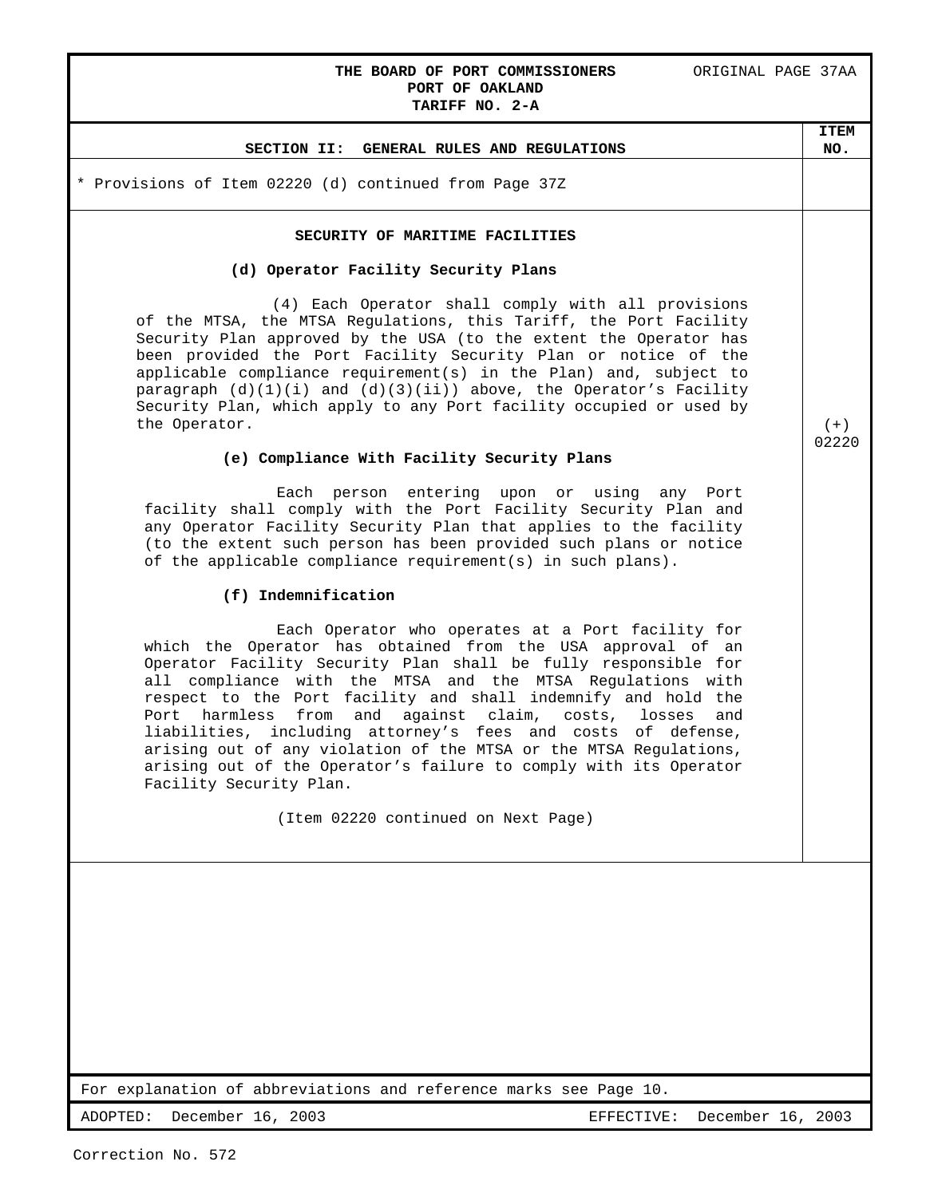* Provisions of Item 02220 (d) continued from Page 37Z

## SECURITY OF MARITIME FACILITIES

### (d) Operator Facility Security Plans

(4) Each Operator shall comply with all provisions of the MTSA, the MTSA Regulations, this Tariff, the Port Facility Security Plan approved by the USA (to the extent the Operator has been provided the Port Facility Security Plan or notice of the applicable compliance requirement(s) in the Plan) and, subject to paragraph (d)(1)(i) and (d)(3)(ii)) above, the Operator's Facility Security Plan, which apply to any Port facility occupied or used by the Operator.

### (e) Compliance With Facility Security Plans

Each person entering upon or using any Port facility shall comply with the Port Facility Security Plan and any Operator Facility Security Plan that applies to the facility (to the extent such person has been provided such plans or notice of the applicable compliance requirement(s) in such plans).

### (f) Indemnification

Each Operator who operates at a Port facility for which the Operator has obtained from the USA approval of an Operator Facility Security Plan shall be fully responsible for all compliance with the MTSA and the MTSA Regulations with respect to the Port facility and shall indemnify and hold the Port harmless from and against claim, costs, losses and liabilities, including attorney's fees and costs of defense, arising out of any violation of the MTSA or the MTSA Regulations, arising out of the Operator's failure to comply with its Operator Facility Security Plan.

(Item 02220 continued on Next Page)

ITEM NO.: (+) 02220

For explanation of abbreviations and reference marks see Page 10.

ADOPTED: December 16, 2003 EFFECTIVE: December 16, 2003

Correction No. 572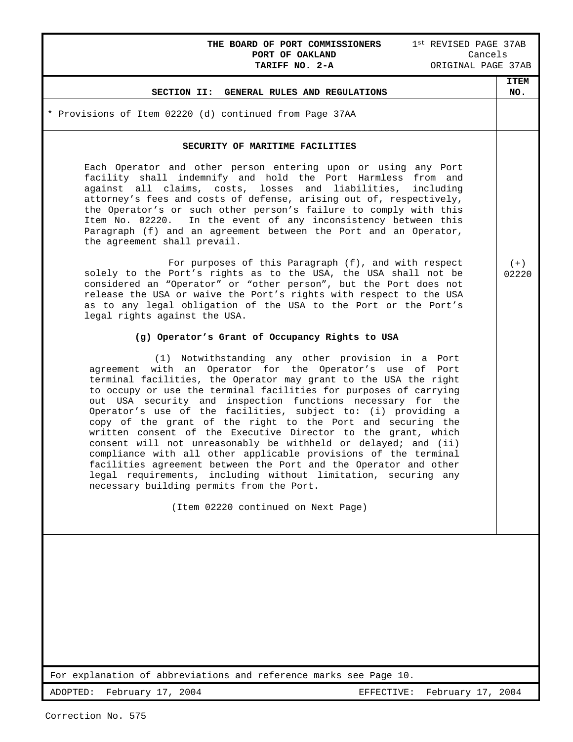THE BOARD OF PORT COMMISSIONERS
PORT OF OAKLAND
TARIFF NO. 2-A

1st REVISED PAGE 37AB
Cancels
ORIGINAL PAGE 37AB

## SECTION II: GENERAL RULES AND REGULATIONS

ITEM NO.

* Provisions of Item 02220 (d) continued from Page 37AA

### SECURITY OF MARITIME FACILITIES

(+) 02220

Each Operator and other person entering upon or using any Port facility shall indemnify and hold the Port Harmless from and against all claims, costs, losses and liabilities, including attorney's fees and costs of defense, arising out of, respectively, the Operator's or such other person's failure to comply with this Item No. 02220. In the event of any inconsistency between this Paragraph (f) and an agreement between the Port and an Operator, the agreement shall prevail.

For purposes of this Paragraph (f), and with respect solely to the Port's rights as to the USA, the USA shall not be considered an "Operator" or "other person", but the Port does not release the USA or waive the Port's rights with respect to the USA as to any legal obligation of the USA to the Port or the Port's legal rights against the USA.

**(g) Operator's Grant of Occupancy Rights to USA**

(1) Notwithstanding any other provision in a Port agreement with an Operator for the Operator's use of Port terminal facilities, the Operator may grant to the USA the right to occupy or use the terminal facilities for purposes of carrying out USA security and inspection functions necessary for the Operator's use of the facilities, subject to: (i) providing a copy of the grant of the right to the Port and securing the written consent of the Executive Director to the grant, which consent will not unreasonably be withheld or delayed; and (ii) compliance with all other applicable provisions of the terminal facilities agreement between the Port and the Operator and other legal requirements, including without limitation, securing any necessary building permits from the Port.

(Item 02220 continued on Next Page)

For explanation of abbreviations and reference marks see Page 10.

ADOPTED: February 17, 2004 EFFECTIVE: February 17, 2004

Correction No. 575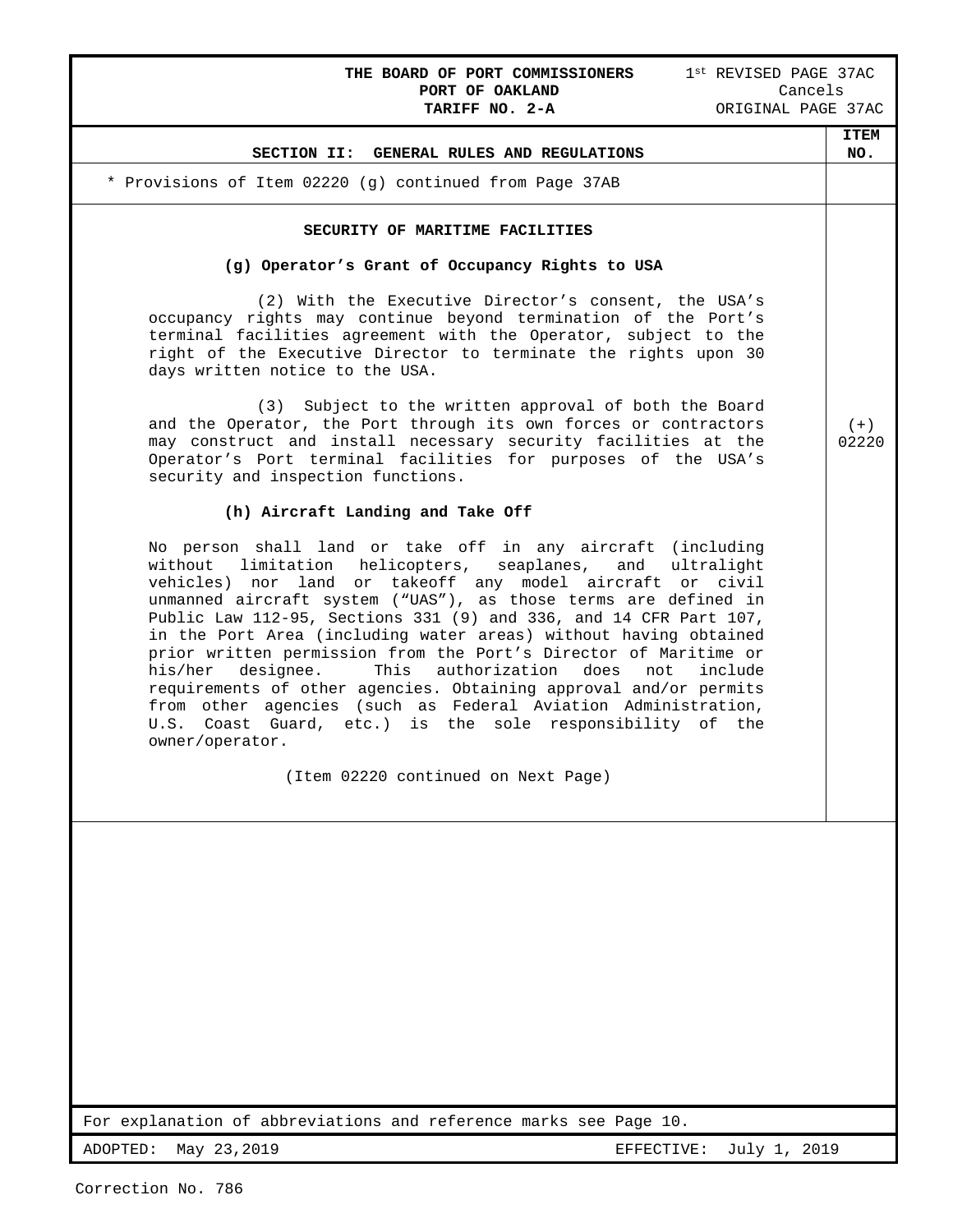**THE BOARD OF PORT COMMISSIONERS**
**PORT OF OAKLAND**
**TARIFF NO. 2-A**

1st REVISED PAGE 37AC
Cancels
ORIGINAL PAGE 37AC

## SECTION II: GENERAL RULES AND REGULATIONS

ITEM NO. (+) 02220

\* Provisions of Item 02220 (g) continued from Page 37AB

### SECURITY OF MARITIME FACILITIES

**(g) Operator's Grant of Occupancy Rights to USA**

(2) With the Executive Director's consent, the USA's occupancy rights may continue beyond termination of the Port's terminal facilities agreement with the Operator, subject to the right of the Executive Director to terminate the rights upon 30 days written notice to the USA.

(3) Subject to the written approval of both the Board and the Operator, the Port through its own forces or contractors may construct and install necessary security facilities at the Operator's Port terminal facilities for purposes of the USA's security and inspection functions.

**(h) Aircraft Landing and Take Off**

No person shall land or take off in any aircraft (including without limitation helicopters, seaplanes, and ultralight vehicles) nor land or takeoff any model aircraft or civil unmanned aircraft system ("UAS"), as those terms are defined in Public Law 112-95, Sections 331 (9) and 336, and 14 CFR Part 107, in the Port Area (including water areas) without having obtained prior written permission from the Port's Director of Maritime or his/her designee. This authorization does not include requirements of other agencies. Obtaining approval and/or permits from other agencies (such as Federal Aviation Administration, U.S. Coast Guard, etc.) is the sole responsibility of the owner/operator.

(Item 02220 continued on Next Page)

For explanation of abbreviations and reference marks see Page 10.

ADOPTED: May 23,2019 EFFECTIVE: July 1, 2019

Correction No. 786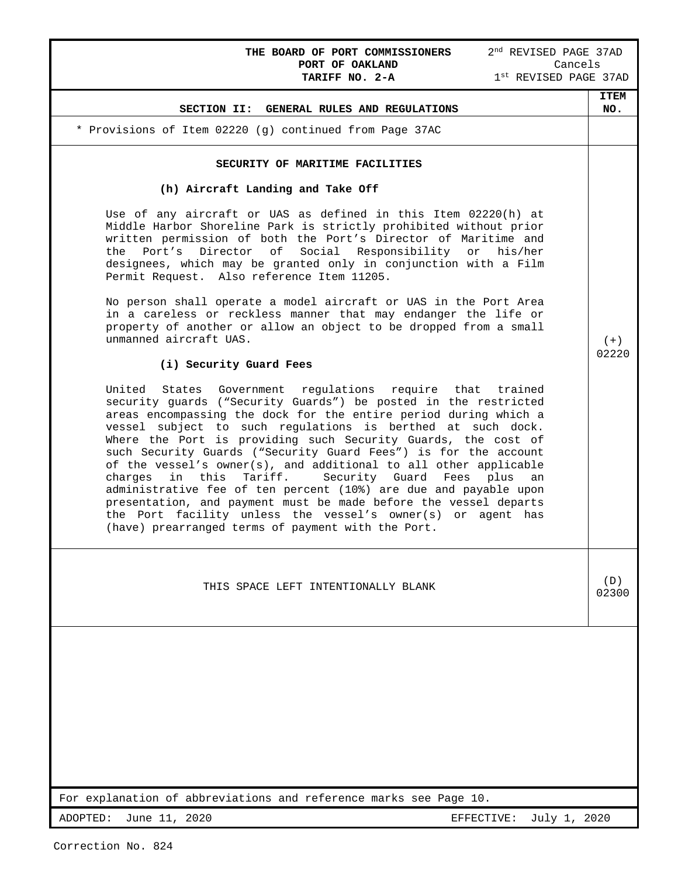THE BOARD OF PORT COMMISSIONERS
PORT OF OAKLAND
TARIFF NO. 2-A

2nd REVISED PAGE 37AD
Cancels
1st REVISED PAGE 37AD

## SECTION II: GENERAL RULES AND REGULATIONS

| SECTION II: GENERAL RULES AND REGULATIONS | ITEM NO. |
|---|---|
| * Provisions of Item 02220 (g) continued from Page 37AC | |
| **SECURITY OF MARITIME FACILITIES**<br><br>**(h) Aircraft Landing and Take Off**<br><br>Use of any aircraft or UAS as defined in this Item 02220(h) at Middle Harbor Shoreline Park is strictly prohibited without prior written permission of both the Port's Director of Maritime and the Port's Director of Social Responsibility or his/her designees, which may be granted only in conjunction with a Film Permit Request. Also reference Item 11205.<br><br>No person shall operate a model aircraft or UAS in the Port Area in a careless or reckless manner that may endanger the life or property of another or allow an object to be dropped from a small unmanned aircraft UAS.<br><br>**(i) Security Guard Fees**<br><br>United States Government regulations require that trained security guards ("Security Guards") be posted in the restricted areas encompassing the dock for the entire period during which a vessel subject to such regulations is berthed at such dock. Where the Port is providing such Security Guards, the cost of such Security Guards ("Security Guard Fees") is for the account of the vessel's owner(s), and additional to all other applicable charges in this Tariff. Security Guard Fees plus an administrative fee of ten percent (10%) are due and payable upon presentation, and payment must be made before the vessel departs the Port facility unless the vessel's owner(s) or agent has (have) prearranged terms of payment with the Port. | (+)<br>02220 |
| THIS SPACE LEFT INTENTIONALLY BLANK | (D)<br>02300 |

For explanation of abbreviations and reference marks see Page 10.

ADOPTED: June 11, 2020 EFFECTIVE: July 1, 2020

Correction No. 824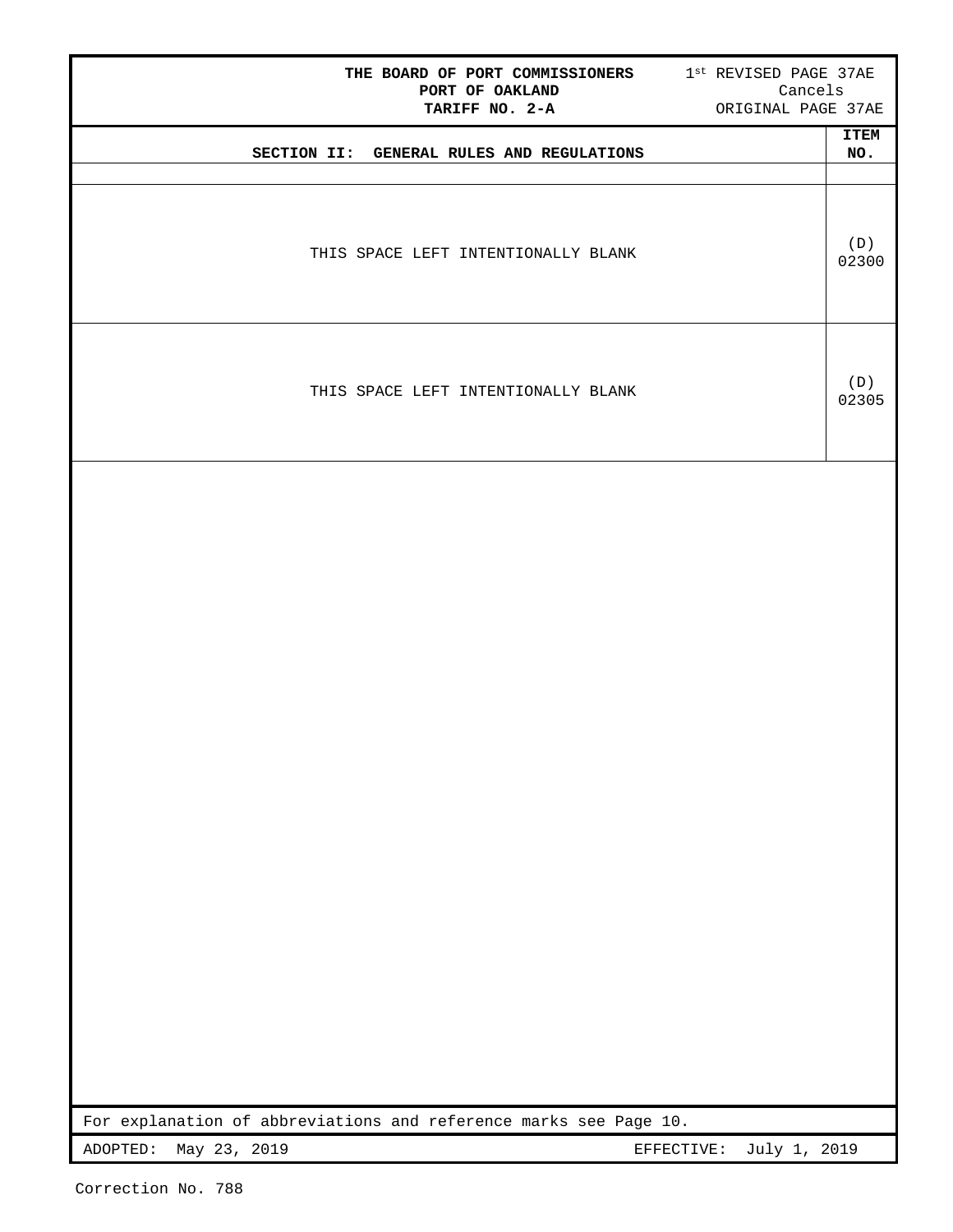THE BOARD OF PORT COMMISSIONERS
PORT OF OAKLAND
TARIFF NO. 2-A

1st REVISED PAGE 37AE
Cancels
ORIGINAL PAGE 37AE

| SECTION II: GENERAL RULES AND REGULATIONS | ITEM NO. |
|---|---|
| THIS SPACE LEFT INTENTIONALLY BLANK | (D) 02300 |
| THIS SPACE LEFT INTENTIONALLY BLANK | (D) 02305 |

For explanation of abbreviations and reference marks see Page 10.

ADOPTED: May 23, 2019 EFFECTIVE: July 1, 2019

Correction No. 788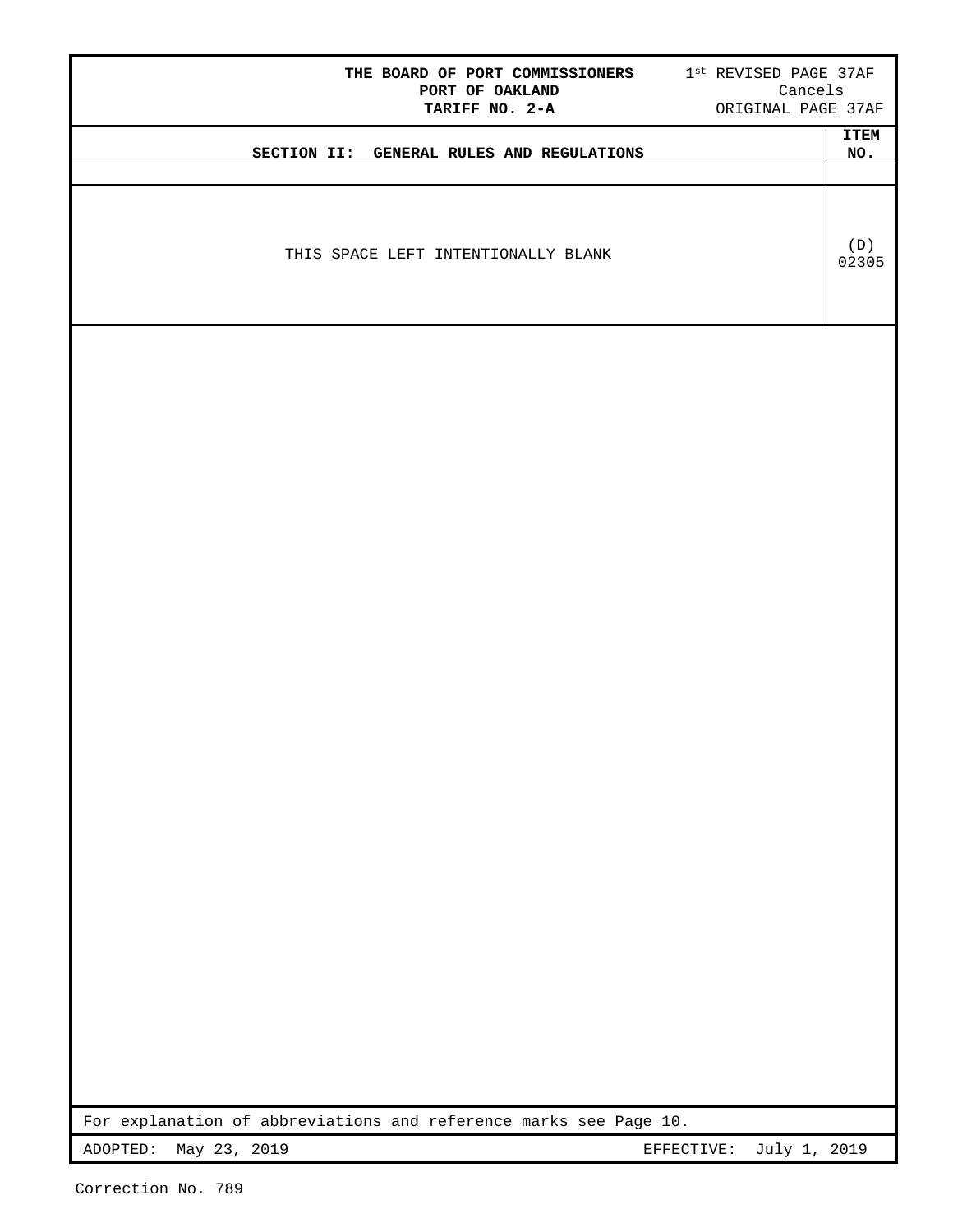| SECTION II: GENERAL RULES AND REGULATIONS | ITEM NO. |
|---|---|
| THIS SPACE LEFT INTENTIONALLY BLANK | (D) 02305 |

For explanation of abbreviations and reference marks see Page 10.

ADOPTED: May 23, 2019 EFFECTIVE: July 1, 2019

Correction No. 789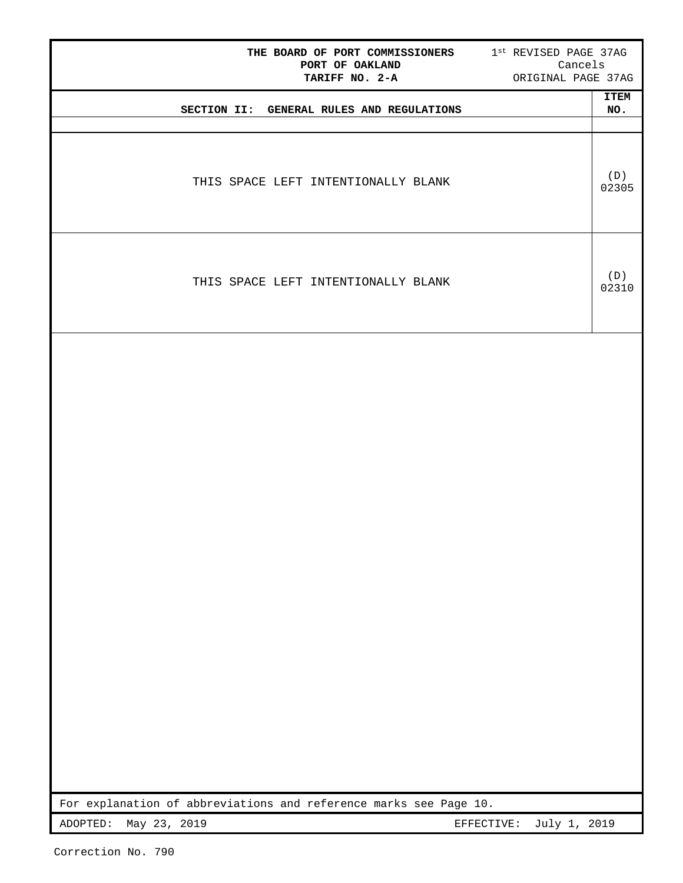THE BOARD OF PORT COMMISSIONERS
PORT OF OAKLAND
TARIFF NO. 2-A

1st REVISED PAGE 37AG
Cancels
ORIGINAL PAGE 37AG

| SECTION II: GENERAL RULES AND REGULATIONS | ITEM NO. |
|---|---|
| THIS SPACE LEFT INTENTIONALLY BLANK | (D) 02305 |
| THIS SPACE LEFT INTENTIONALLY BLANK | (D) 02310 |

For explanation of abbreviations and reference marks see Page 10.

ADOPTED: May 23, 2019 EFFECTIVE: July 1, 2019

Correction No. 790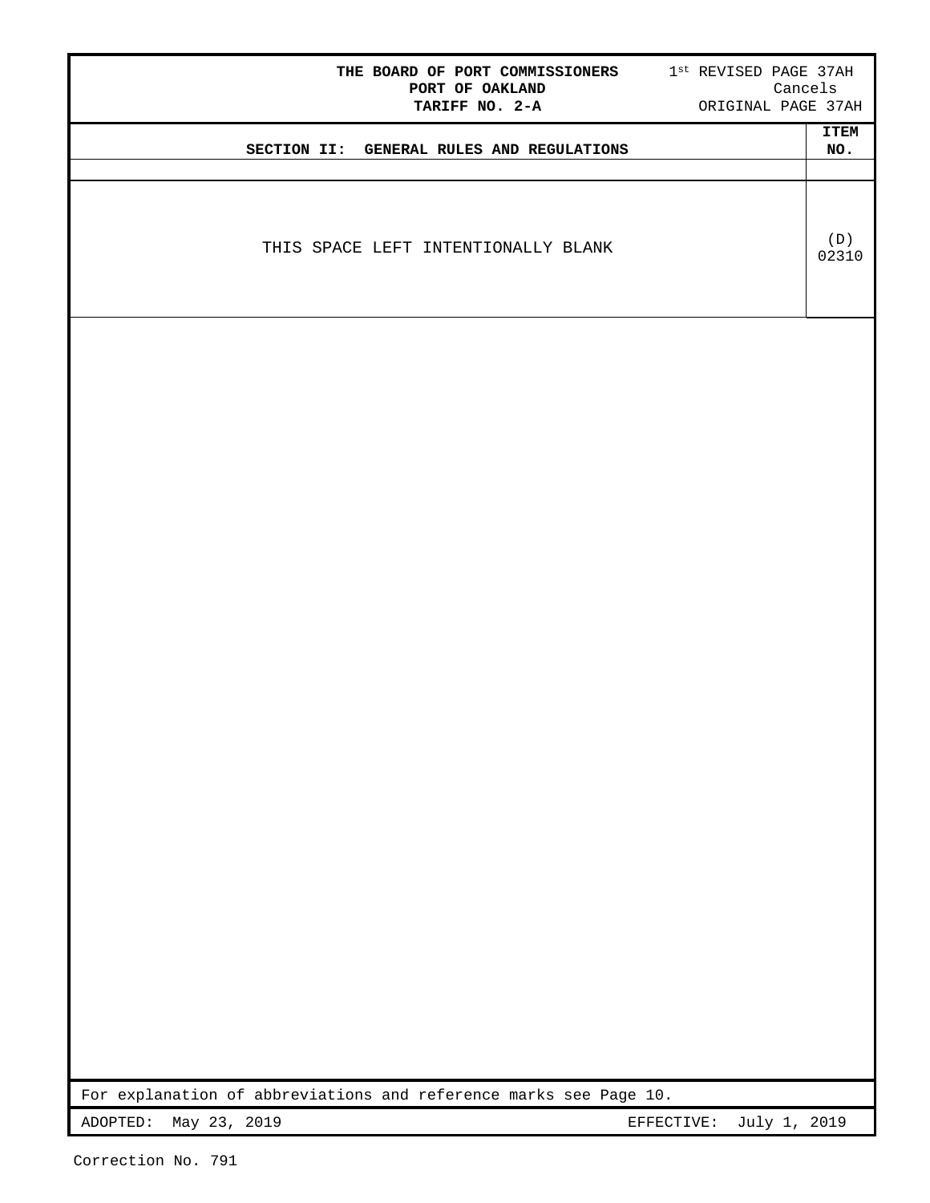THE BOARD OF PORT COMMISSIONERS
PORT OF OAKLAND
TARIFF NO. 2-A

1st REVISED PAGE 37AH
Cancels
ORIGINAL PAGE 37AH

| SECTION II: GENERAL RULES AND REGULATIONS | ITEM NO. |
|---|---|
| THIS SPACE LEFT INTENTIONALLY BLANK | (D) 02310 |

For explanation of abbreviations and reference marks see Page 10.

ADOPTED: May 23, 2019

EFFECTIVE: July 1, 2019

Correction No. 791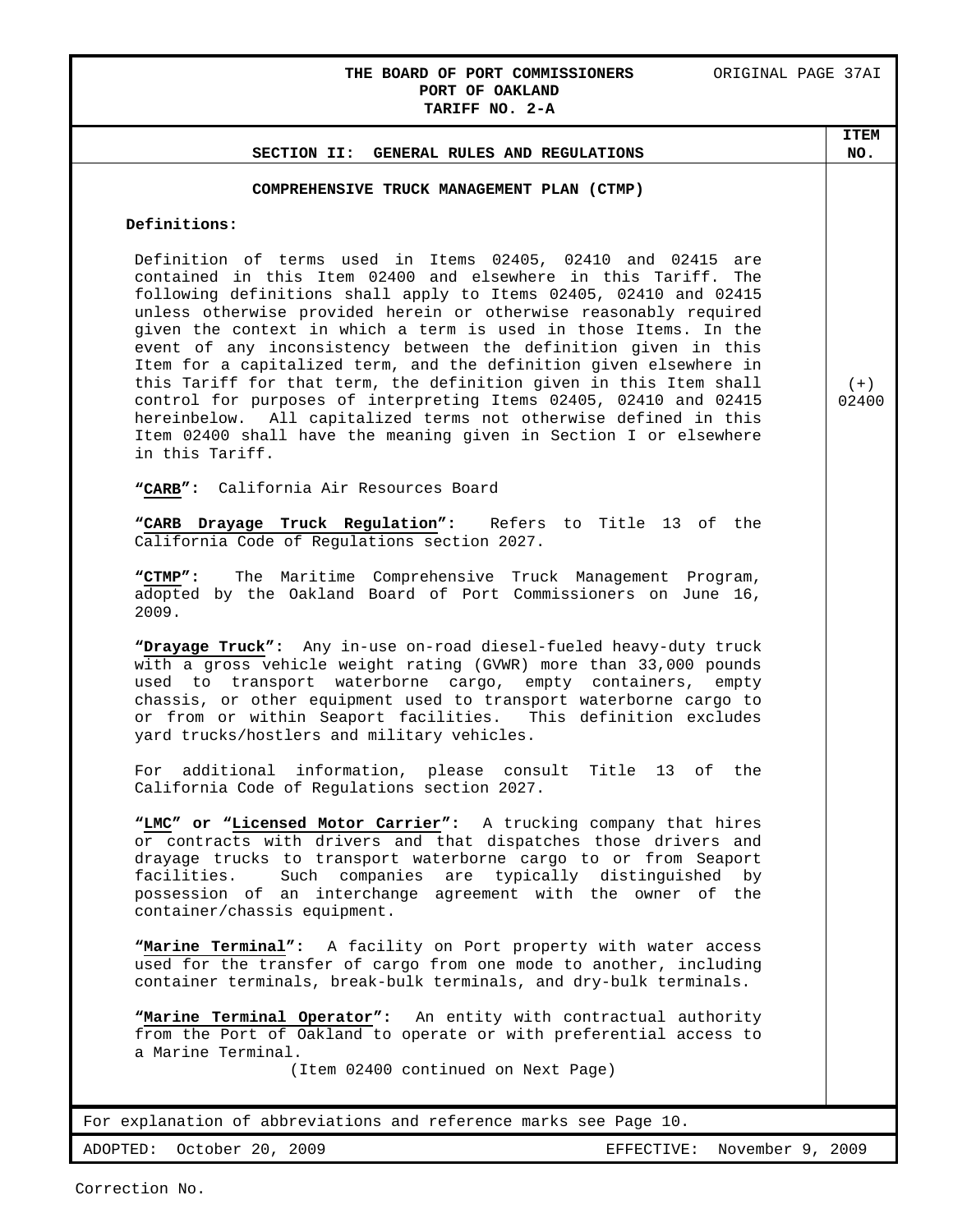THE BOARD OF PORT COMMISSIONERS
PORT OF OAKLAND
TARIFF NO. 2-A

ORIGINAL PAGE 37AI

## SECTION II: GENERAL RULES AND REGULATIONS

ITEM NO. (+) 02400

### COMPREHENSIVE TRUCK MANAGEMENT PLAN (CTMP)

**Definitions:**

Definition of terms used in Items 02405, 02410 and 02415 are contained in this Item 02400 and elsewhere in this Tariff. The following definitions shall apply to Items 02405, 02410 and 02415 unless otherwise provided herein or otherwise reasonably required given the context in which a term is used in those Items. In the event of any inconsistency between the definition given in this Item for a capitalized term, and the definition given elsewhere in this Tariff for that term, the definition given in this Item shall control for purposes of interpreting Items 02405, 02410 and 02415 hereinbelow. All capitalized terms not otherwise defined in this Item 02400 shall have the meaning given in Section I or elsewhere in this Tariff.

**"CARB":** California Air Resources Board

**"CARB Drayage Truck Regulation":** Refers to Title 13 of the California Code of Regulations section 2027.

**"CTMP":** The Maritime Comprehensive Truck Management Program, adopted by the Oakland Board of Port Commissioners on June 16, 2009.

**"Drayage Truck":** Any in-use on-road diesel-fueled heavy-duty truck with a gross vehicle weight rating (GVWR) more than 33,000 pounds used to transport waterborne cargo, empty containers, empty chassis, or other equipment used to transport waterborne cargo to or from or within Seaport facilities. This definition excludes yard trucks/hostlers and military vehicles.

For additional information, please consult Title 13 of the California Code of Regulations section 2027.

**"LMC" or "Licensed Motor Carrier":** A trucking company that hires or contracts with drivers and that dispatches those drivers and drayage trucks to transport waterborne cargo to or from Seaport facilities. Such companies are typically distinguished by possession of an interchange agreement with the owner of the container/chassis equipment.

**"Marine Terminal":** A facility on Port property with water access used for the transfer of cargo from one mode to another, including container terminals, break-bulk terminals, and dry-bulk terminals.

**"Marine Terminal Operator":** An entity with contractual authority from the Port of Oakland to operate or with preferential access to a Marine Terminal.

(Item 02400 continued on Next Page)

For explanation of abbreviations and reference marks see Page 10.

ADOPTED: October 20, 2009 EFFECTIVE: November 9, 2009

Correction No.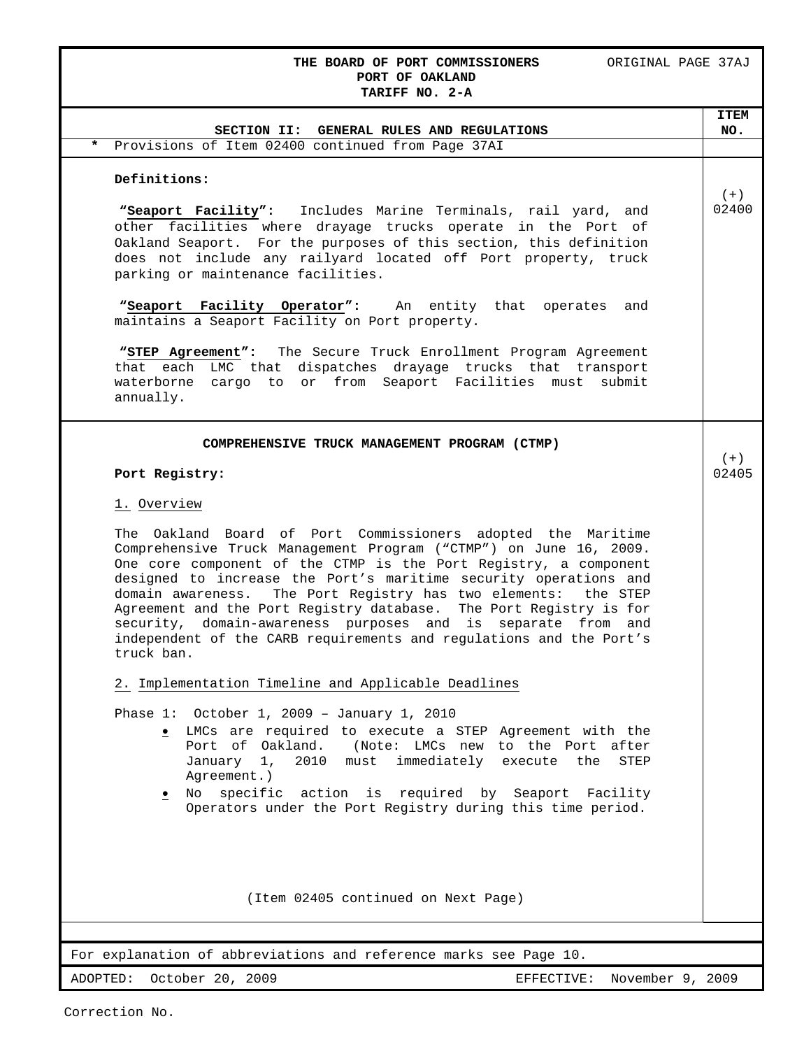**THE BOARD OF PORT COMMISSIONERS** ORIGINAL PAGE 37AJ
**PORT OF OAKLAND**
**TARIFF NO. 2-A**

## SECTION II: GENERAL RULES AND REGULATIONS

**ITEM NO.**

\* Provisions of Item 02400 continued from Page 37AI

(+) 02400

**Definitions:**

**"Seaport Facility":** Includes Marine Terminals, rail yard, and other facilities where drayage trucks operate in the Port of Oakland Seaport. For the purposes of this section, this definition does not include any railyard located off Port property, truck parking or maintenance facilities.

**"Seaport Facility Operator":** An entity that operates and maintains a Seaport Facility on Port property.

**"STEP Agreement":** The Secure Truck Enrollment Program Agreement that each LMC that dispatches drayage trucks that transport waterborne cargo to or from Seaport Facilities must submit annually.

(+) 02405

### COMPREHENSIVE TRUCK MANAGEMENT PROGRAM (CTMP)

**Port Registry:**

1. Overview

The Oakland Board of Port Commissioners adopted the Maritime Comprehensive Truck Management Program ("CTMP") on June 16, 2009. One core component of the CTMP is the Port Registry, a component designed to increase the Port's maritime security operations and domain awareness. The Port Registry has two elements: the STEP Agreement and the Port Registry database. The Port Registry is for security, domain-awareness purposes and is separate from and independent of the CARB requirements and regulations and the Port's truck ban.

2. Implementation Timeline and Applicable Deadlines

Phase 1: October 1, 2009 – January 1, 2010

- LMCs are required to execute a STEP Agreement with the Port of Oakland. (Note: LMCs new to the Port after January 1, 2010 must immediately execute the STEP Agreement.)
- No specific action is required by Seaport Facility Operators under the Port Registry during this time period.

(Item 02405 continued on Next Page)

For explanation of abbreviations and reference marks see Page 10.

ADOPTED: October 20, 2009 EFFECTIVE: November 9, 2009

Correction No.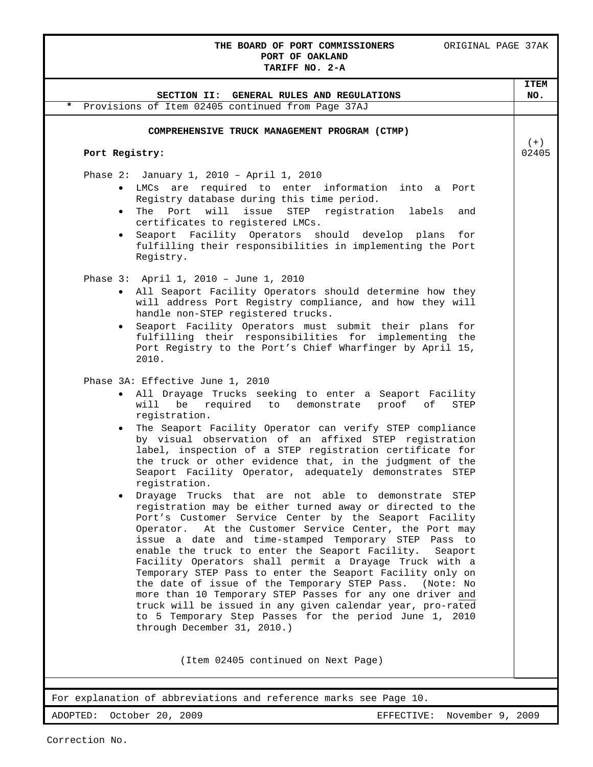**THE BOARD OF PORT COMMISSIONERS**
**PORT OF OAKLAND**
**TARIFF NO. 2-A**

ORIGINAL PAGE 37AK

**SECTION II: GENERAL RULES AND REGULATIONS** — **ITEM NO.**

\* Provisions of Item 02405 continued from Page 37AJ

**COMPREHENSIVE TRUCK MANAGEMENT PROGRAM (CTMP)**

(+) 02405

**Port Registry:**

Phase 2: January 1, 2010 – April 1, 2010

- LMCs are required to enter information into a Port Registry database during this time period.
- The Port will issue STEP registration labels and certificates to registered LMCs.
- Seaport Facility Operators should develop plans for fulfilling their responsibilities in implementing the Port Registry.

Phase 3: April 1, 2010 – June 1, 2010

- All Seaport Facility Operators should determine how they will address Port Registry compliance, and how they will handle non-STEP registered trucks.
- Seaport Facility Operators must submit their plans for fulfilling their responsibilities for implementing the Port Registry to the Port's Chief Wharfinger by April 15, 2010.

Phase 3A: Effective June 1, 2010

- All Drayage Trucks seeking to enter a Seaport Facility will be required to demonstrate proof of STEP registration.
- The Seaport Facility Operator can verify STEP compliance by visual observation of an affixed STEP registration label, inspection of a STEP registration certificate for the truck or other evidence that, in the judgment of the Seaport Facility Operator, adequately demonstrates STEP registration.
- Drayage Trucks that are not able to demonstrate STEP registration may be either turned away or directed to the Port's Customer Service Center by the Seaport Facility Operator. At the Customer Service Center, the Port may issue a date and time-stamped Temporary STEP Pass to enable the truck to enter the Seaport Facility. Seaport Facility Operators shall permit a Drayage Truck with a Temporary STEP Pass to enter the Seaport Facility only on the date of issue of the Temporary STEP Pass. (Note: No more than 10 Temporary STEP Passes for any one driver and truck will be issued in any given calendar year, pro-rated to 5 Temporary Step Passes for the period June 1, 2010 through December 31, 2010.)

(Item 02405 continued on Next Page)

For explanation of abbreviations and reference marks see Page 10.

ADOPTED: October 20, 2009 — EFFECTIVE: November 9, 2009

Correction No.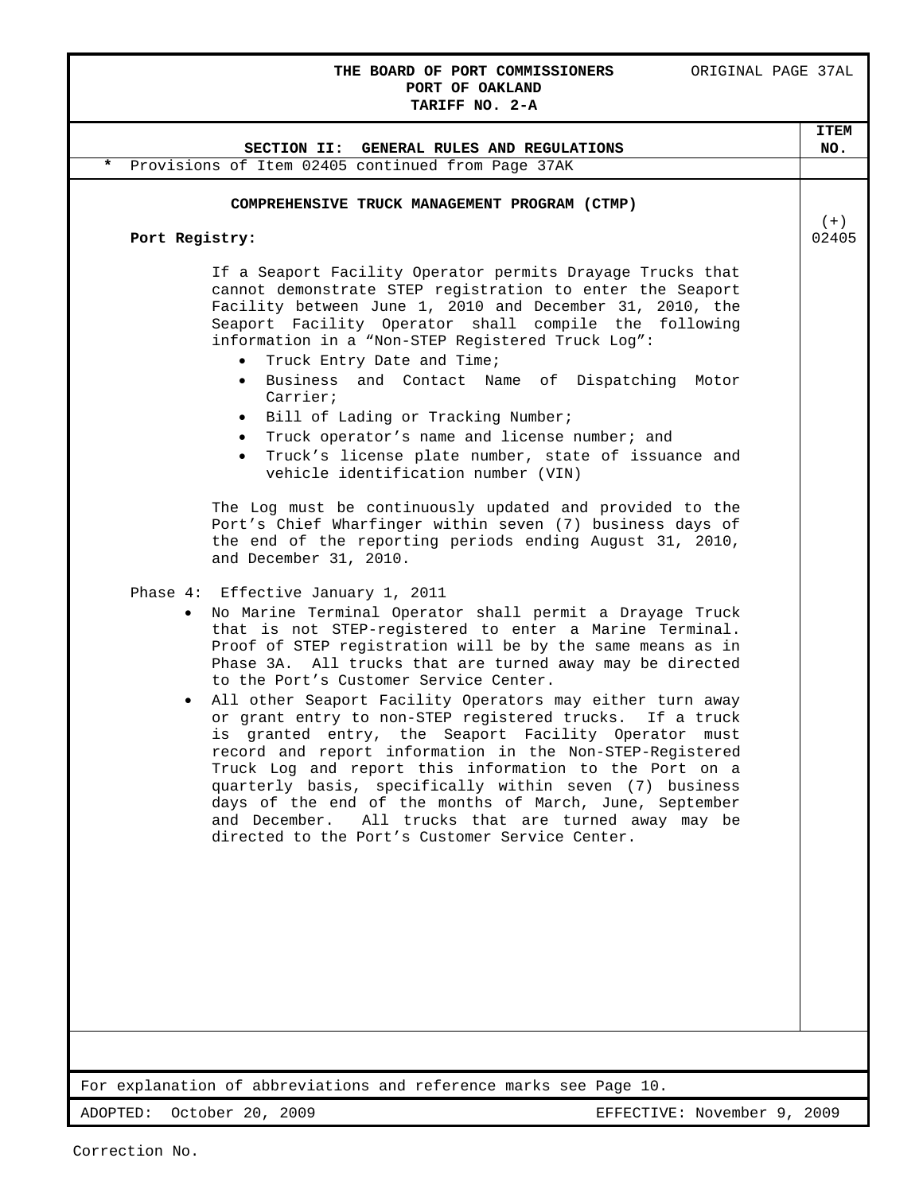**THE BOARD OF PORT COMMISSIONERS** ORIGINAL PAGE 37AL
**PORT OF OAKLAND**
**TARIFF NO. 2-A**

**SECTION II: GENERAL RULES AND REGULATIONS** — **ITEM NO.**

\* Provisions of Item 02405 continued from Page 37AK

## COMPREHENSIVE TRUCK MANAGEMENT PROGRAM (CTMP)

(+) 02405

**Port Registry:**

If a Seaport Facility Operator permits Drayage Trucks that cannot demonstrate STEP registration to enter the Seaport Facility between June 1, 2010 and December 31, 2010, the Seaport Facility Operator shall compile the following information in a "Non-STEP Registered Truck Log":

- Truck Entry Date and Time;
- Business and Contact Name of Dispatching Motor Carrier;
- Bill of Lading or Tracking Number;
- Truck operator's name and license number; and
- Truck's license plate number, state of issuance and vehicle identification number (VIN)

The Log must be continuously updated and provided to the Port's Chief Wharfinger within seven (7) business days of the end of the reporting periods ending August 31, 2010, and December 31, 2010.

Phase 4: Effective January 1, 2011

- No Marine Terminal Operator shall permit a Drayage Truck that is not STEP-registered to enter a Marine Terminal. Proof of STEP registration will be by the same means as in Phase 3A. All trucks that are turned away may be directed to the Port's Customer Service Center.
- All other Seaport Facility Operators may either turn away or grant entry to non-STEP registered trucks. If a truck is granted entry, the Seaport Facility Operator must record and report information in the Non-STEP-Registered Truck Log and report this information to the Port on a quarterly basis, specifically within seven (7) business days of the end of the months of March, June, September and December. All trucks that are turned away may be directed to the Port's Customer Service Center.

For explanation of abbreviations and reference marks see Page 10.

ADOPTED: October 20, 2009 EFFECTIVE: November 9, 2009

Correction No.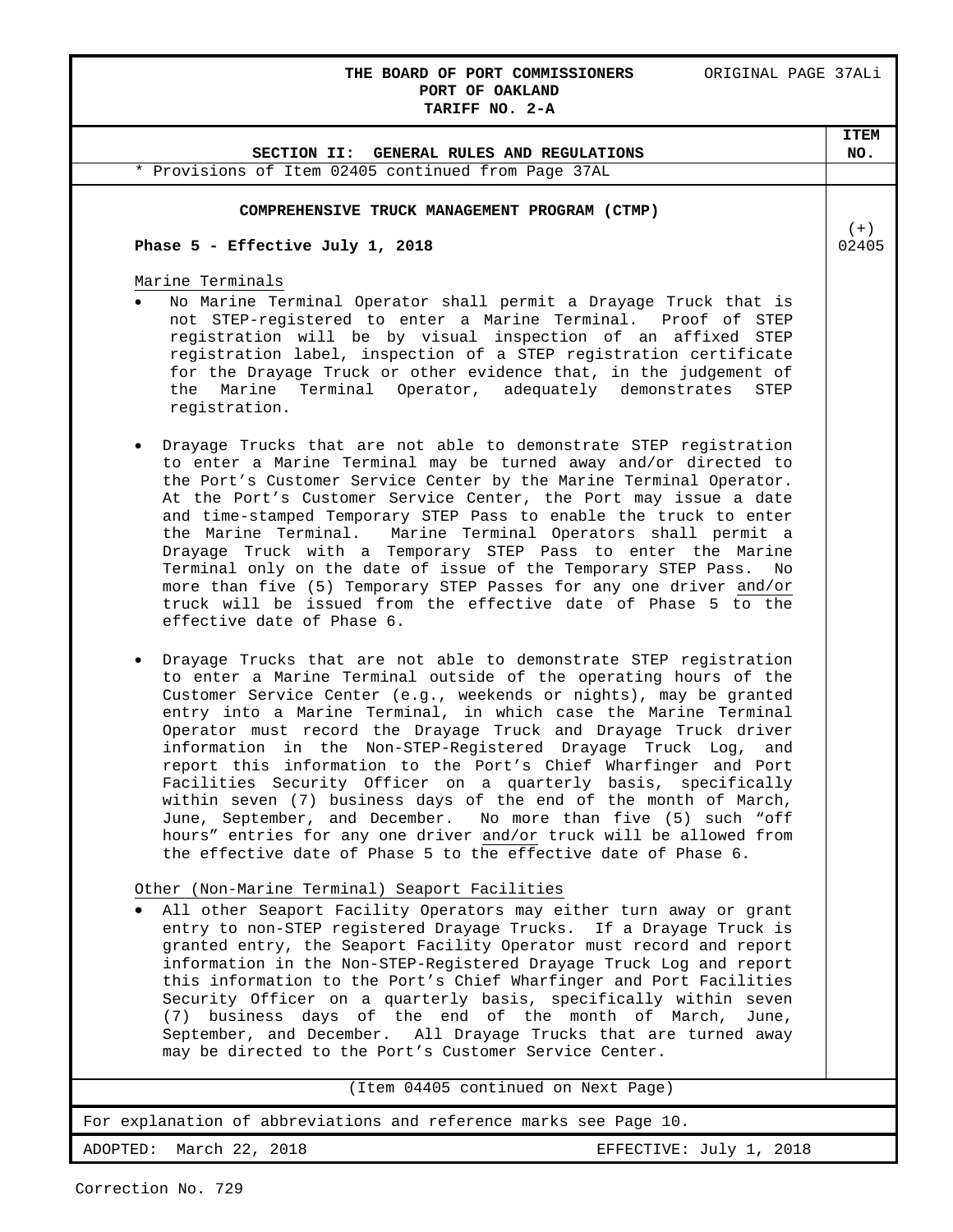**THE BOARD OF PORT COMMISSIONERS** ORIGINAL PAGE 37ALi
**PORT OF OAKLAND**
**TARIFF NO. 2-A**

**SECTION II: GENERAL RULES AND REGULATIONS** — **ITEM NO.**

\* Provisions of Item 02405 continued from Page 37AL

**COMPREHENSIVE TRUCK MANAGEMENT PROGRAM (CTMP)**

(+) 02405

**Phase 5 - Effective July 1, 2018**

Marine Terminals

- No Marine Terminal Operator shall permit a Drayage Truck that is not STEP-registered to enter a Marine Terminal. Proof of STEP registration will be by visual inspection of an affixed STEP registration label, inspection of a STEP registration certificate for the Drayage Truck or other evidence that, in the judgement of the Marine Terminal Operator, adequately demonstrates STEP registration.

- Drayage Trucks that are not able to demonstrate STEP registration to enter a Marine Terminal may be turned away and/or directed to the Port's Customer Service Center by the Marine Terminal Operator. At the Port's Customer Service Center, the Port may issue a date and time-stamped Temporary STEP Pass to enable the truck to enter the Marine Terminal. Marine Terminal Operators shall permit a Drayage Truck with a Temporary STEP Pass to enter the Marine Terminal only on the date of issue of the Temporary STEP Pass. No more than five (5) Temporary STEP Passes for any one driver <u>and/or</u> truck will be issued from the effective date of Phase 5 to the effective date of Phase 6.

- Drayage Trucks that are not able to demonstrate STEP registration to enter a Marine Terminal outside of the operating hours of the Customer Service Center (e.g., weekends or nights), may be granted entry into a Marine Terminal, in which case the Marine Terminal Operator must record the Drayage Truck and Drayage Truck driver information in the Non-STEP-Registered Drayage Truck Log, and report this information to the Port's Chief Wharfinger and Port Facilities Security Officer on a quarterly basis, specifically within seven (7) business days of the end of the month of March, June, September, and December. No more than five (5) such "off hours" entries for any one driver <u>and/or</u> truck will be allowed from the effective date of Phase 5 to the effective date of Phase 6.

Other (Non-Marine Terminal) Seaport Facilities

- All other Seaport Facility Operators may either turn away or grant entry to non-STEP registered Drayage Trucks. If a Drayage Truck is granted entry, the Seaport Facility Operator must record and report information in the Non-STEP-Registered Drayage Truck Log and report this information to the Port's Chief Wharfinger and Port Facilities Security Officer on a quarterly basis, specifically within seven (7) business days of the end of the month of March, June, September, and December. All Drayage Trucks that are turned away may be directed to the Port's Customer Service Center.

(Item 04405 continued on Next Page)

For explanation of abbreviations and reference marks see Page 10.

ADOPTED: March 22, 2018 EFFECTIVE: July 1, 2018

Correction No. 729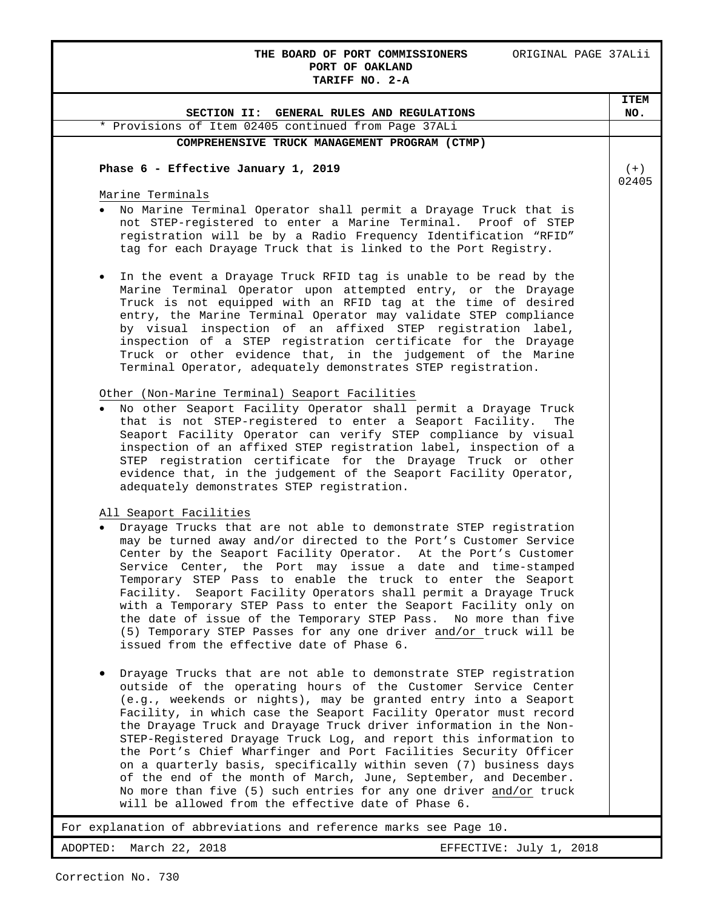**THE BOARD OF PORT COMMISSIONERS** ORIGINAL PAGE 37ALii
**PORT OF OAKLAND**
**TARIFF NO. 2-A**

## SECTION II: GENERAL RULES AND REGULATIONS

**ITEM NO.**

\* Provisions of Item 02405 continued from Page 37ALi

### COMPREHENSIVE TRUCK MANAGEMENT PROGRAM (CTMP)

(+) 02405

**Phase 6 - Effective January 1, 2019**

Marine Terminals

- No Marine Terminal Operator shall permit a Drayage Truck that is not STEP-registered to enter a Marine Terminal. Proof of STEP registration will be by a Radio Frequency Identification "RFID" tag for each Drayage Truck that is linked to the Port Registry.

- In the event a Drayage Truck RFID tag is unable to be read by the Marine Terminal Operator upon attempted entry, or the Drayage Truck is not equipped with an RFID tag at the time of desired entry, the Marine Terminal Operator may validate STEP compliance by visual inspection of an affixed STEP registration label, inspection of a STEP registration certificate for the Drayage Truck or other evidence that, in the judgement of the Marine Terminal Operator, adequately demonstrates STEP registration.

Other (Non-Marine Terminal) Seaport Facilities

- No other Seaport Facility Operator shall permit a Drayage Truck that is not STEP-registered to enter a Seaport Facility. The Seaport Facility Operator can verify STEP compliance by visual inspection of an affixed STEP registration label, inspection of a STEP registration certificate for the Drayage Truck or other evidence that, in the judgement of the Seaport Facility Operator, adequately demonstrates STEP registration.

All Seaport Facilities

- Drayage Trucks that are not able to demonstrate STEP registration may be turned away and/or directed to the Port's Customer Service Center by the Seaport Facility Operator. At the Port's Customer Service Center, the Port may issue a date and time-stamped Temporary STEP Pass to enable the truck to enter the Seaport Facility. Seaport Facility Operators shall permit a Drayage Truck with a Temporary STEP Pass to enter the Seaport Facility only on the date of issue of the Temporary STEP Pass. No more than five (5) Temporary STEP Passes for any one driver and/or truck will be issued from the effective date of Phase 6.

- Drayage Trucks that are not able to demonstrate STEP registration outside of the operating hours of the Customer Service Center (e.g., weekends or nights), may be granted entry into a Seaport Facility, in which case the Seaport Facility Operator must record the Drayage Truck and Drayage Truck driver information in the Non-STEP-Registered Drayage Truck Log, and report this information to the Port's Chief Wharfinger and Port Facilities Security Officer on a quarterly basis, specifically within seven (7) business days of the end of the month of March, June, September, and December. No more than five (5) such entries for any one driver and/or truck will be allowed from the effective date of Phase 6.

For explanation of abbreviations and reference marks see Page 10.

ADOPTED: March 22, 2018 EFFECTIVE: July 1, 2018

Correction No. 730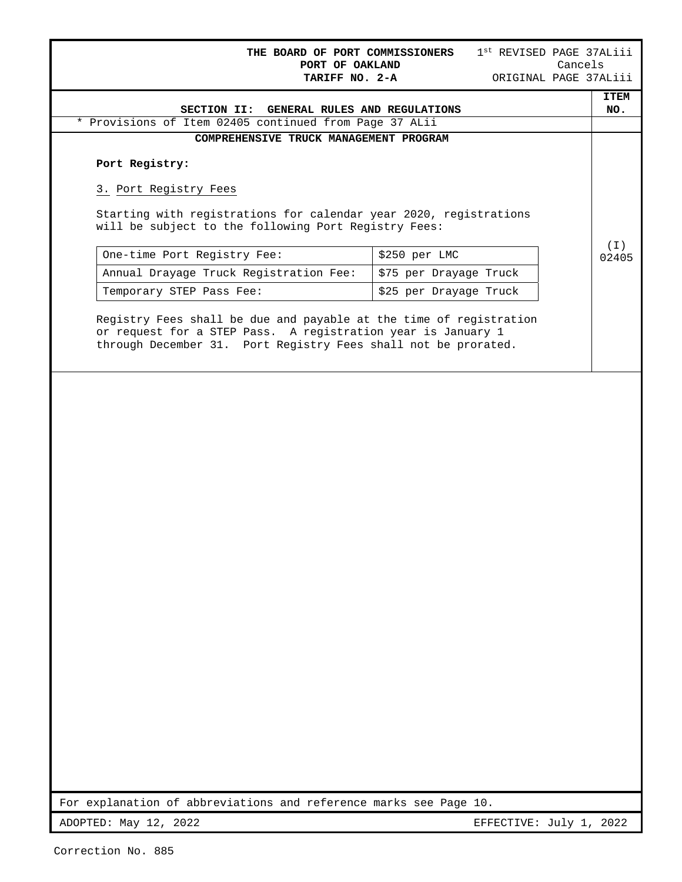THE BOARD OF PORT COMMISSIONERS
PORT OF OAKLAND
TARIFF NO. 2-A

1st REVISED PAGE 37ALiii
Cancels
ORIGINAL PAGE 37ALiii

## SECTION II: GENERAL RULES AND REGULATIONS

ITEM NO.

* Provisions of Item 02405 continued from Page 37 ALii

### COMPREHENSIVE TRUCK MANAGEMENT PROGRAM

**Port Registry:**

3. Port Registry Fees

Starting with registrations for calendar year 2020, registrations will be subject to the following Port Registry Fees:

(I) 02405

| | |
|---|---|
| One-time Port Registry Fee: | $250 per LMC |
| Annual Drayage Truck Registration Fee: | $75 per Drayage Truck |
| Temporary STEP Pass Fee: | $25 per Drayage Truck |

Registry Fees shall be due and payable at the time of registration or request for a STEP Pass. A registration year is January 1 through December 31. Port Registry Fees shall not be prorated.

For explanation of abbreviations and reference marks see Page 10.

ADOPTED: May 12, 2022 EFFECTIVE: July 1, 2022

Correction No. 885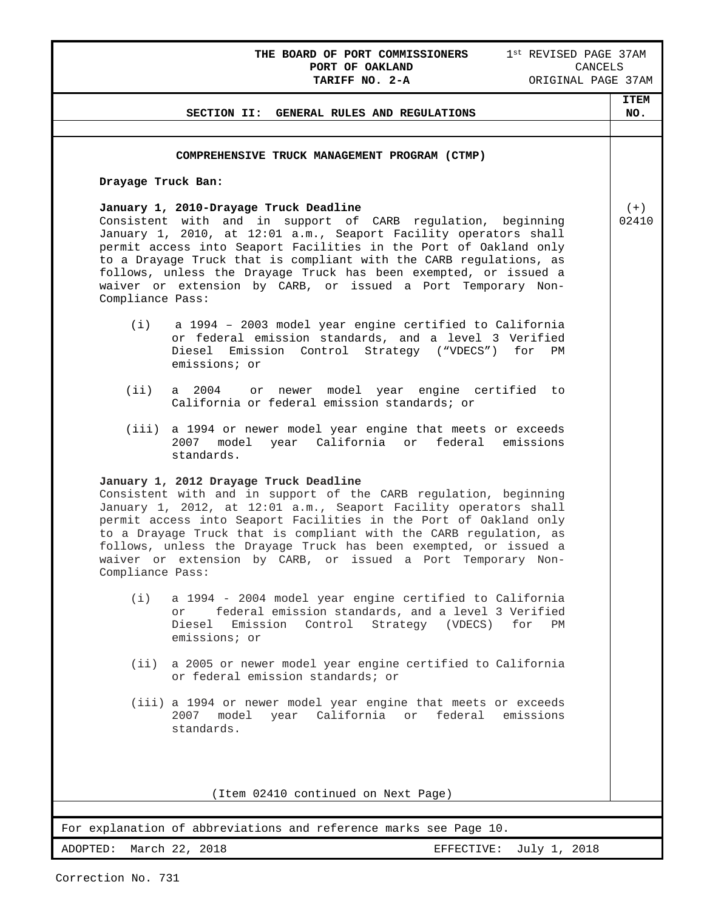THE BOARD OF PORT COMMISSIONERS
PORT OF OAKLAND
TARIFF NO. 2-A

1st REVISED PAGE 37AM
CANCELS
ORIGINAL PAGE 37AM

## SECTION II: GENERAL RULES AND REGULATIONS

ITEM NO.

### COMPREHENSIVE TRUCK MANAGEMENT PROGRAM (CTMP)

**Drayage Truck Ban:**

(+) 02410

**January 1, 2010-Drayage Truck Deadline**
Consistent with and in support of CARB regulation, beginning January 1, 2010, at 12:01 a.m., Seaport Facility operators shall permit access into Seaport Facilities in the Port of Oakland only to a Drayage Truck that is compliant with the CARB regulations, as follows, unless the Drayage Truck has been exempted, or issued a waiver or extension by CARB, or issued a Port Temporary Non-Compliance Pass:

(i) a 1994 – 2003 model year engine certified to California or federal emission standards, and a level 3 Verified Diesel Emission Control Strategy ("VDECS") for PM emissions; or

(ii) a 2004 or newer model year engine certified to California or federal emission standards; or

(iii) a 1994 or newer model year engine that meets or exceeds 2007 model year California or federal emissions standards.

**January 1, 2012 Drayage Truck Deadline**
Consistent with and in support of the CARB regulation, beginning January 1, 2012, at 12:01 a.m., Seaport Facility operators shall permit access into Seaport Facilities in the Port of Oakland only to a Drayage Truck that is compliant with the CARB regulation, as follows, unless the Drayage Truck has been exempted, or issued a waiver or extension by CARB, or issued a Port Temporary Non-Compliance Pass:

(i) a 1994 - 2004 model year engine certified to California or federal emission standards, and a level 3 Verified Diesel Emission Control Strategy (VDECS) for PM emissions; or

(ii) a 2005 or newer model year engine certified to California or federal emission standards; or

(iii) a 1994 or newer model year engine that meets or exceeds 2007 model year California or federal emissions standards.

(Item 02410 continued on Next Page)

For explanation of abbreviations and reference marks see Page 10.

ADOPTED: March 22, 2018 EFFECTIVE: July 1, 2018

Correction No. 731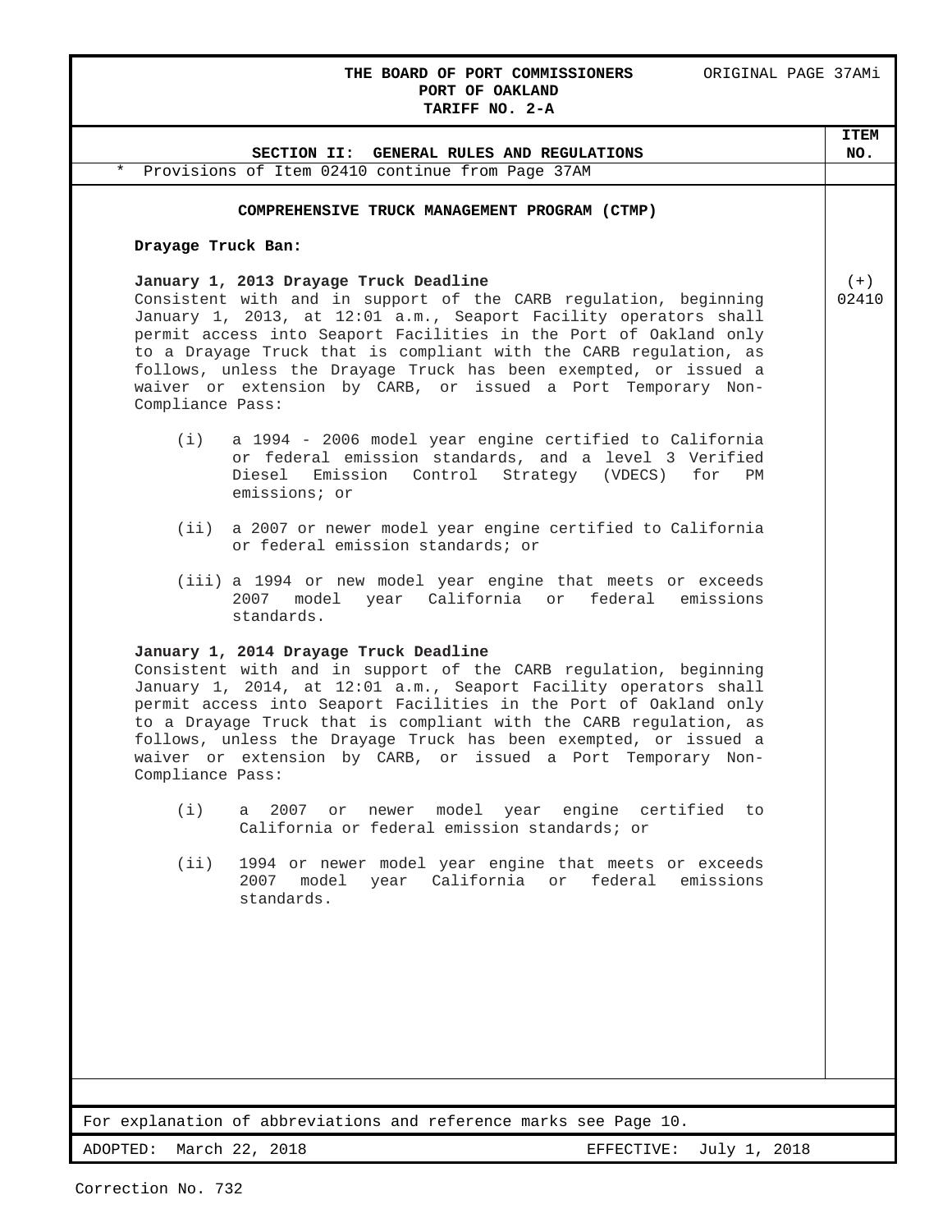THE BOARD OF PORT COMMISSIONERS — ORIGINAL PAGE 37AMi
PORT OF OAKLAND
TARIFF NO. 2-A

**SECTION II: GENERAL RULES AND REGULATIONS** — ITEM NO.

\* Provisions of Item 02410 continue from Page 37AM

## COMPREHENSIVE TRUCK MANAGEMENT PROGRAM (CTMP)

**Drayage Truck Ban:**

**January 1, 2013 Drayage Truck Deadline** (+) 02410

Consistent with and in support of the CARB regulation, beginning January 1, 2013, at 12:01 a.m., Seaport Facility operators shall permit access into Seaport Facilities in the Port of Oakland only to a Drayage Truck that is compliant with the CARB regulation, as follows, unless the Drayage Truck has been exempted, or issued a waiver or extension by CARB, or issued a Port Temporary Non-Compliance Pass:

(i) a 1994 - 2006 model year engine certified to California or federal emission standards, and a level 3 Verified Diesel Emission Control Strategy (VDECS) for PM emissions; or

(ii) a 2007 or newer model year engine certified to California or federal emission standards; or

(iii) a 1994 or new model year engine that meets or exceeds 2007 model year California or federal emissions standards.

**January 1, 2014 Drayage Truck Deadline**

Consistent with and in support of the CARB regulation, beginning January 1, 2014, at 12:01 a.m., Seaport Facility operators shall permit access into Seaport Facilities in the Port of Oakland only to a Drayage Truck that is compliant with the CARB regulation, as follows, unless the Drayage Truck has been exempted, or issued a waiver or extension by CARB, or issued a Port Temporary Non-Compliance Pass:

(i) a 2007 or newer model year engine certified to California or federal emission standards; or

(ii) 1994 or newer model year engine that meets or exceeds 2007 model year California or federal emissions standards.

For explanation of abbreviations and reference marks see Page 10.

ADOPTED: March 22, 2018 — EFFECTIVE: July 1, 2018

Correction No. 732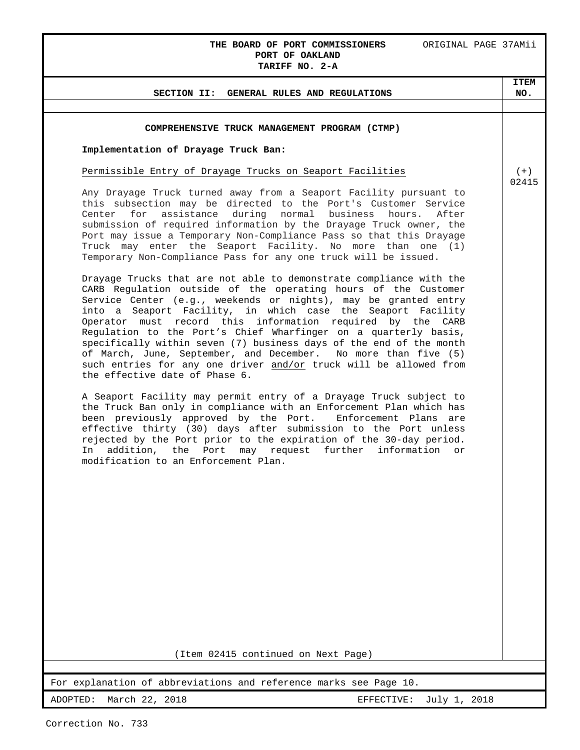## SECTION II: GENERAL RULES AND REGULATIONS

ITEM NO. (+) 02415

### COMPREHENSIVE TRUCK MANAGEMENT PROGRAM (CTMP)

**Implementation of Drayage Truck Ban:**

Permissible Entry of Drayage Trucks on Seaport Facilities

Any Drayage Truck turned away from a Seaport Facility pursuant to this subsection may be directed to the Port's Customer Service Center for assistance during normal business hours. After submission of required information by the Drayage Truck owner, the Port may issue a Temporary Non-Compliance Pass so that this Drayage Truck may enter the Seaport Facility. No more than one (1) Temporary Non-Compliance Pass for any one truck will be issued.

Drayage Trucks that are not able to demonstrate compliance with the CARB Regulation outside of the operating hours of the Customer Service Center (e.g., weekends or nights), may be granted entry into a Seaport Facility, in which case the Seaport Facility Operator must record this information required by the CARB Regulation to the Port's Chief Wharfinger on a quarterly basis, specifically within seven (7) business days of the end of the month of March, June, September, and December. No more than five (5) such entries for any one driver and/or truck will be allowed from the effective date of Phase 6.

A Seaport Facility may permit entry of a Drayage Truck subject to the Truck Ban only in compliance with an Enforcement Plan which has been previously approved by the Port. Enforcement Plans are effective thirty (30) days after submission to the Port unless rejected by the Port prior to the expiration of the 30-day period. In addition, the Port may request further information or modification to an Enforcement Plan.

(Item 02415 continued on Next Page)

For explanation of abbreviations and reference marks see Page 10.

ADOPTED: March 22, 2018 EFFECTIVE: July 1, 2018

Correction No. 733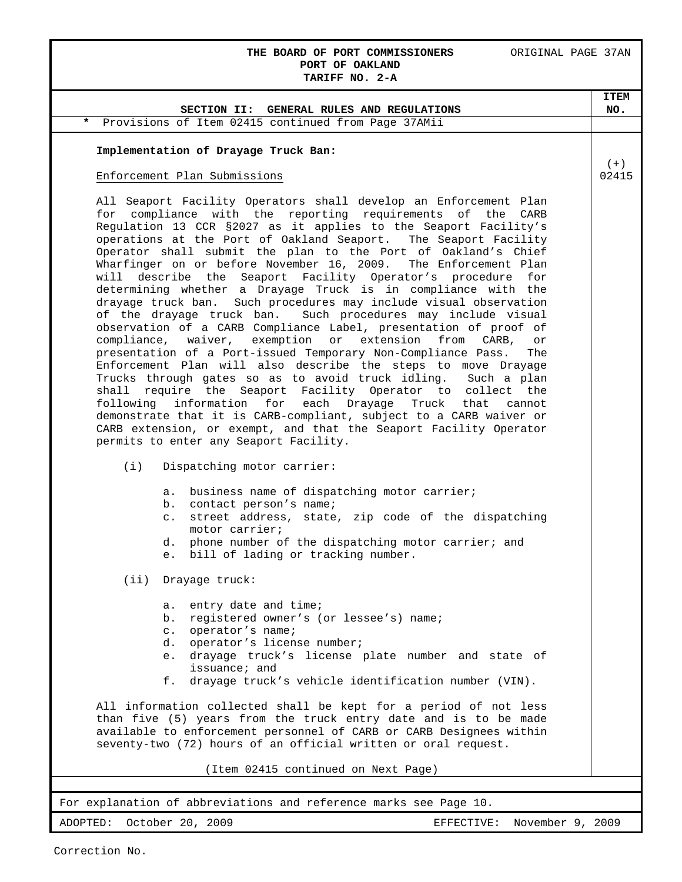**THE BOARD OF PORT COMMISSIONERS** ORIGINAL PAGE 37AN
**PORT OF OAKLAND**
**TARIFF NO. 2-A**

**SECTION II: GENERAL RULES AND REGULATIONS** — **ITEM NO.**

\* Provisions of Item 02415 continued from Page 37AMii

(+) 02415

**Implementation of Drayage Truck Ban:**

Enforcement Plan Submissions

All Seaport Facility Operators shall develop an Enforcement Plan for compliance with the reporting requirements of the CARB Regulation 13 CCR §2027 as it applies to the Seaport Facility's operations at the Port of Oakland Seaport. The Seaport Facility Operator shall submit the plan to the Port of Oakland's Chief Wharfinger on or before November 16, 2009. The Enforcement Plan will describe the Seaport Facility Operator's procedure for determining whether a Drayage Truck is in compliance with the drayage truck ban. Such procedures may include visual observation of the drayage truck ban. Such procedures may include visual observation of a CARB Compliance Label, presentation of proof of compliance, waiver, exemption or extension from CARB, or presentation of a Port-issued Temporary Non-Compliance Pass. The Enforcement Plan will also describe the steps to move Drayage Trucks through gates so as to avoid truck idling. Such a plan shall require the Seaport Facility Operator to collect the following information for each Drayage Truck that cannot demonstrate that it is CARB-compliant, subject to a CARB waiver or CARB extension, or exempt, and that the Seaport Facility Operator permits to enter any Seaport Facility.

(i) Dispatching motor carrier:

a. business name of dispatching motor carrier;
b. contact person's name;
c. street address, state, zip code of the dispatching motor carrier;
d. phone number of the dispatching motor carrier; and
e. bill of lading or tracking number.

(ii) Drayage truck:

a. entry date and time;
b. registered owner's (or lessee's) name;
c. operator's name;
d. operator's license number;
e. drayage truck's license plate number and state of issuance; and
f. drayage truck's vehicle identification number (VIN).

All information collected shall be kept for a period of not less than five (5) years from the truck entry date and is to be made available to enforcement personnel of CARB or CARB Designees within seventy-two (72) hours of an official written or oral request.

(Item 02415 continued on Next Page)

For explanation of abbreviations and reference marks see Page 10.

ADOPTED: October 20, 2009 EFFECTIVE: November 9, 2009

Correction No.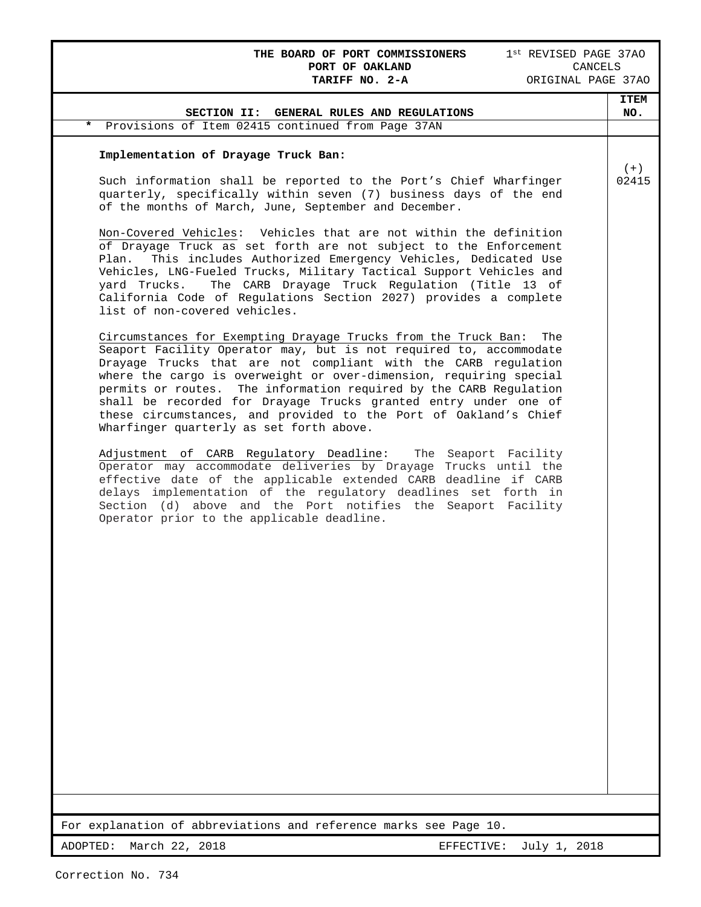**THE BOARD OF PORT COMMISSIONERS**
**PORT OF OAKLAND**
**TARIFF NO. 2-A**

1st REVISED PAGE 37AO
CANCELS
ORIGINAL PAGE 37AO

## SECTION II: GENERAL RULES AND REGULATIONS

**ITEM NO.**

\* Provisions of Item 02415 continued from Page 37AN

**Implementation of Drayage Truck Ban:**

(+) 02415

Such information shall be reported to the Port's Chief Wharfinger quarterly, specifically within seven (7) business days of the end of the months of March, June, September and December.

Non-Covered Vehicles: Vehicles that are not within the definition of Drayage Truck as set forth are not subject to the Enforcement Plan. This includes Authorized Emergency Vehicles, Dedicated Use Vehicles, LNG-Fueled Trucks, Military Tactical Support Vehicles and yard Trucks. The CARB Drayage Truck Regulation (Title 13 of California Code of Regulations Section 2027) provides a complete list of non-covered vehicles.

Circumstances for Exempting Drayage Trucks from the Truck Ban: The Seaport Facility Operator may, but is not required to, accommodate Drayage Trucks that are not compliant with the CARB regulation where the cargo is overweight or over-dimension, requiring special permits or routes. The information required by the CARB Regulation shall be recorded for Drayage Trucks granted entry under one of these circumstances, and provided to the Port of Oakland's Chief Wharfinger quarterly as set forth above.

Adjustment of CARB Regulatory Deadline: The Seaport Facility Operator may accommodate deliveries by Drayage Trucks until the effective date of the applicable extended CARB deadline if CARB delays implementation of the regulatory deadlines set forth in Section (d) above and the Port notifies the Seaport Facility Operator prior to the applicable deadline.

For explanation of abbreviations and reference marks see Page 10.

ADOPTED: March 22, 2018 EFFECTIVE: July 1, 2018

Correction No. 734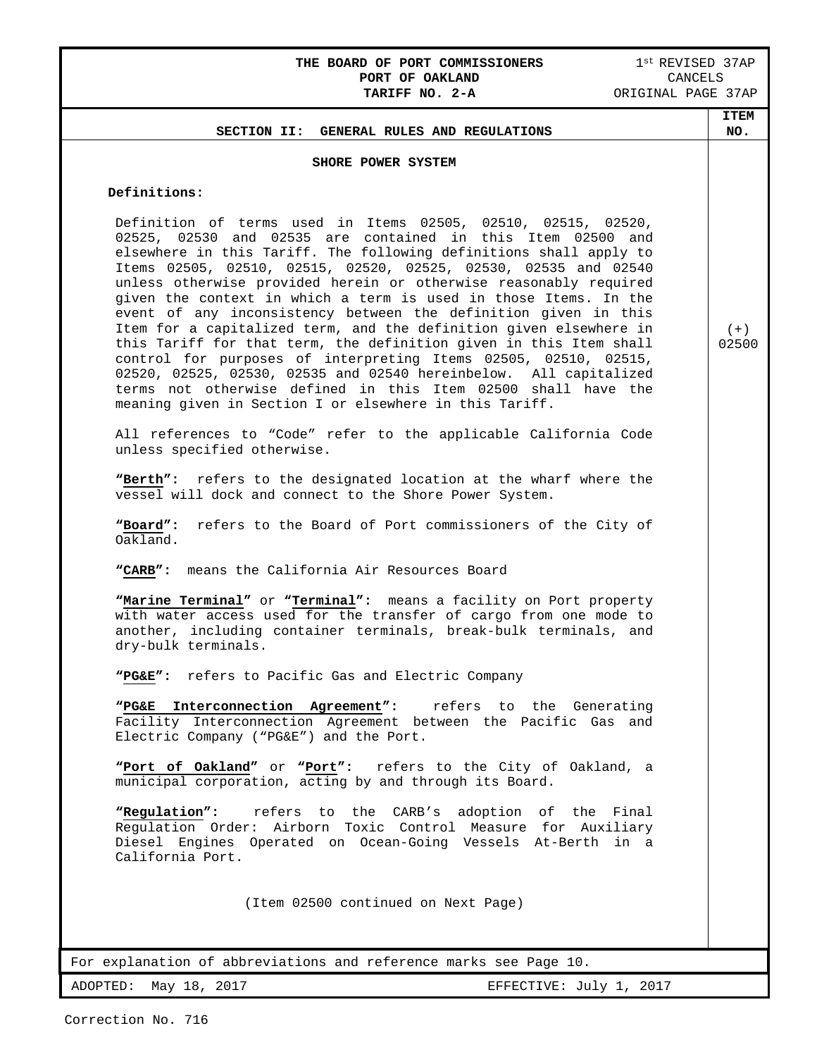THE BOARD OF PORT COMMISSIONERS
PORT OF OAKLAND
TARIFF NO. 2-A

1st REVISED 37AP
CANCELS
ORIGINAL PAGE 37AP

## SECTION II: GENERAL RULES AND REGULATIONS

ITEM NO. (+) 02500

### SHORE POWER SYSTEM

**Definitions:**

Definition of terms used in Items 02505, 02510, 02515, 02520, 02525, 02530 and 02535 are contained in this Item 02500 and elsewhere in this Tariff. The following definitions shall apply to Items 02505, 02510, 02515, 02520, 02525, 02530, 02535 and 02540 unless otherwise provided herein or otherwise reasonably required given the context in which a term is used in those Items. In the event of any inconsistency between the definition given in this Item for a capitalized term, and the definition given elsewhere in this Tariff for that term, the definition given in this Item shall control for purposes of interpreting Items 02505, 02510, 02515, 02520, 02525, 02530, 02535 and 02540 hereinbelow. All capitalized terms not otherwise defined in this Item 02500 shall have the meaning given in Section I or elsewhere in this Tariff.

All references to "Code" refer to the applicable California Code unless specified otherwise.

**"Berth"**: refers to the designated location at the wharf where the vessel will dock and connect to the Shore Power System.

**"Board"**: refers to the Board of Port commissioners of the City of Oakland.

**"CARB"**: means the California Air Resources Board

**"Marine Terminal"** or **"Terminal"**: means a facility on Port property with water access used for the transfer of cargo from one mode to another, including container terminals, break-bulk terminals, and dry-bulk terminals.

**"PG&E"**: refers to Pacific Gas and Electric Company

**"PG&E Interconnection Agreement"**: refers to the Generating Facility Interconnection Agreement between the Pacific Gas and Electric Company ("PG&E") and the Port.

**"Port of Oakland"** or **"Port"**: refers to the City of Oakland, a municipal corporation, acting by and through its Board.

**"Regulation"**: refers to the CARB's adoption of the Final Regulation Order: Airborn Toxic Control Measure for Auxiliary Diesel Engines Operated on Ocean-Going Vessels At-Berth in a California Port.

(Item 02500 continued on Next Page)

For explanation of abbreviations and reference marks see Page 10.

ADOPTED: May 18, 2017 EFFECTIVE: July 1, 2017

Correction No. 716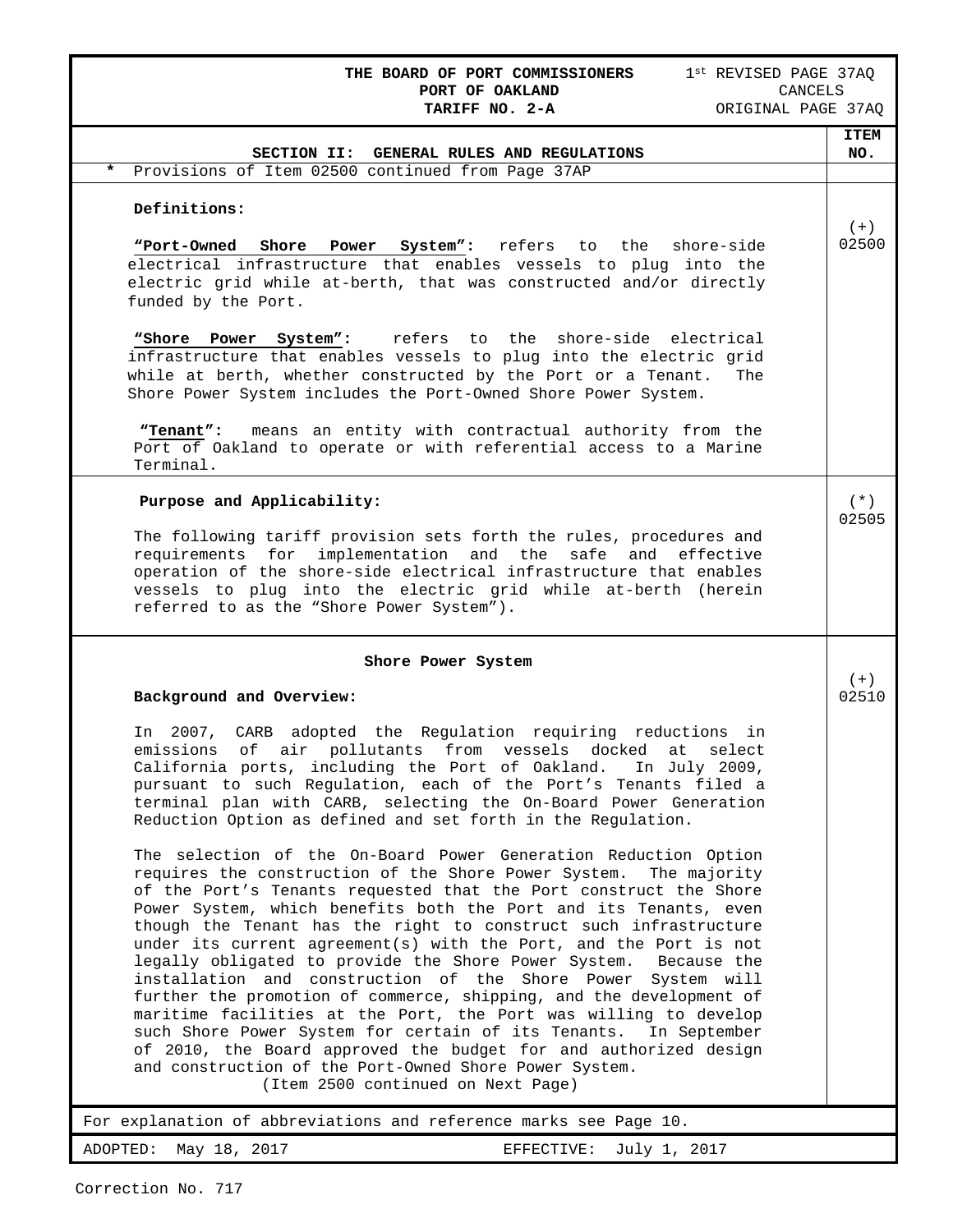**THE BOARD OF PORT COMMISSIONERS**
**PORT OF OAKLAND**
**TARIFF NO. 2-A**

1st REVISED PAGE 37AQ
CANCELS
ORIGINAL PAGE 37AQ

## SECTION II: GENERAL RULES AND REGULATIONS

| | ITEM NO. |
|---|---|
| * Provisions of Item 02500 continued from Page 37AP | |
| **Definitions:**<br><br>**"Port-Owned Shore Power System"**: refers to the shore-side electrical infrastructure that enables vessels to plug into the electric grid while at-berth, that was constructed and/or directly funded by the Port.<br><br>**"Shore Power System"**: refers to the shore-side electrical infrastructure that enables vessels to plug into the electric grid while at berth, whether constructed by the Port or a Tenant. The Shore Power System includes the Port-Owned Shore Power System.<br><br>**"Tenant"**: means an entity with contractual authority from the Port of Oakland to operate or with referential access to a Marine Terminal. | (+) 02500 |
| **Purpose and Applicability:**<br><br>The following tariff provision sets forth the rules, procedures and requirements for implementation and the safe and effective operation of the shore-side electrical infrastructure that enables vessels to plug into the electric grid while at-berth (herein referred to as the "Shore Power System"). | (*) 02505 |
| **Shore Power System**<br><br>**Background and Overview:**<br><br>In 2007, CARB adopted the Regulation requiring reductions in emissions of air pollutants from vessels docked at select California ports, including the Port of Oakland. In July 2009, pursuant to such Regulation, each of the Port's Tenants filed a terminal plan with CARB, selecting the On-Board Power Generation Reduction Option as defined and set forth in the Regulation.<br><br>The selection of the On-Board Power Generation Reduction Option requires the construction of the Shore Power System. The majority of the Port's Tenants requested that the Port construct the Shore Power System, which benefits both the Port and its Tenants, even though the Tenant has the right to construct such infrastructure under its current agreement(s) with the Port, and the Port is not legally obligated to provide the Shore Power System. Because the installation and construction of the Shore Power System will further the promotion of commerce, shipping, and the development of maritime facilities at the Port, the Port was willing to develop such Shore Power System for certain of its Tenants. In September of 2010, the Board approved the budget for and authorized design and construction of the Port-Owned Shore Power System.<br>(Item 2500 continued on Next Page) | (+) 02510 |

For explanation of abbreviations and reference marks see Page 10.

ADOPTED: May 18, 2017 EFFECTIVE: July 1, 2017

Correction No. 717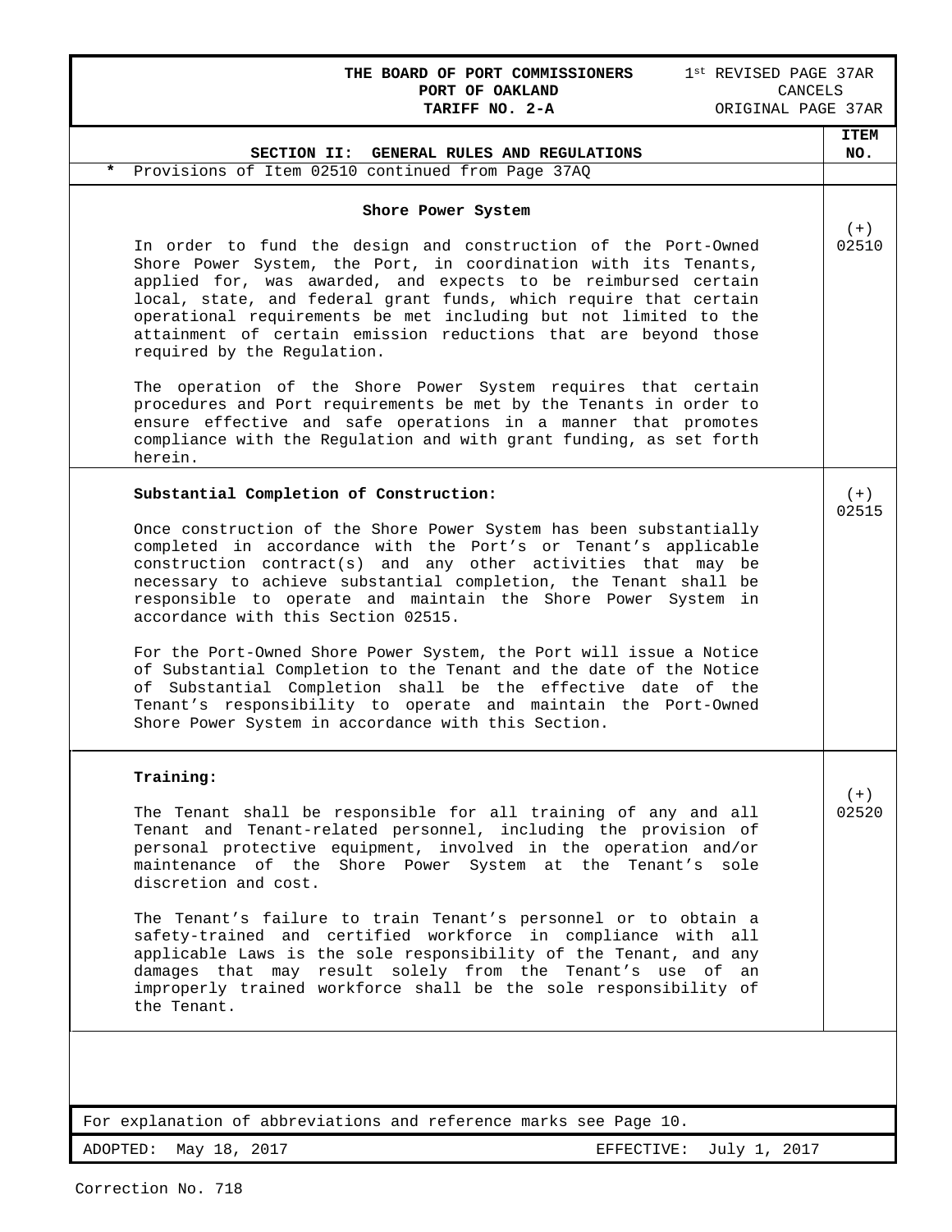**THE BOARD OF PORT COMMISSIONERS**
**PORT OF OAKLAND**
**TARIFF NO. 2-A**

1st REVISED PAGE 37AR
CANCELS
ORIGINAL PAGE 37AR

## SECTION II: GENERAL RULES AND REGULATIONS

| | ITEM NO. |
|---|---|
| * Provisions of Item 02510 continued from Page 37AQ | |

### Shore Power System

(+) 02510

In order to fund the design and construction of the Port-Owned Shore Power System, the Port, in coordination with its Tenants, applied for, was awarded, and expects to be reimbursed certain local, state, and federal grant funds, which require that certain operational requirements be met including but not limited to the attainment of certain emission reductions that are beyond those required by the Regulation.

The operation of the Shore Power System requires that certain procedures and Port requirements be met by the Tenants in order to ensure effective and safe operations in a manner that promotes compliance with the Regulation and with grant funding, as set forth herein.

**Substantial Completion of Construction:**

(+) 02515

Once construction of the Shore Power System has been substantially completed in accordance with the Port's or Tenant's applicable construction contract(s) and any other activities that may be necessary to achieve substantial completion, the Tenant shall be responsible to operate and maintain the Shore Power System in accordance with this Section 02515.

For the Port-Owned Shore Power System, the Port will issue a Notice of Substantial Completion to the Tenant and the date of the Notice of Substantial Completion shall be the effective date of the Tenant's responsibility to operate and maintain the Port-Owned Shore Power System in accordance with this Section.

**Training:**

(+) 02520

The Tenant shall be responsible for all training of any and all Tenant and Tenant-related personnel, including the provision of personal protective equipment, involved in the operation and/or maintenance of the Shore Power System at the Tenant's sole discretion and cost.

The Tenant's failure to train Tenant's personnel or to obtain a safety-trained and certified workforce in compliance with all applicable Laws is the sole responsibility of the Tenant, and any damages that may result solely from the Tenant's use of an improperly trained workforce shall be the sole responsibility of the Tenant.

For explanation of abbreviations and reference marks see Page 10.

ADOPTED: May 18, 2017 EFFECTIVE: July 1, 2017

Correction No. 718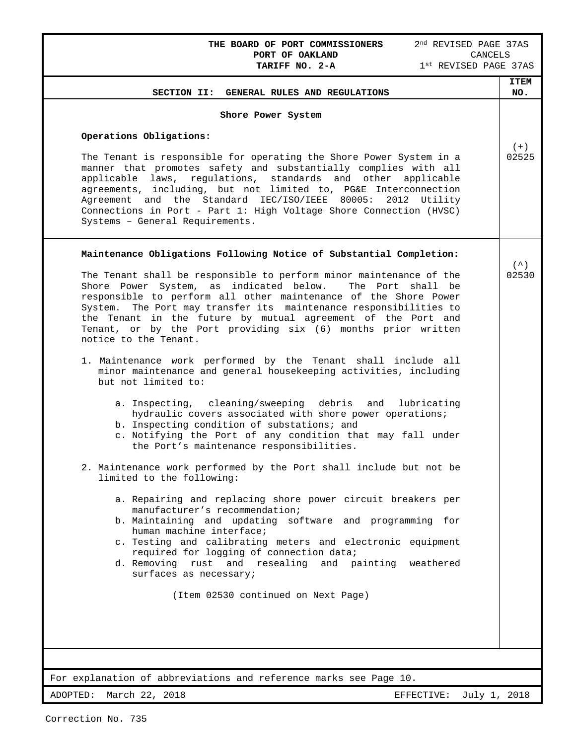**THE BOARD OF PORT COMMISSIONERS**
**PORT OF OAKLAND**
**TARIFF NO. 2-A**

2nd REVISED PAGE 37AS
CANCELS
1st REVISED PAGE 37AS

## SECTION II: GENERAL RULES AND REGULATIONS

**ITEM NO.**

### Shore Power System

**Operations Obligations:**

(+) 02525

The Tenant is responsible for operating the Shore Power System in a manner that promotes safety and substantially complies with all applicable laws, regulations, standards and other applicable agreements, including, but not limited to, PG&E Interconnection Agreement and the Standard IEC/ISO/IEEE 80005: 2012 Utility Connections in Port - Part 1: High Voltage Shore Connection (HVSC) Systems – General Requirements.

**Maintenance Obligations Following Notice of Substantial Completion:**

(^) 02530

The Tenant shall be responsible to perform minor maintenance of the Shore Power System, as indicated below. The Port shall be responsible to perform all other maintenance of the Shore Power System. The Port may transfer its maintenance responsibilities to the Tenant in the future by mutual agreement of the Port and Tenant, or by the Port providing six (6) months prior written notice to the Tenant.

1. Maintenance work performed by the Tenant shall include all minor maintenance and general housekeeping activities, including but not limited to:

   a. Inspecting, cleaning/sweeping debris and lubricating hydraulic covers associated with shore power operations;
   b. Inspecting condition of substations; and
   c. Notifying the Port of any condition that may fall under the Port's maintenance responsibilities.

2. Maintenance work performed by the Port shall include but not be limited to the following:

   a. Repairing and replacing shore power circuit breakers per manufacturer's recommendation;
   b. Maintaining and updating software and programming for human machine interface;
   c. Testing and calibrating meters and electronic equipment required for logging of connection data;
   d. Removing rust and resealing and painting weathered surfaces as necessary;

(Item 02530 continued on Next Page)

For explanation of abbreviations and reference marks see Page 10.

ADOPTED: March 22, 2018 EFFECTIVE: July 1, 2018

Correction No. 735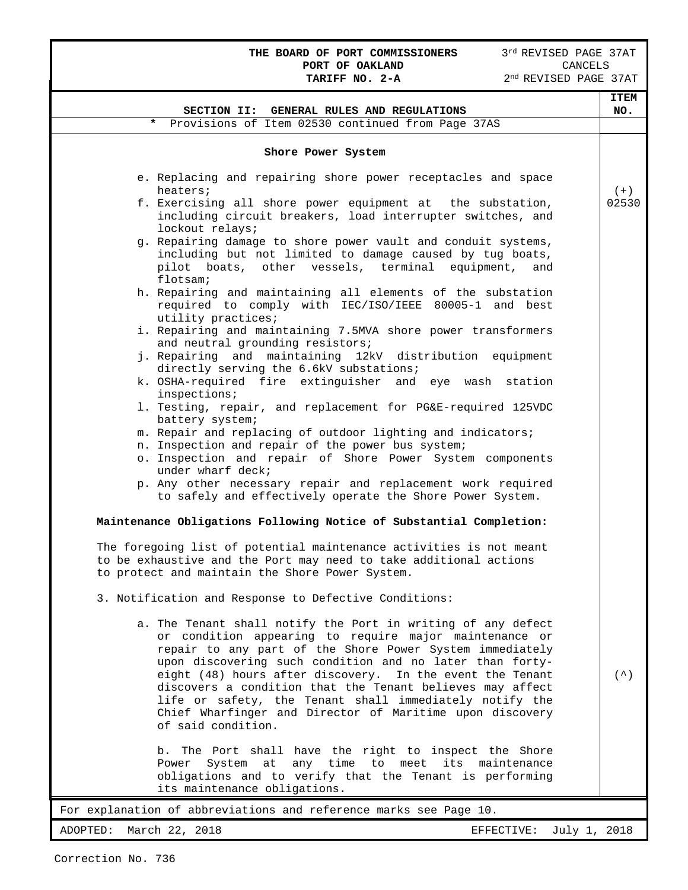**THE BOARD OF PORT COMMISSIONERS** 3rd REVISED PAGE 37AT
**PORT OF OAKLAND** CANCELS
**TARIFF NO. 2-A** 2nd REVISED PAGE 37AT

## SECTION II: GENERAL RULES AND REGULATIONS

| | ITEM NO. |
|---|---|
| * Provisions of Item 02530 continued from Page 37AS | |

### Shore Power System

(+) 02530

e. Replacing and repairing shore power receptacles and space heaters;
f. Exercising all shore power equipment at the substation, including circuit breakers, load interrupter switches, and lockout relays;
g. Repairing damage to shore power vault and conduit systems, including but not limited to damage caused by tug boats, pilot boats, other vessels, terminal equipment, and flotsam;
h. Repairing and maintaining all elements of the substation required to comply with IEC/ISO/IEEE 80005-1 and best utility practices;
i. Repairing and maintaining 7.5MVA shore power transformers and neutral grounding resistors;
j. Repairing and maintaining 12kV distribution equipment directly serving the 6.6kV substations;
k. OSHA-required fire extinguisher and eye wash station inspections;
l. Testing, repair, and replacement for PG&E-required 125VDC battery system;
m. Repair and replacing of outdoor lighting and indicators;
n. Inspection and repair of the power bus system;
o. Inspection and repair of Shore Power System components under wharf deck;
p. Any other necessary repair and replacement work required to safely and effectively operate the Shore Power System.

**Maintenance Obligations Following Notice of Substantial Completion:**

The foregoing list of potential maintenance activities is not meant to be exhaustive and the Port may need to take additional actions to protect and maintain the Shore Power System.

3. Notification and Response to Defective Conditions:

(^)

a. The Tenant shall notify the Port in writing of any defect or condition appearing to require major maintenance or repair to any part of the Shore Power System immediately upon discovering such condition and no later than forty-eight (48) hours after discovery. In the event the Tenant discovers a condition that the Tenant believes may affect life or safety, the Tenant shall immediately notify the Chief Wharfinger and Director of Maritime upon discovery of said condition.

b. The Port shall have the right to inspect the Shore Power System at any time to meet its maintenance obligations and to verify that the Tenant is performing its maintenance obligations.

For explanation of abbreviations and reference marks see Page 10.

ADOPTED: March 22, 2018 EFFECTIVE: July 1, 2018

Correction No. 736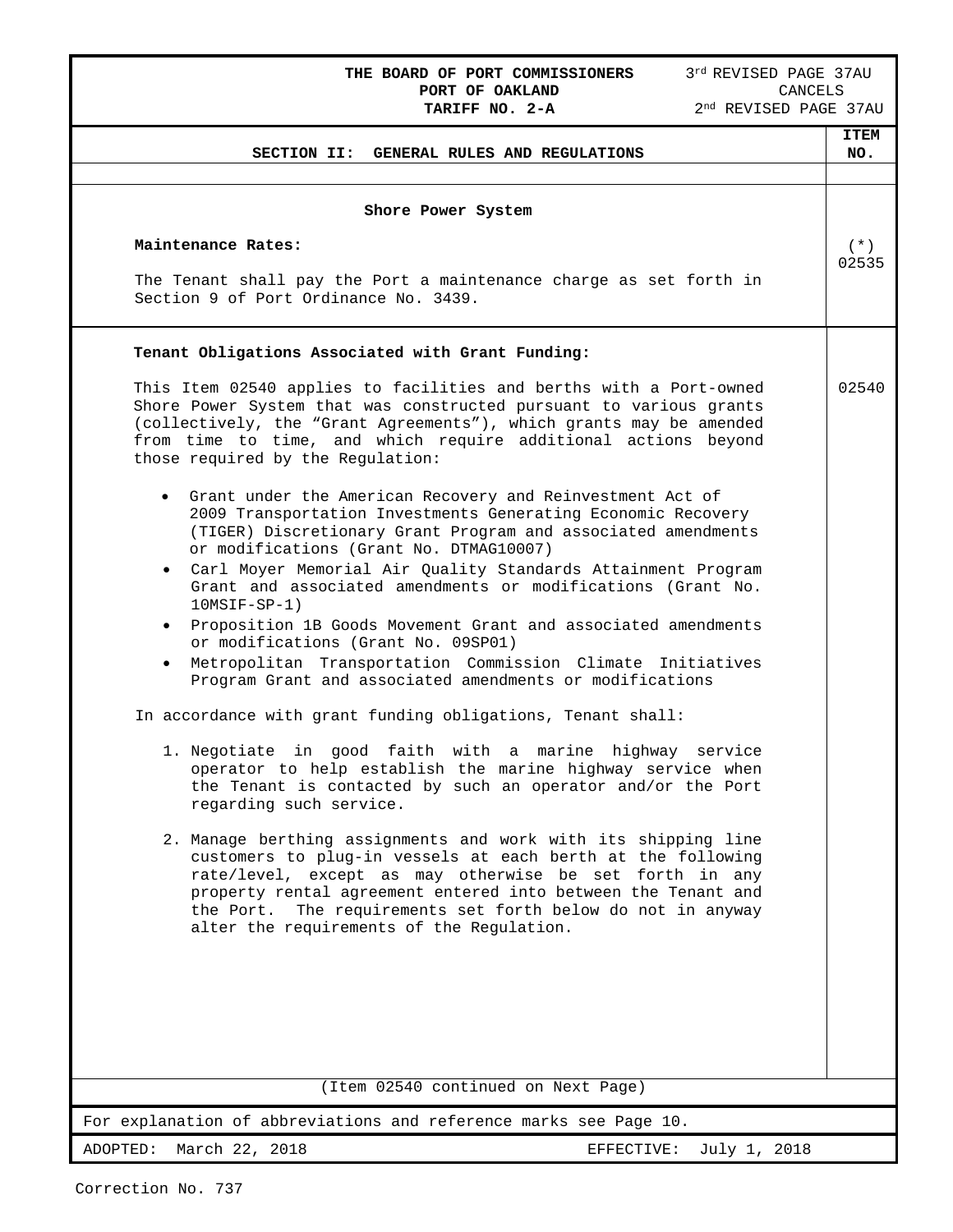**THE BOARD OF PORT COMMISSIONERS**
**PORT OF OAKLAND**
**TARIFF NO. 2-A**

3rd REVISED PAGE 37AU CANCELS 2nd REVISED PAGE 37AU

## SECTION II: GENERAL RULES AND REGULATIONS

**ITEM NO.**

### Shore Power System

**Maintenance Rates:** (*) 02535

The Tenant shall pay the Port a maintenance charge as set forth in Section 9 of Port Ordinance No. 3439.

**Tenant Obligations Associated with Grant Funding:**

02540

This Item 02540 applies to facilities and berths with a Port-owned Shore Power System that was constructed pursuant to various grants (collectively, the "Grant Agreements"), which grants may be amended from time to time, and which require additional actions beyond those required by the Regulation:

- Grant under the American Recovery and Reinvestment Act of 2009 Transportation Investments Generating Economic Recovery (TIGER) Discretionary Grant Program and associated amendments or modifications (Grant No. DTMAG10007)
- Carl Moyer Memorial Air Quality Standards Attainment Program Grant and associated amendments or modifications (Grant No. 10MSIF-SP-1)
- Proposition 1B Goods Movement Grant and associated amendments or modifications (Grant No. 09SP01)
- Metropolitan Transportation Commission Climate Initiatives Program Grant and associated amendments or modifications

In accordance with grant funding obligations, Tenant shall:

1. Negotiate in good faith with a marine highway service operator to help establish the marine highway service when the Tenant is contacted by such an operator and/or the Port regarding such service.

2. Manage berthing assignments and work with its shipping line customers to plug-in vessels at each berth at the following rate/level, except as may otherwise be set forth in any property rental agreement entered into between the Tenant and the Port. The requirements set forth below do not in anyway alter the requirements of the Regulation.

(Item 02540 continued on Next Page)

For explanation of abbreviations and reference marks see Page 10.

ADOPTED: March 22, 2018 EFFECTIVE: July 1, 2018

Correction No. 737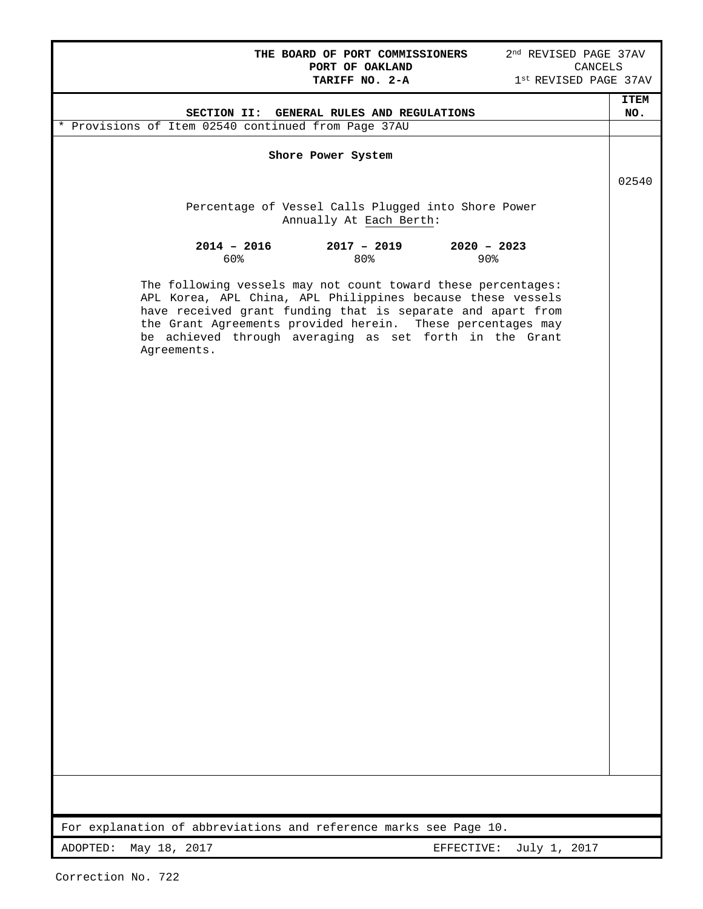THE BOARD OF PORT COMMISSIONERS
PORT OF OAKLAND
TARIFF NO. 2-A

2nd REVISED PAGE 37AV
CANCELS
1st REVISED PAGE 37AV

## SECTION II: GENERAL RULES AND REGULATIONS

ITEM NO.

* Provisions of Item 02540 continued from Page 37AU

**Shore Power System**

02540

Percentage of Vessel Calls Plugged into Shore Power Annually At Each Berth:

| **2014 – 2016** | **2017 – 2019** | **2020 – 2023** |
|---|---|---|
| 60% | 80% | 90% |

The following vessels may not count toward these percentages: APL Korea, APL China, APL Philippines because these vessels have received grant funding that is separate and apart from the Grant Agreements provided herein. These percentages may be achieved through averaging as set forth in the Grant Agreements.

For explanation of abbreviations and reference marks see Page 10.

ADOPTED: May 18, 2017

EFFECTIVE: July 1, 2017

Correction No. 722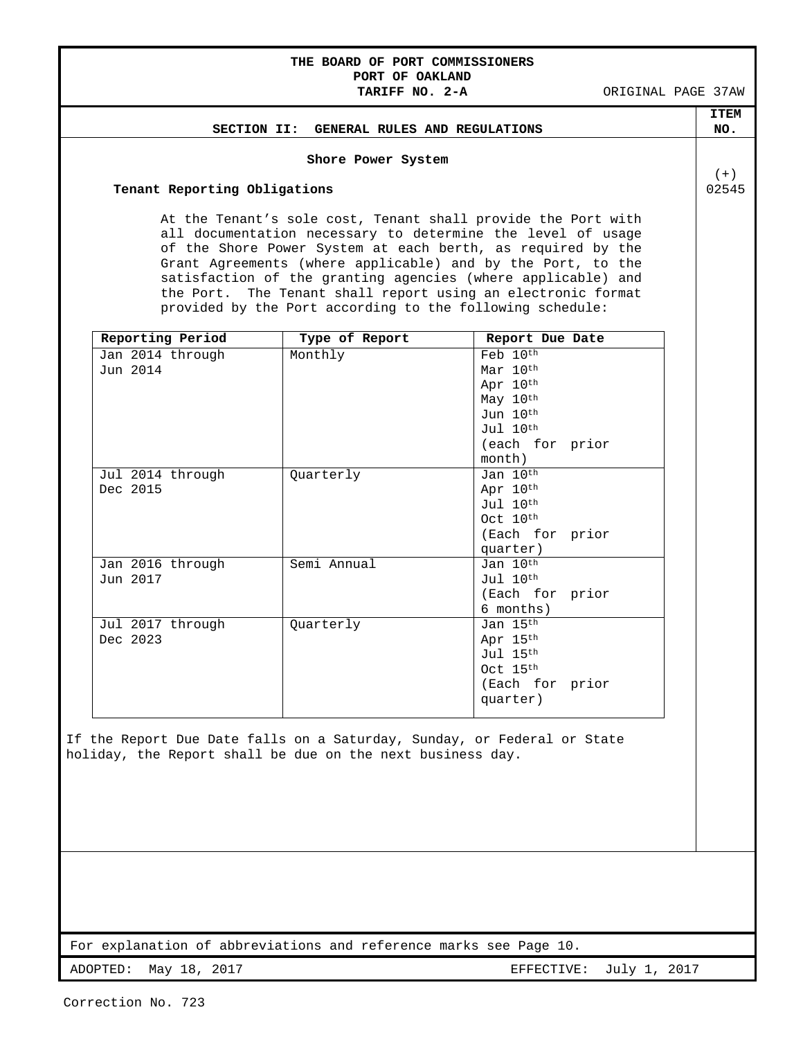THE BOARD OF PORT COMMISSIONERS
PORT OF OAKLAND
TARIFF NO. 2-A

ORIGINAL PAGE 37AW

## SECTION II: GENERAL RULES AND REGULATIONS

ITEM NO. (+) 02545

### Shore Power System

**Tenant Reporting Obligations**

At the Tenant's sole cost, Tenant shall provide the Port with all documentation necessary to determine the level of usage of the Shore Power System at each berth, as required by the Grant Agreements (where applicable) and by the Port, to the satisfaction of the granting agencies (where applicable) and the Port. The Tenant shall report using an electronic format provided by the Port according to the following schedule:

| Reporting Period | Type of Report | Report Due Date |
|---|---|---|
| Jan 2014 through Jun 2014 | Monthly | Feb 10th<br>Mar 10th<br>Apr 10th<br>May 10th<br>Jun 10th<br>Jul 10th<br>(each for prior month) |
| Jul 2014 through Dec 2015 | Quarterly | Jan 10th<br>Apr 10th<br>Jul 10th<br>Oct 10th<br>(Each for prior quarter) |
| Jan 2016 through Jun 2017 | Semi Annual | Jan 10th<br>Jul 10th<br>(Each for prior 6 months) |
| Jul 2017 through Dec 2023 | Quarterly | Jan 15th<br>Apr 15th<br>Jul 15th<br>Oct 15th<br>(Each for prior quarter) |

If the Report Due Date falls on a Saturday, Sunday, or Federal or State holiday, the Report shall be due on the next business day.

For explanation of abbreviations and reference marks see Page 10.

ADOPTED: May 18, 2017 EFFECTIVE: July 1, 2017

Correction No. 723